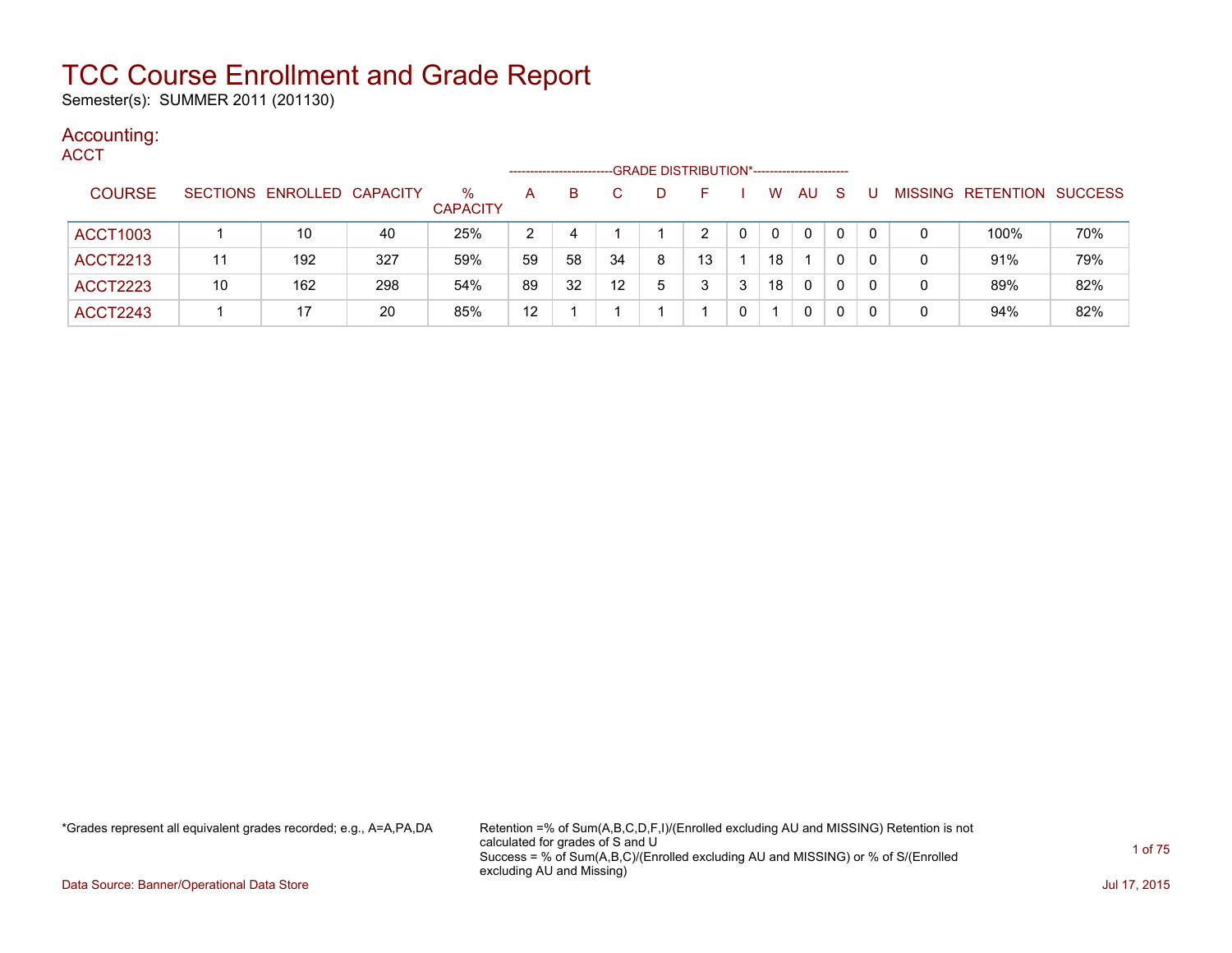# TCC Course Enrollment and Grade Report

Semester(s): SUMMER 2011 (201130)

## Accounting:

### ACCT

| COURSE | SECTIONS | ENROLLED | CAPACITY | % CAPACITY | A | B | C | D | F | I | W | AU | S | U | MISSING | RETENTION | SUCCESS |
|---|---|---|---|---|---|---|---|---|---|---|---|---|---|---|---|---|---|
| | | | | | GRADE DISTRIBUTION* | | | | | | | | | | | | |
| ACCT1003 | 1 | 10 | 40 | 25% | 2 | 4 | 1 | 1 | 2 | 0 | 0 | 0 | 0 | 0 | 0 | 100% | 70% |
| ACCT2213 | 11 | 192 | 327 | 59% | 59 | 58 | 34 | 8 | 13 | 1 | 18 | 1 | 0 | 0 | 0 | 91% | 79% |
| ACCT2223 | 10 | 162 | 298 | 54% | 89 | 32 | 12 | 5 | 3 | 3 | 18 | 0 | 0 | 0 | 0 | 89% | 82% |
| ACCT2243 | 1 | 17 | 20 | 85% | 12 | 1 | 1 | 1 | 1 | 0 | 1 | 0 | 0 | 0 | 0 | 94% | 82% |

*Grades represent all equivalent grades recorded; e.g., A=A,PA,DA

Retention =% of Sum(A,B,C,D,F,I)/(Enrolled excluding AU and MISSING) Retention is not calculated for grades of S and U
Success = % of Sum(A,B,C)/(Enrolled excluding AU and MISSING) or % of S/(Enrolled excluding AU and Missing)

Data Source: Banner/Operational Data Store

Jul 17, 2015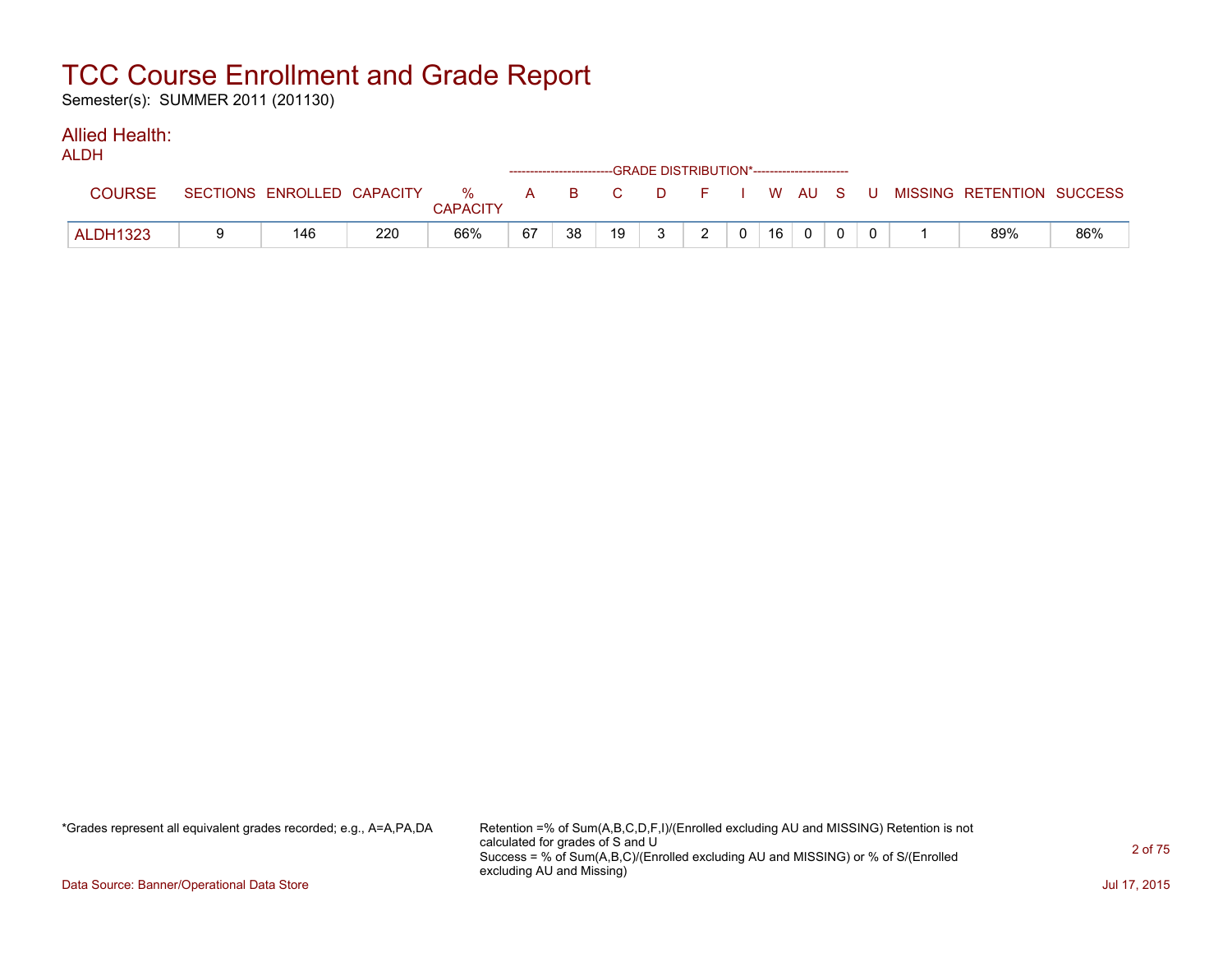# TCC Course Enrollment and Grade Report

Semester(s): SUMMER 2011 (201130)

## Allied Health:

ALDH

| COURSE | SECTIONS | ENROLLED | CAPACITY | % CAPACITY | A | B | C | D | F | I | W | AU | S | U | MISSING | RETENTION | SUCCESS |
|---|---|---|---|---|---|---|---|---|---|---|---|---|---|---|---|---|---|
| | | | | | GRADE DISTRIBUTION* | | | | | | | | | | | | |
| ALDH1323 | 9 | 146 | 220 | 66% | 67 | 38 | 19 | 3 | 2 | 0 | 16 | 0 | 0 | 0 | 1 | 89% | 86% |

*Grades represent all equivalent grades recorded; e.g., A=A,PA,DA

Retention =% of Sum(A,B,C,D,F,I)/(Enrolled excluding AU and MISSING) Retention is not calculated for grades of S and U
Success = % of Sum(A,B,C)/(Enrolled excluding AU and MISSING) or % of S/(Enrolled excluding AU and Missing)

Data Source: Banner/Operational Data Store

Jul 17, 2015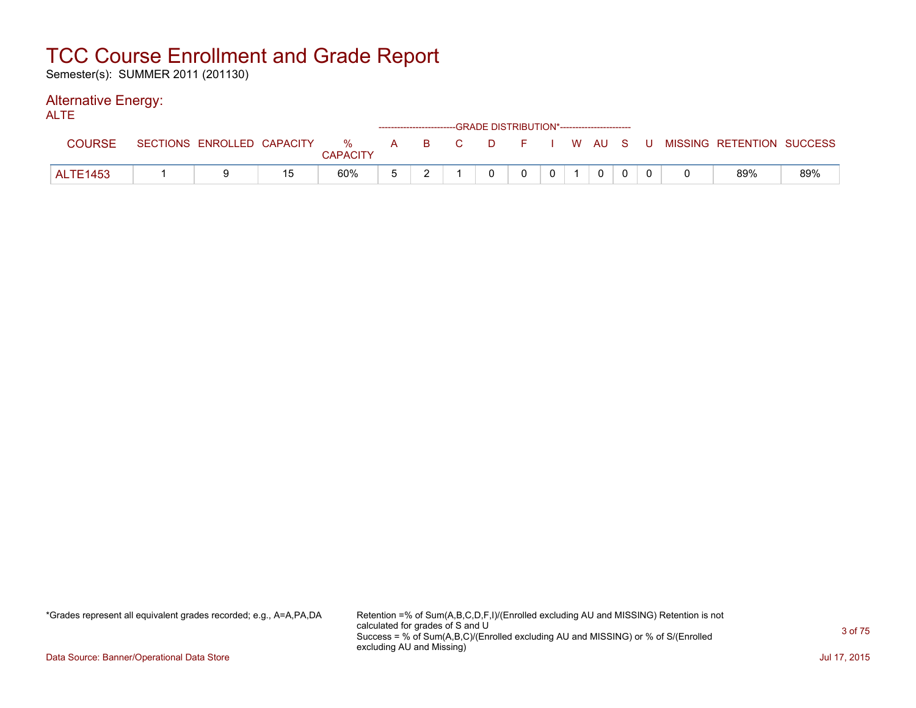# TCC Course Enrollment and Grade Report

Semester(s): SUMMER 2011 (201130)

## Alternative Energy:

### ALTE

| COURSE | SECTIONS | ENROLLED | CAPACITY | % CAPACITY | A | B | C | D | F | I | W | AU | S | U | MISSING | RETENTION | SUCCESS |
|---|---|---|---|---|---|---|---|---|---|---|---|---|---|---|---|---|---|
| | | | | | GRADE DISTRIBUTION* | | | | | | | | | | | | |
| ALTE1453 | 1 | 9 | 15 | 60% | 5 | 2 | 1 | 0 | 0 | 0 | 1 | 0 | 0 | 0 | 0 | 89% | 89% |

*Grades represent all equivalent grades recorded; e.g., A=A,PA,DA

Retention =% of Sum(A,B,C,D,F,I)/(Enrolled excluding AU and MISSING) Retention is not calculated for grades of S and U
Success = % of Sum(A,B,C)/(Enrolled excluding AU and MISSING) or % of S/(Enrolled excluding AU and Missing)

Data Source: Banner/Operational Data Store

Jul 17, 2015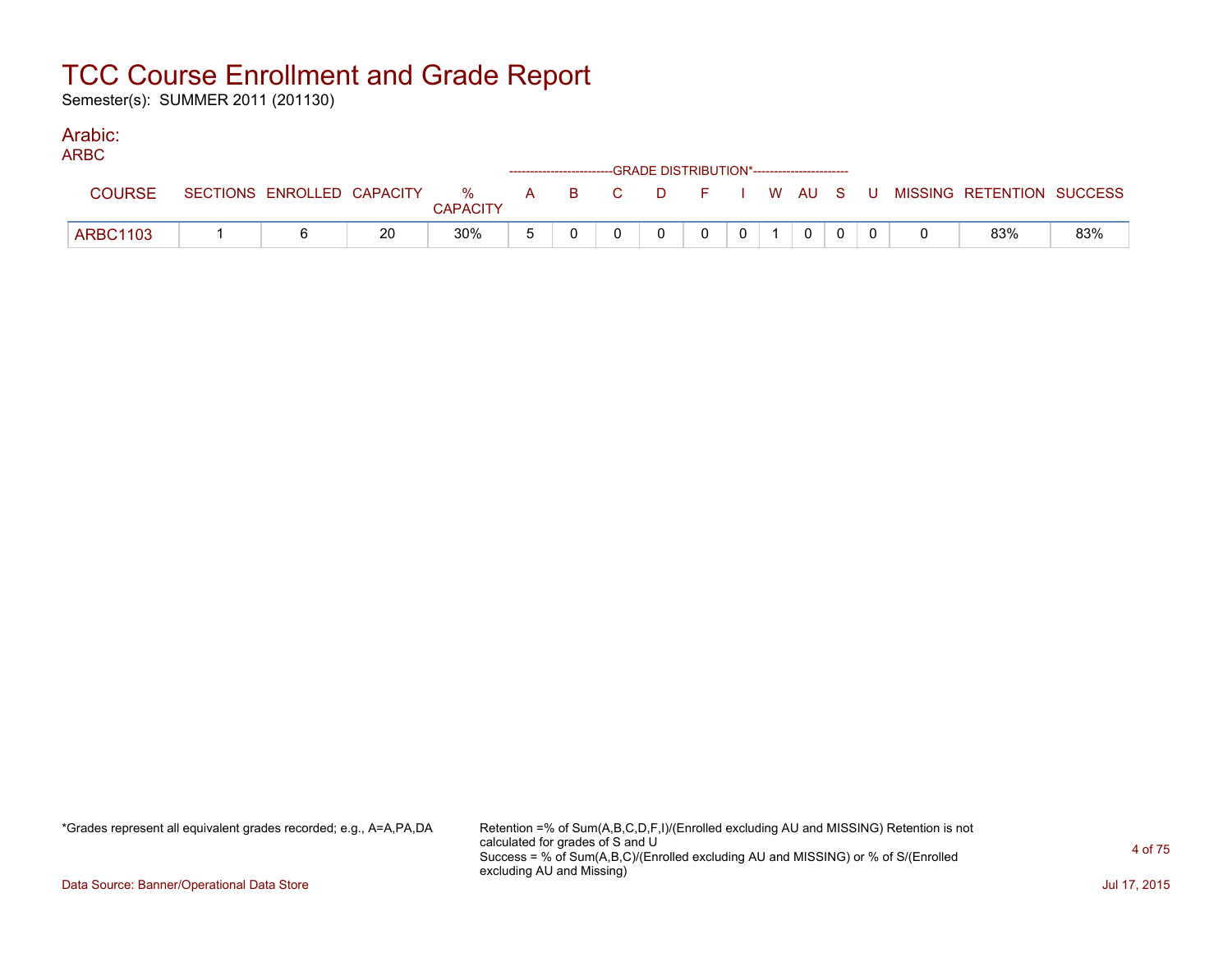# TCC Course Enrollment and Grade Report

Semester(s): SUMMER 2011 (201130)

## Arabic:

### ARBC

| COURSE | SECTIONS | ENROLLED | CAPACITY | % CAPACITY | A | B | C | D | F | I | W | AU | S | U | MISSING | RETENTION | SUCCESS |
|---|---|---|---|---|---|---|---|---|---|---|---|---|---|---|---|---|---|
| | | | | | GRADE DISTRIBUTION* | | | | | | | | | | | | |
| ARBC1103 | 1 | 6 | 20 | 30% | 5 | 0 | 0 | 0 | 0 | 0 | 1 | 0 | 0 | 0 | 0 | 83% | 83% |

*Grades represent all equivalent grades recorded; e.g., A=A,PA,DA

Retention =% of Sum(A,B,C,D,F,I)/(Enrolled excluding AU and MISSING) Retention is not calculated for grades of S and U
Success = % of Sum(A,B,C)/(Enrolled excluding AU and MISSING) or % of S/(Enrolled excluding AU and Missing)

Data Source: Banner/Operational Data Store

Jul 17, 2015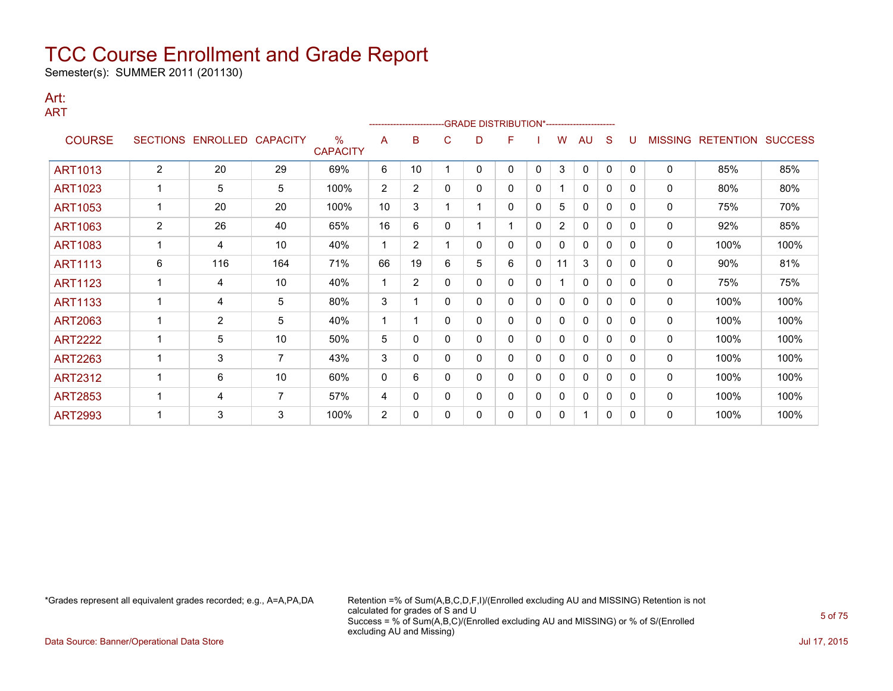# TCC Course Enrollment and Grade Report

Semester(s): SUMMER 2011 (201130)

## Art:

ART

| COURSE | SECTIONS | ENROLLED | CAPACITY | % CAPACITY | A | B | C | D | F | I | W | AU | S | U | MISSING | RETENTION | SUCCESS |
|---|---|---|---|---|---|---|---|---|---|---|---|---|---|---|---|---|---|
| | | | | | GRADE DISTRIBUTION* | | | | | | | | | | | | |
| ART1013 | 2 | 20 | 29 | 69% | 6 | 10 | 1 | 0 | 0 | 0 | 3 | 0 | 0 | 0 | 0 | 85% | 85% |
| ART1023 | 1 | 5 | 5 | 100% | 2 | 2 | 0 | 0 | 0 | 0 | 1 | 0 | 0 | 0 | 0 | 80% | 80% |
| ART1053 | 1 | 20 | 20 | 100% | 10 | 3 | 1 | 1 | 0 | 0 | 5 | 0 | 0 | 0 | 0 | 75% | 70% |
| ART1063 | 2 | 26 | 40 | 65% | 16 | 6 | 0 | 1 | 1 | 0 | 2 | 0 | 0 | 0 | 0 | 92% | 85% |
| ART1083 | 1 | 4 | 10 | 40% | 1 | 2 | 1 | 0 | 0 | 0 | 0 | 0 | 0 | 0 | 0 | 100% | 100% |
| ART1113 | 6 | 116 | 164 | 71% | 66 | 19 | 6 | 5 | 6 | 0 | 11 | 3 | 0 | 0 | 0 | 90% | 81% |
| ART1123 | 1 | 4 | 10 | 40% | 1 | 2 | 0 | 0 | 0 | 0 | 1 | 0 | 0 | 0 | 0 | 75% | 75% |
| ART1133 | 1 | 4 | 5 | 80% | 3 | 1 | 0 | 0 | 0 | 0 | 0 | 0 | 0 | 0 | 0 | 100% | 100% |
| ART2063 | 1 | 2 | 5 | 40% | 1 | 1 | 0 | 0 | 0 | 0 | 0 | 0 | 0 | 0 | 0 | 100% | 100% |
| ART2222 | 1 | 5 | 10 | 50% | 5 | 0 | 0 | 0 | 0 | 0 | 0 | 0 | 0 | 0 | 0 | 100% | 100% |
| ART2263 | 1 | 3 | 7 | 43% | 3 | 0 | 0 | 0 | 0 | 0 | 0 | 0 | 0 | 0 | 0 | 100% | 100% |
| ART2312 | 1 | 6 | 10 | 60% | 0 | 6 | 0 | 0 | 0 | 0 | 0 | 0 | 0 | 0 | 0 | 100% | 100% |
| ART2853 | 1 | 4 | 7 | 57% | 4 | 0 | 0 | 0 | 0 | 0 | 0 | 0 | 0 | 0 | 0 | 100% | 100% |
| ART2993 | 1 | 3 | 3 | 100% | 2 | 0 | 0 | 0 | 0 | 0 | 0 | 1 | 0 | 0 | 0 | 100% | 100% |

*Grades represent all equivalent grades recorded; e.g., A=A,PA,DA

Retention =% of Sum(A,B,C,D,F,I)/(Enrolled excluding AU and MISSING) Retention is not calculated for grades of S and U
Success = % of Sum(A,B,C)/(Enrolled excluding AU and MISSING) or % of S/(Enrolled excluding AU and Missing)

Data Source: Banner/Operational Data Store

Jul 17, 2015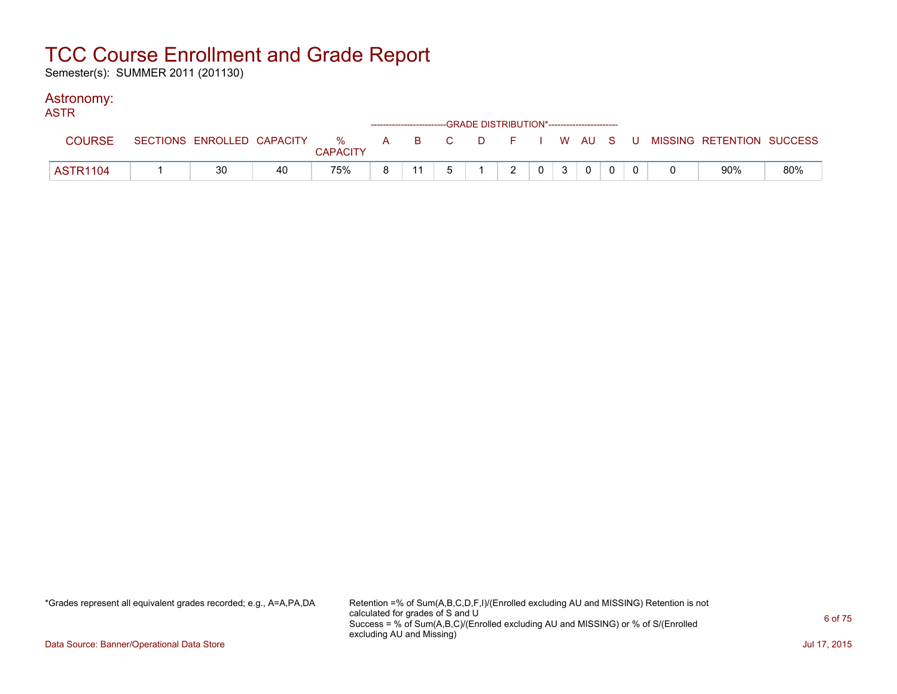# TCC Course Enrollment and Grade Report

Semester(s): SUMMER 2011 (201130)

## Astronomy:

### ASTR

| COURSE | SECTIONS | ENROLLED | CAPACITY | % CAPACITY | A | B | C | D | F | I | W | AU | S | U | MISSING | RETENTION | SUCCESS |
|---|---|---|---|---|---|---|---|---|---|---|---|---|---|---|---|---|---|
| | | | | | GRADE DISTRIBUTION* | | | | | | | | | | | | |
| ASTR1104 | 1 | 30 | 40 | 75% | 8 | 11 | 5 | 1 | 2 | 0 | 3 | 0 | 0 | 0 | 0 | 90% | 80% |

*Grades represent all equivalent grades recorded; e.g., A=A,PA,DA

Retention =% of Sum(A,B,C,D,F,I)/(Enrolled excluding AU and MISSING) Retention is not calculated for grades of S and U
Success = % of Sum(A,B,C)/(Enrolled excluding AU and MISSING) or % of S/(Enrolled excluding AU and Missing)

Data Source: Banner/Operational Data Store

Jul 17, 2015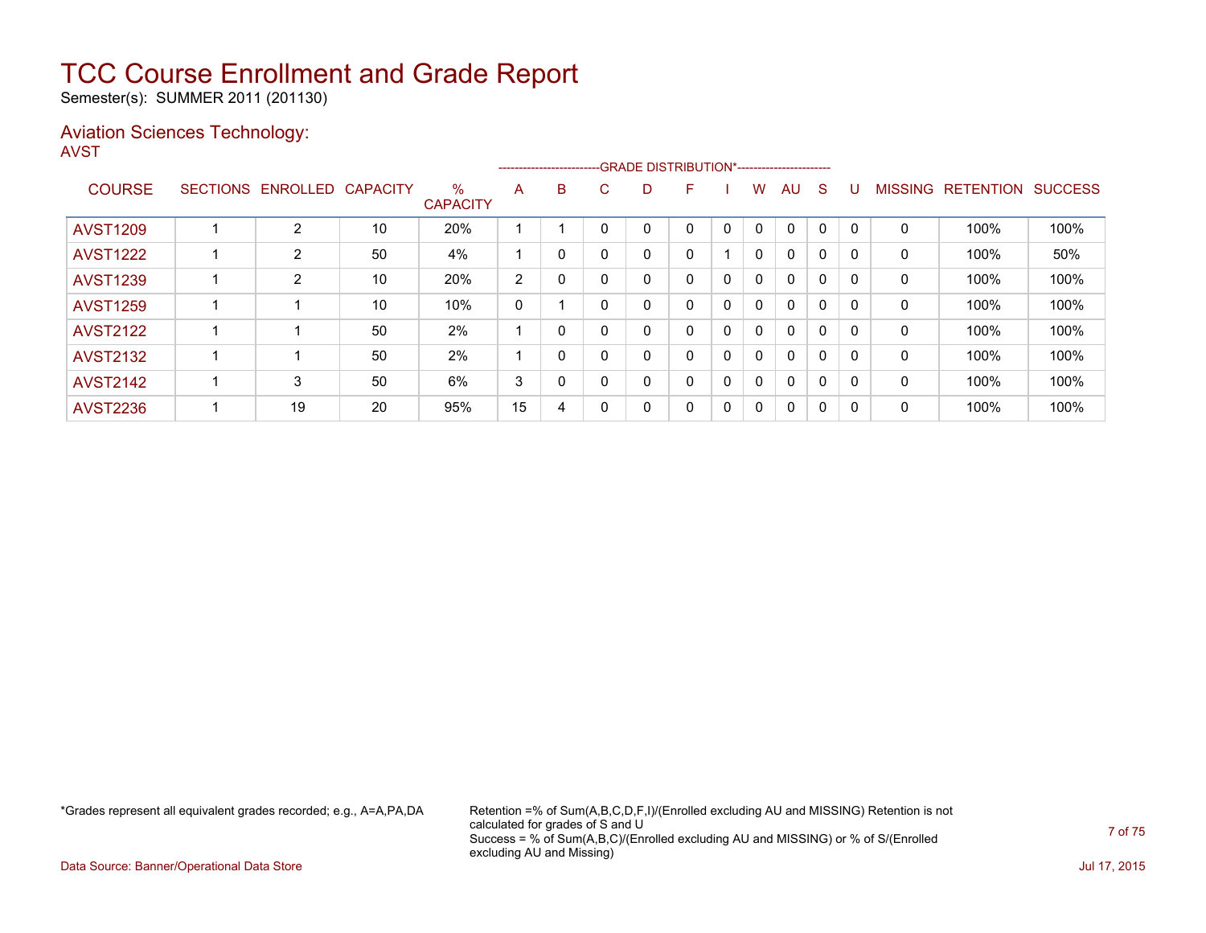# TCC Course Enrollment and Grade Report

Semester(s): SUMMER 2011 (201130)

## Aviation Sciences Technology:

AVST

| COURSE | SECTIONS | ENROLLED | CAPACITY | % CAPACITY | A | B | C | D | F | I | W | AU | S | U | MISSING | RETENTION | SUCCESS |
|---|---|---|---|---|---|---|---|---|---|---|---|---|---|---|---|---|---|
| | | | | | GRADE DISTRIBUTION* | | | | | | | | | | | | |
| AVST1209 | 1 | 2 | 10 | 20% | 1 | 1 | 0 | 0 | 0 | 0 | 0 | 0 | 0 | 0 | 0 | 100% | 100% |
| AVST1222 | 1 | 2 | 50 | 4% | 1 | 0 | 0 | 0 | 0 | 1 | 0 | 0 | 0 | 0 | 0 | 100% | 50% |
| AVST1239 | 1 | 2 | 10 | 20% | 2 | 0 | 0 | 0 | 0 | 0 | 0 | 0 | 0 | 0 | 0 | 100% | 100% |
| AVST1259 | 1 | 1 | 10 | 10% | 0 | 1 | 0 | 0 | 0 | 0 | 0 | 0 | 0 | 0 | 0 | 100% | 100% |
| AVST2122 | 1 | 1 | 50 | 2% | 1 | 0 | 0 | 0 | 0 | 0 | 0 | 0 | 0 | 0 | 0 | 100% | 100% |
| AVST2132 | 1 | 1 | 50 | 2% | 1 | 0 | 0 | 0 | 0 | 0 | 0 | 0 | 0 | 0 | 0 | 100% | 100% |
| AVST2142 | 1 | 3 | 50 | 6% | 3 | 0 | 0 | 0 | 0 | 0 | 0 | 0 | 0 | 0 | 0 | 100% | 100% |
| AVST2236 | 1 | 19 | 20 | 95% | 15 | 4 | 0 | 0 | 0 | 0 | 0 | 0 | 0 | 0 | 0 | 100% | 100% |

*Grades represent all equivalent grades recorded; e.g., A=A,PA,DA

Retention =% of Sum(A,B,C,D,F,I)/(Enrolled excluding AU and MISSING) Retention is not calculated for grades of S and U
Success = % of Sum(A,B,C)/(Enrolled excluding AU and MISSING) or % of S/(Enrolled excluding AU and Missing)

Data Source: Banner/Operational Data Store

Jul 17, 2015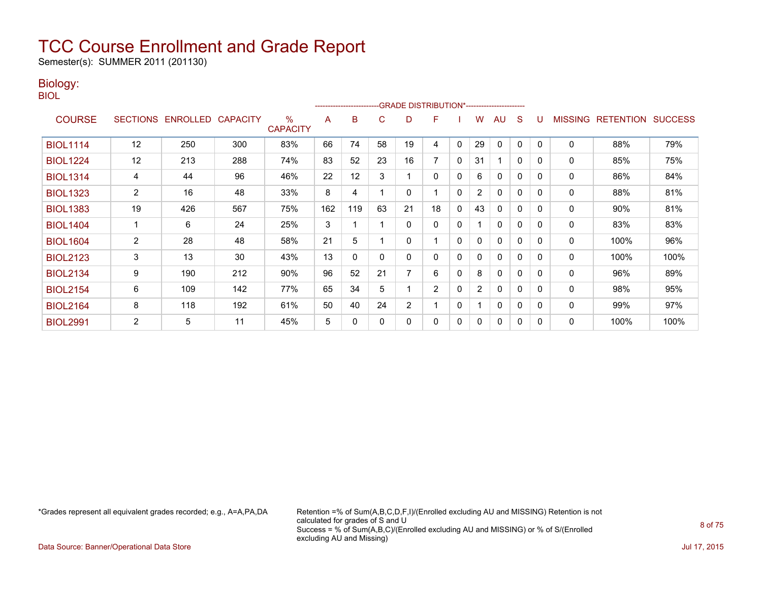# TCC Course Enrollment and Grade Report

Semester(s): SUMMER 2011 (201130)

## Biology:

BIOL

| COURSE | SECTIONS | ENROLLED | CAPACITY | % CAPACITY | GRADE DISTRIBUTION* A | B | C | D | F | I | W | AU | S | U | MISSING | RETENTION | SUCCESS |
|---|---|---|---|---|---|---|---|---|---|---|---|---|---|---|---|---|---|
| BIOL1114 | 12 | 250 | 300 | 83% | 66 | 74 | 58 | 19 | 4 | 0 | 29 | 0 | 0 | 0 | 0 | 88% | 79% |
| BIOL1224 | 12 | 213 | 288 | 74% | 83 | 52 | 23 | 16 | 7 | 0 | 31 | 1 | 0 | 0 | 0 | 85% | 75% |
| BIOL1314 | 4 | 44 | 96 | 46% | 22 | 12 | 3 | 1 | 0 | 0 | 6 | 0 | 0 | 0 | 0 | 86% | 84% |
| BIOL1323 | 2 | 16 | 48 | 33% | 8 | 4 | 1 | 0 | 1 | 0 | 2 | 0 | 0 | 0 | 0 | 88% | 81% |
| BIOL1383 | 19 | 426 | 567 | 75% | 162 | 119 | 63 | 21 | 18 | 0 | 43 | 0 | 0 | 0 | 0 | 90% | 81% |
| BIOL1404 | 1 | 6 | 24 | 25% | 3 | 1 | 1 | 0 | 0 | 0 | 1 | 0 | 0 | 0 | 0 | 83% | 83% |
| BIOL1604 | 2 | 28 | 48 | 58% | 21 | 5 | 1 | 0 | 1 | 0 | 0 | 0 | 0 | 0 | 0 | 100% | 96% |
| BIOL2123 | 3 | 13 | 30 | 43% | 13 | 0 | 0 | 0 | 0 | 0 | 0 | 0 | 0 | 0 | 0 | 100% | 100% |
| BIOL2134 | 9 | 190 | 212 | 90% | 96 | 52 | 21 | 7 | 6 | 0 | 8 | 0 | 0 | 0 | 0 | 96% | 89% |
| BIOL2154 | 6 | 109 | 142 | 77% | 65 | 34 | 5 | 1 | 2 | 0 | 2 | 0 | 0 | 0 | 0 | 98% | 95% |
| BIOL2164 | 8 | 118 | 192 | 61% | 50 | 40 | 24 | 2 | 1 | 0 | 1 | 0 | 0 | 0 | 0 | 99% | 97% |
| BIOL2991 | 2 | 5 | 11 | 45% | 5 | 0 | 0 | 0 | 0 | 0 | 0 | 0 | 0 | 0 | 0 | 100% | 100% |

*Grades represent all equivalent grades recorded; e.g., A=A,PA,DA

Retention =% of Sum(A,B,C,D,F,I)/(Enrolled excluding AU and MISSING) Retention is not calculated for grades of S and U
Success = % of Sum(A,B,C)/(Enrolled excluding AU and MISSING) or % of S/(Enrolled excluding AU and Missing)

Data Source: Banner/Operational Data Store

Jul 17, 2015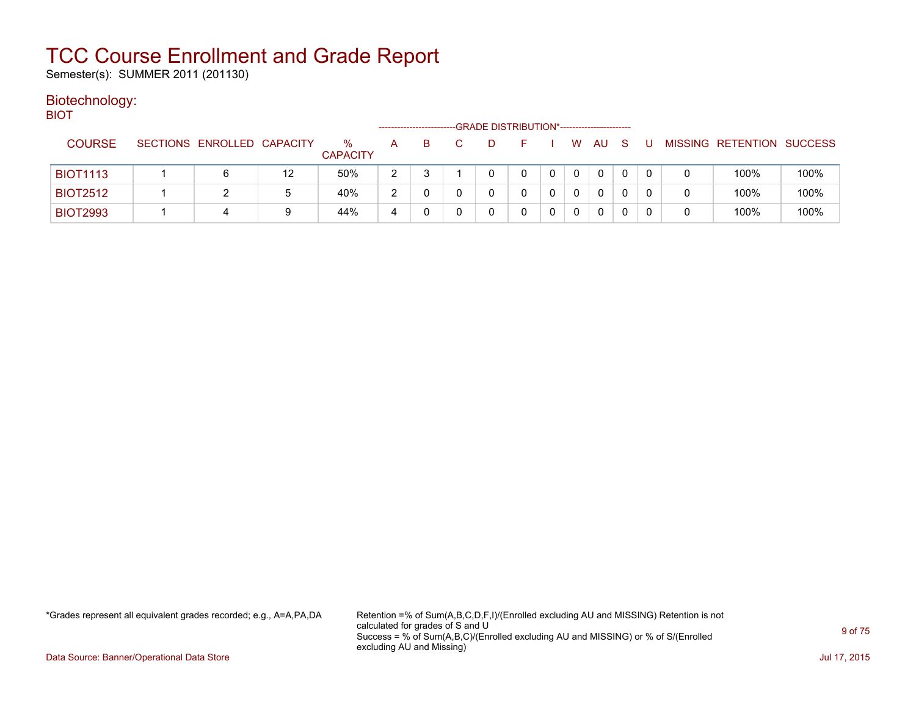# TCC Course Enrollment and Grade Report

Semester(s): SUMMER 2011 (201130)

## Biotechnology:

BIOT

| COURSE | SECTIONS | ENROLLED | CAPACITY | % CAPACITY | GRADE DISTRIBUTION* | | | | | | | | | | MISSING | RETENTION | SUCCESS |
|---|---|---|---|---|---|---|---|---|---|---|---|---|---|---|---|---|---|
| | | | | | A | B | C | D | F | I | W | AU | S | U | | | |
| BIOT1113 | 1 | 6 | 12 | 50% | 2 | 3 | 1 | 0 | 0 | 0 | 0 | 0 | 0 | 0 | 0 | 100% | 100% |
| BIOT2512 | 1 | 2 | 5 | 40% | 2 | 0 | 0 | 0 | 0 | 0 | 0 | 0 | 0 | 0 | 0 | 100% | 100% |
| BIOT2993 | 1 | 4 | 9 | 44% | 4 | 0 | 0 | 0 | 0 | 0 | 0 | 0 | 0 | 0 | 0 | 100% | 100% |

*Grades represent all equivalent grades recorded; e.g., A=A,PA,DA

Retention =% of Sum(A,B,C,D,F,I)/(Enrolled excluding AU and MISSING) Retention is not calculated for grades of S and U
Success = % of Sum(A,B,C)/(Enrolled excluding AU and MISSING) or % of S/(Enrolled excluding AU and Missing)

Data Source: Banner/Operational Data Store

Jul 17, 2015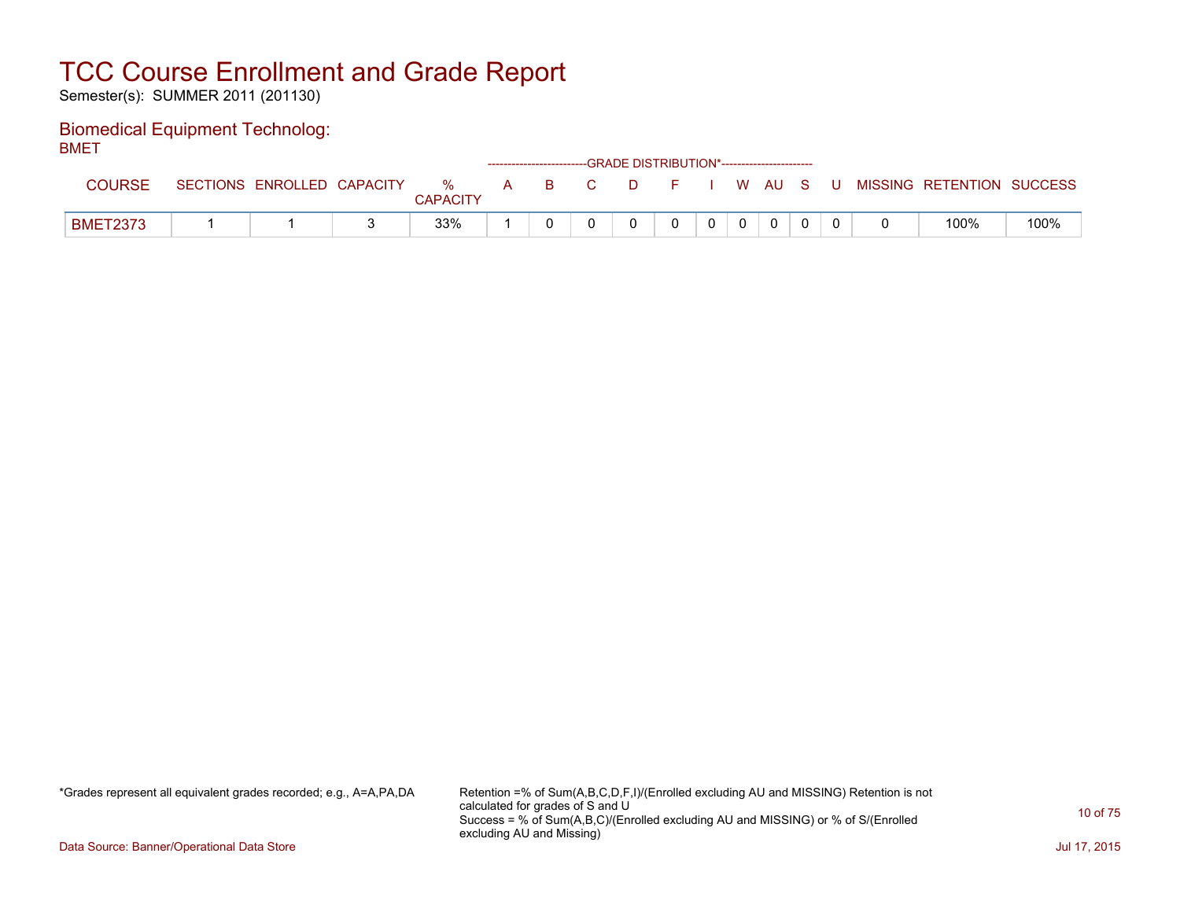# TCC Course Enrollment and Grade Report

Semester(s): SUMMER 2011 (201130)

## Biomedical Equipment Technolog:

BMET

| COURSE | SECTIONS | ENROLLED | CAPACITY | % CAPACITY | GRADE DISTRIBUTION* A | B | C | D | F | I | W | AU | S | U | MISSING | RETENTION | SUCCESS |
|---|---|---|---|---|---|---|---|---|---|---|---|---|---|---|---|---|---|
| BMET2373 | 1 | 1 | 3 | 33% | 1 | 0 | 0 | 0 | 0 | 0 | 0 | 0 | 0 | 0 | 0 | 100% | 100% |

*Grades represent all equivalent grades recorded; e.g., A=A,PA,DA

Retention =% of Sum(A,B,C,D,F,I)/(Enrolled excluding AU and MISSING) Retention is not calculated for grades of S and U
Success = % of Sum(A,B,C)/(Enrolled excluding AU and MISSING) or % of S/(Enrolled excluding AU and Missing)

Data Source: Banner/Operational Data Store

Jul 17, 2015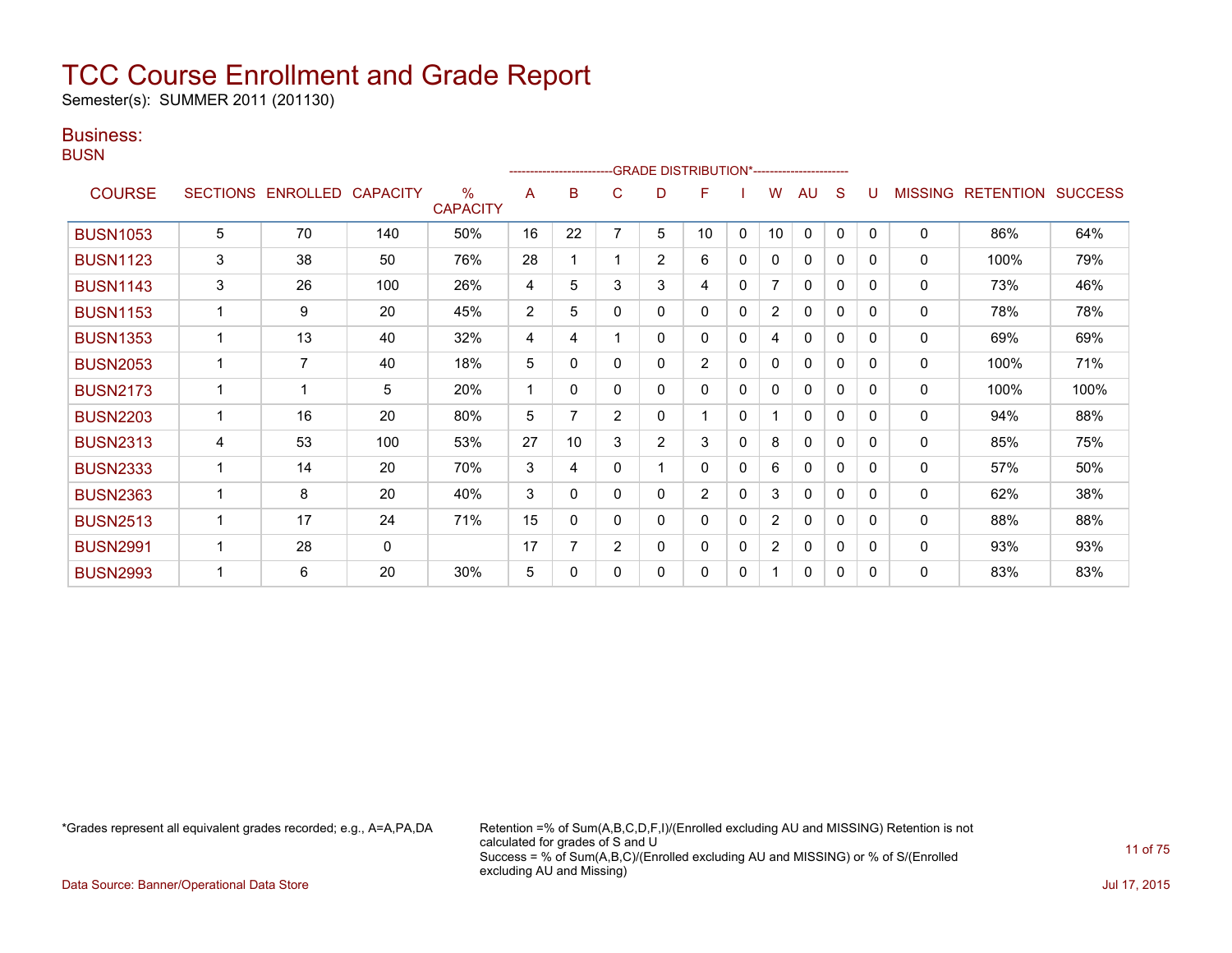# TCC Course Enrollment and Grade Report

Semester(s): SUMMER 2011 (201130)

## Business:

BUSN

| COURSE | SECTIONS | ENROLLED | CAPACITY | % CAPACITY | A | B | C | D | F | I | W | AU | S | U | MISSING | RETENTION | SUCCESS |
|---|---|---|---|---|---|---|---|---|---|---|---|---|---|---|---|---|---|
| | | | | | GRADE DISTRIBUTION* | | | | | | | | | | | | |
| BUSN1053 | 5 | 70 | 140 | 50% | 16 | 22 | 7 | 5 | 10 | 0 | 10 | 0 | 0 | 0 | 0 | 86% | 64% |
| BUSN1123 | 3 | 38 | 50 | 76% | 28 | 1 | 1 | 2 | 6 | 0 | 0 | 0 | 0 | 0 | 0 | 100% | 79% |
| BUSN1143 | 3 | 26 | 100 | 26% | 4 | 5 | 3 | 3 | 4 | 0 | 7 | 0 | 0 | 0 | 0 | 73% | 46% |
| BUSN1153 | 1 | 9 | 20 | 45% | 2 | 5 | 0 | 0 | 0 | 0 | 2 | 0 | 0 | 0 | 0 | 78% | 78% |
| BUSN1353 | 1 | 13 | 40 | 32% | 4 | 4 | 1 | 0 | 0 | 0 | 4 | 0 | 0 | 0 | 0 | 69% | 69% |
| BUSN2053 | 1 | 7 | 40 | 18% | 5 | 0 | 0 | 0 | 2 | 0 | 0 | 0 | 0 | 0 | 0 | 100% | 71% |
| BUSN2173 | 1 | 1 | 5 | 20% | 1 | 0 | 0 | 0 | 0 | 0 | 0 | 0 | 0 | 0 | 0 | 100% | 100% |
| BUSN2203 | 1 | 16 | 20 | 80% | 5 | 7 | 2 | 0 | 1 | 0 | 1 | 0 | 0 | 0 | 0 | 94% | 88% |
| BUSN2313 | 4 | 53 | 100 | 53% | 27 | 10 | 3 | 2 | 3 | 0 | 8 | 0 | 0 | 0 | 0 | 85% | 75% |
| BUSN2333 | 1 | 14 | 20 | 70% | 3 | 4 | 0 | 1 | 0 | 0 | 6 | 0 | 0 | 0 | 0 | 57% | 50% |
| BUSN2363 | 1 | 8 | 20 | 40% | 3 | 0 | 0 | 0 | 2 | 0 | 3 | 0 | 0 | 0 | 0 | 62% | 38% |
| BUSN2513 | 1 | 17 | 24 | 71% | 15 | 0 | 0 | 0 | 0 | 0 | 2 | 0 | 0 | 0 | 0 | 88% | 88% |
| BUSN2991 | 1 | 28 | 0 | | 17 | 7 | 2 | 0 | 0 | 0 | 2 | 0 | 0 | 0 | 0 | 93% | 93% |
| BUSN2993 | 1 | 6 | 20 | 30% | 5 | 0 | 0 | 0 | 0 | 0 | 1 | 0 | 0 | 0 | 0 | 83% | 83% |

*Grades represent all equivalent grades recorded; e.g., A=A,PA,DA

Retention =% of Sum(A,B,C,D,F,I)/(Enrolled excluding AU and MISSING) Retention is not calculated for grades of S and U
Success = % of Sum(A,B,C)/(Enrolled excluding AU and MISSING) or % of S/(Enrolled excluding AU and Missing)

Data Source: Banner/Operational Data Store

Jul 17, 2015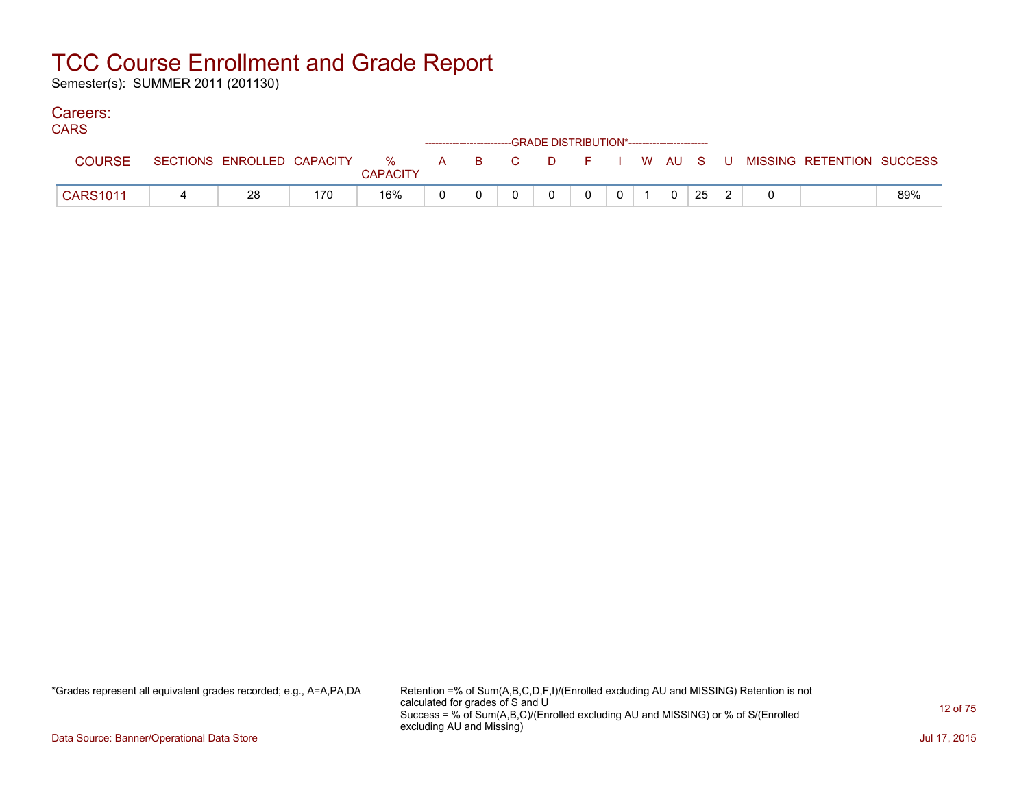# TCC Course Enrollment and Grade Report

Semester(s): SUMMER 2011 (201130)

## Careers:

CARS

| COURSE | SECTIONS | ENROLLED | CAPACITY | % CAPACITY | A | B | C | D | F | I | W | AU | S | U | MISSING | RETENTION | SUCCESS |
|---|---|---|---|---|---|---|---|---|---|---|---|---|---|---|---|---|---|
| | | | | | GRADE DISTRIBUTION* | | | | | | | | | | | | |
| CARS1011 | 4 | 28 | 170 | 16% | 0 | 0 | 0 | 0 | 0 | 0 | 1 | 0 | 25 | 2 | 0 | | 89% |

*Grades represent all equivalent grades recorded; e.g., A=A,PA,DA

Retention =% of Sum(A,B,C,D,F,I)/(Enrolled excluding AU and MISSING) Retention is not calculated for grades of S and U
Success = % of Sum(A,B,C)/(Enrolled excluding AU and MISSING) or % of S/(Enrolled excluding AU and Missing)

Data Source: Banner/Operational Data Store

Jul 17, 2015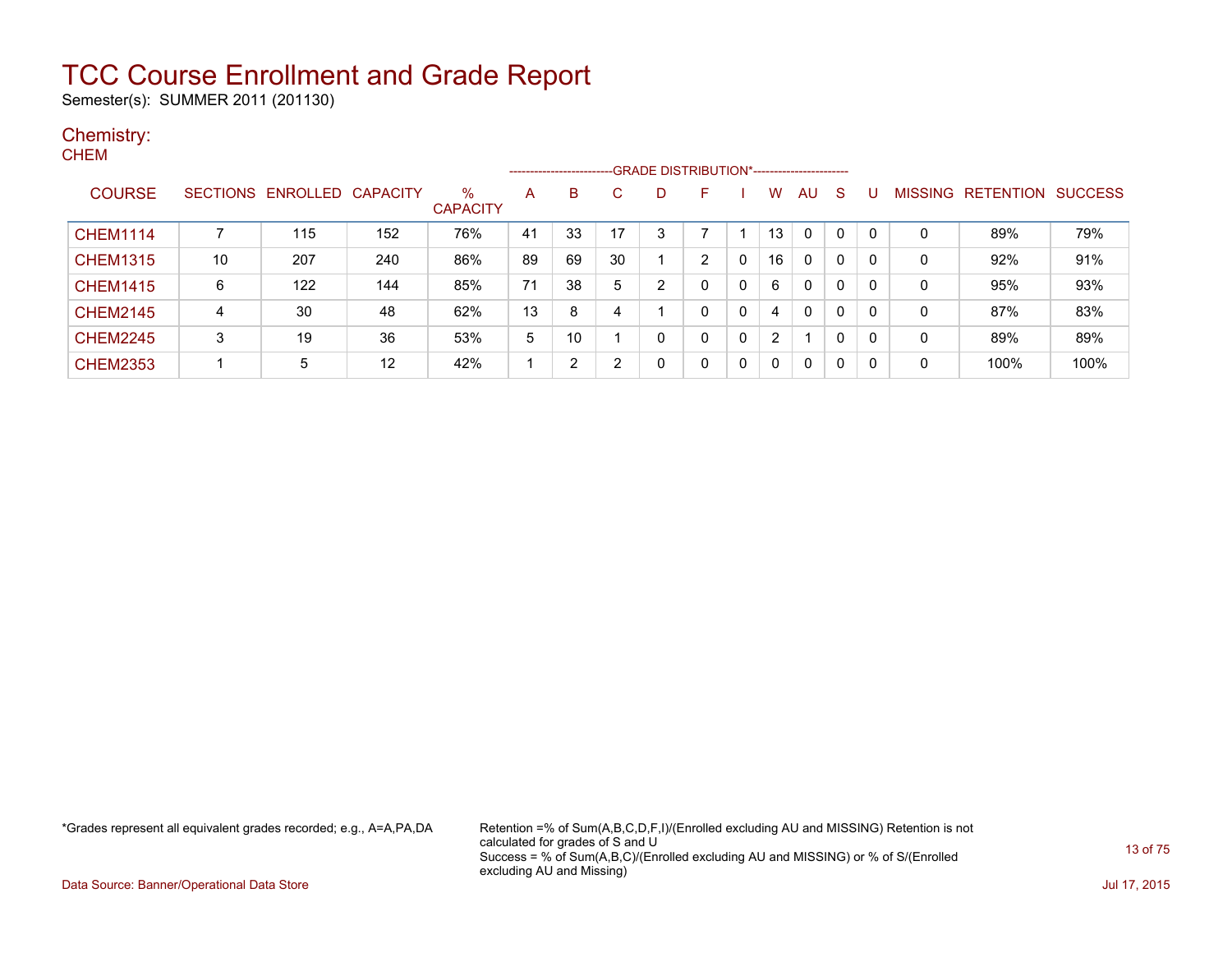# TCC Course Enrollment and Grade Report

Semester(s): SUMMER 2011 (201130)

## Chemistry:

CHEM

| COURSE | SECTIONS | ENROLLED | CAPACITY | % CAPACITY | A | B | C | D | F | I | W | AU | S | U | MISSING | RETENTION | SUCCESS |
|---|---|---|---|---|---|---|---|---|---|---|---|---|---|---|---|---|---|
| | | | | | GRADE DISTRIBUTION* | | | | | | | | | | | | |
| CHEM1114 | 7 | 115 | 152 | 76% | 41 | 33 | 17 | 3 | 7 | 1 | 13 | 0 | 0 | 0 | 0 | 89% | 79% |
| CHEM1315 | 10 | 207 | 240 | 86% | 89 | 69 | 30 | 1 | 2 | 0 | 16 | 0 | 0 | 0 | 0 | 92% | 91% |
| CHEM1415 | 6 | 122 | 144 | 85% | 71 | 38 | 5 | 2 | 0 | 0 | 6 | 0 | 0 | 0 | 0 | 95% | 93% |
| CHEM2145 | 4 | 30 | 48 | 62% | 13 | 8 | 4 | 1 | 0 | 0 | 4 | 0 | 0 | 0 | 0 | 87% | 83% |
| CHEM2245 | 3 | 19 | 36 | 53% | 5 | 10 | 1 | 0 | 0 | 0 | 2 | 1 | 0 | 0 | 0 | 89% | 89% |
| CHEM2353 | 1 | 5 | 12 | 42% | 1 | 2 | 2 | 0 | 0 | 0 | 0 | 0 | 0 | 0 | 0 | 100% | 100% |

*Grades represent all equivalent grades recorded; e.g., A=A,PA,DA

Retention =% of Sum(A,B,C,D,F,I)/(Enrolled excluding AU and MISSING) Retention is not calculated for grades of S and U
Success = % of Sum(A,B,C)/(Enrolled excluding AU and MISSING) or % of S/(Enrolled excluding AU and Missing)

Data Source: Banner/Operational Data Store

Jul 17, 2015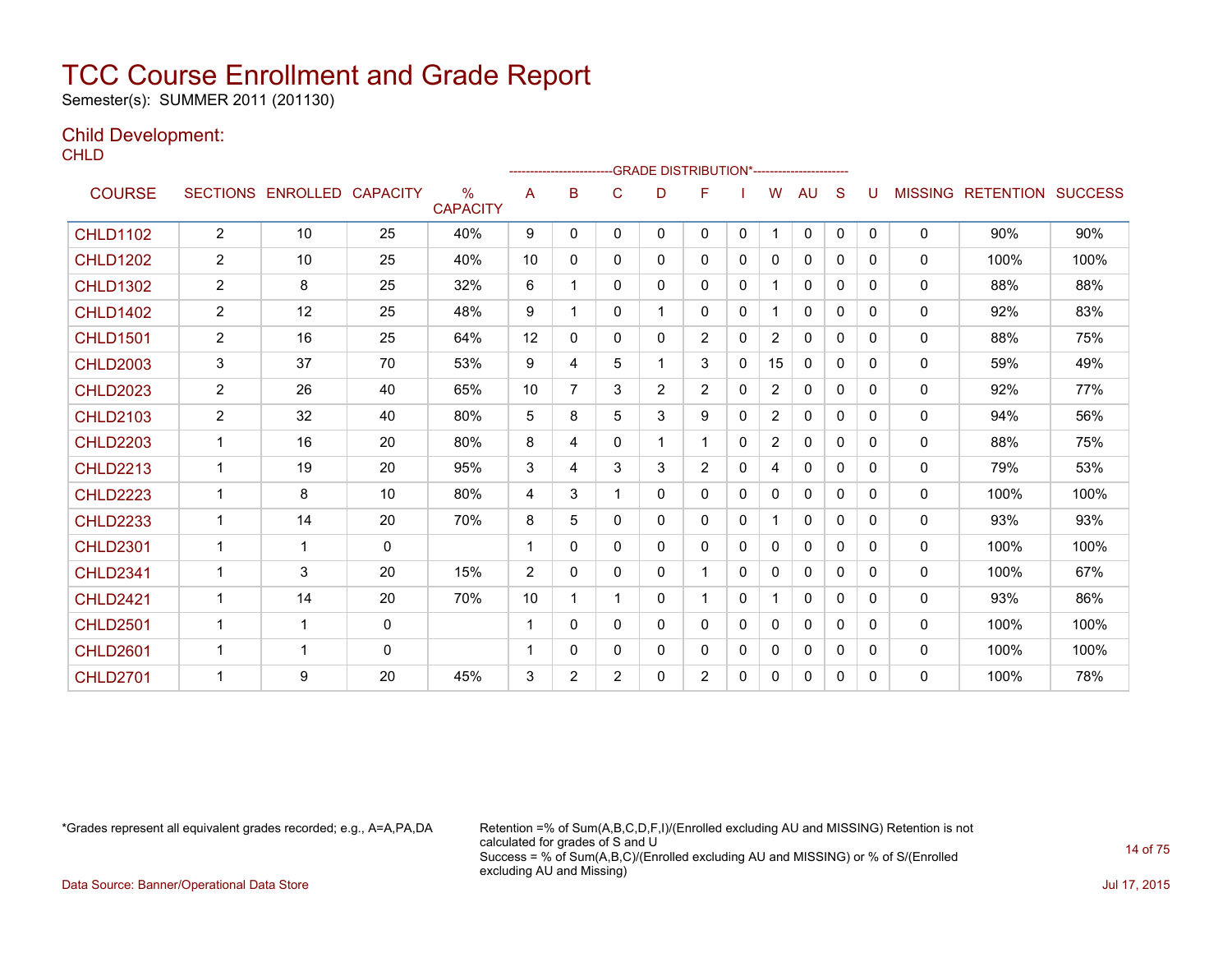# TCC Course Enrollment and Grade Report

Semester(s): SUMMER 2011 (201130)

## Child Development:

CHLD

| COURSE | SECTIONS | ENROLLED | CAPACITY | % CAPACITY | GRADE DISTRIBUTION* A | B | C | D | F | I | W | AU | S | U | MISSING | RETENTION | SUCCESS |
|---|---|---|---|---|---|---|---|---|---|---|---|---|---|---|---|---|---|
| CHLD1102 | 2 | 10 | 25 | 40% | 9 | 0 | 0 | 0 | 0 | 0 | 1 | 0 | 0 | 0 | 0 | 90% | 90% |
| CHLD1202 | 2 | 10 | 25 | 40% | 10 | 0 | 0 | 0 | 0 | 0 | 0 | 0 | 0 | 0 | 0 | 100% | 100% |
| CHLD1302 | 2 | 8 | 25 | 32% | 6 | 1 | 0 | 0 | 0 | 0 | 1 | 0 | 0 | 0 | 0 | 88% | 88% |
| CHLD1402 | 2 | 12 | 25 | 48% | 9 | 1 | 0 | 1 | 0 | 0 | 1 | 0 | 0 | 0 | 0 | 92% | 83% |
| CHLD1501 | 2 | 16 | 25 | 64% | 12 | 0 | 0 | 0 | 2 | 0 | 2 | 0 | 0 | 0 | 0 | 88% | 75% |
| CHLD2003 | 3 | 37 | 70 | 53% | 9 | 4 | 5 | 1 | 3 | 0 | 15 | 0 | 0 | 0 | 0 | 59% | 49% |
| CHLD2023 | 2 | 26 | 40 | 65% | 10 | 7 | 3 | 2 | 2 | 0 | 2 | 0 | 0 | 0 | 0 | 92% | 77% |
| CHLD2103 | 2 | 32 | 40 | 80% | 5 | 8 | 5 | 3 | 9 | 0 | 2 | 0 | 0 | 0 | 0 | 94% | 56% |
| CHLD2203 | 1 | 16 | 20 | 80% | 8 | 4 | 0 | 1 | 1 | 0 | 2 | 0 | 0 | 0 | 0 | 88% | 75% |
| CHLD2213 | 1 | 19 | 20 | 95% | 3 | 4 | 3 | 3 | 2 | 0 | 4 | 0 | 0 | 0 | 0 | 79% | 53% |
| CHLD2223 | 1 | 8 | 10 | 80% | 4 | 3 | 1 | 0 | 0 | 0 | 0 | 0 | 0 | 0 | 0 | 100% | 100% |
| CHLD2233 | 1 | 14 | 20 | 70% | 8 | 5 | 0 | 0 | 0 | 0 | 1 | 0 | 0 | 0 | 0 | 93% | 93% |
| CHLD2301 | 1 | 1 | 0 | | 1 | 0 | 0 | 0 | 0 | 0 | 0 | 0 | 0 | 0 | 0 | 100% | 100% |
| CHLD2341 | 1 | 3 | 20 | 15% | 2 | 0 | 0 | 0 | 1 | 0 | 0 | 0 | 0 | 0 | 0 | 100% | 67% |
| CHLD2421 | 1 | 14 | 20 | 70% | 10 | 1 | 1 | 0 | 1 | 0 | 1 | 0 | 0 | 0 | 0 | 93% | 86% |
| CHLD2501 | 1 | 1 | 0 | | 1 | 0 | 0 | 0 | 0 | 0 | 0 | 0 | 0 | 0 | 0 | 100% | 100% |
| CHLD2601 | 1 | 1 | 0 | | 1 | 0 | 0 | 0 | 0 | 0 | 0 | 0 | 0 | 0 | 0 | 100% | 100% |
| CHLD2701 | 1 | 9 | 20 | 45% | 3 | 2 | 2 | 0 | 2 | 0 | 0 | 0 | 0 | 0 | 0 | 100% | 78% |

*Grades represent all equivalent grades recorded; e.g., A=A,PA,DA

Retention =% of Sum(A,B,C,D,F,I)/(Enrolled excluding AU and MISSING) Retention is not calculated for grades of S and U
Success = % of Sum(A,B,C)/(Enrolled excluding AU and MISSING) or % of S/(Enrolled excluding AU and Missing)

Data Source: Banner/Operational Data Store

Jul 17, 2015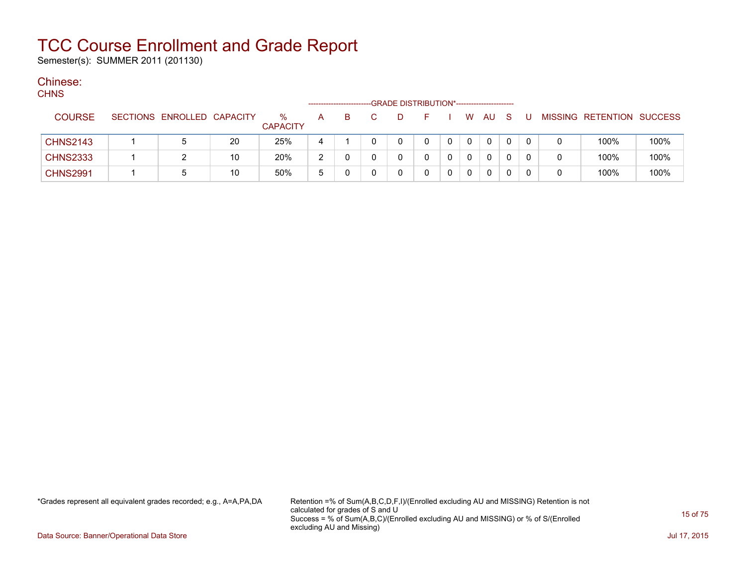# TCC Course Enrollment and Grade Report

Semester(s): SUMMER 2011 (201130)

## Chinese:

CHNS

| COURSE | SECTIONS | ENROLLED | CAPACITY | % CAPACITY | A | B | C | D | F | I | W | AU | S | U | MISSING | RETENTION | SUCCESS |
|---|---|---|---|---|---|---|---|---|---|---|---|---|---|---|---|---|---|
| | | | | | GRADE DISTRIBUTION* | | | | | | | | | | | | |
| CHNS2143 | 1 | 5 | 20 | 25% | 4 | 1 | 0 | 0 | 0 | 0 | 0 | 0 | 0 | 0 | 0 | 100% | 100% |
| CHNS2333 | 1 | 2 | 10 | 20% | 2 | 0 | 0 | 0 | 0 | 0 | 0 | 0 | 0 | 0 | 0 | 100% | 100% |
| CHNS2991 | 1 | 5 | 10 | 50% | 5 | 0 | 0 | 0 | 0 | 0 | 0 | 0 | 0 | 0 | 0 | 100% | 100% |

*Grades represent all equivalent grades recorded; e.g., A=A,PA,DA

Retention =% of Sum(A,B,C,D,F,I)/(Enrolled excluding AU and MISSING) Retention is not calculated for grades of S and U
Success = % of Sum(A,B,C)/(Enrolled excluding AU and MISSING) or % of S/(Enrolled excluding AU and Missing)

Data Source: Banner/Operational Data Store

Jul 17, 2015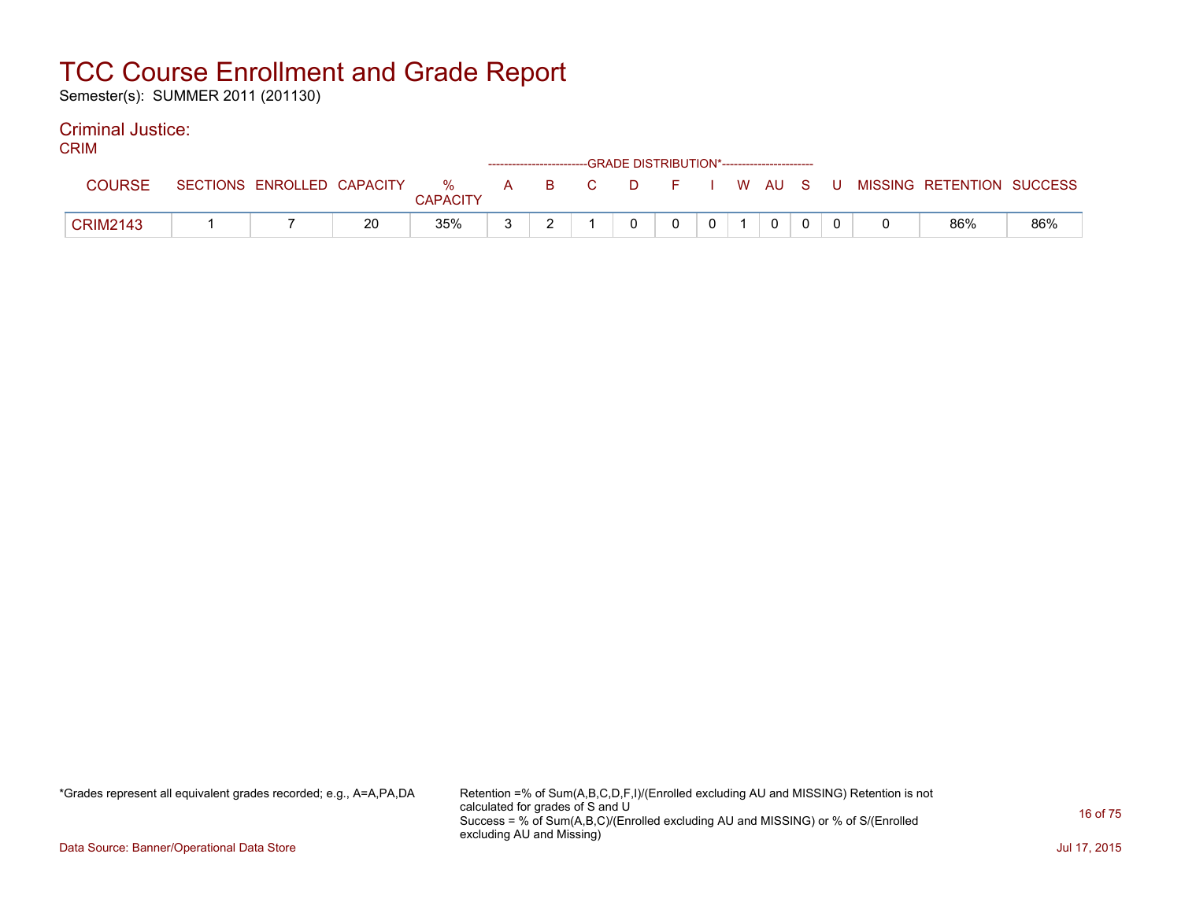# TCC Course Enrollment and Grade Report

Semester(s): SUMMER 2011 (201130)

## Criminal Justice:

CRIM

| COURSE | SECTIONS | ENROLLED | CAPACITY | % CAPACITY | A | B | C | D | F | I | W | AU | S | U | MISSING | RETENTION | SUCCESS |
|---|---|---|---|---|---|---|---|---|---|---|---|---|---|---|---|---|---|
| | | | | | GRADE DISTRIBUTION* | | | | | | | | | | | | |
| CRIM2143 | 1 | 7 | 20 | 35% | 3 | 2 | 1 | 0 | 0 | 0 | 1 | 0 | 0 | 0 | 0 | 86% | 86% |

*Grades represent all equivalent grades recorded; e.g., A=A,PA,DA

Retention =% of Sum(A,B,C,D,F,I)/(Enrolled excluding AU and MISSING) Retention is not calculated for grades of S and U
Success = % of Sum(A,B,C)/(Enrolled excluding AU and MISSING) or % of S/(Enrolled excluding AU and Missing)

Data Source: Banner/Operational Data Store

Jul 17, 2015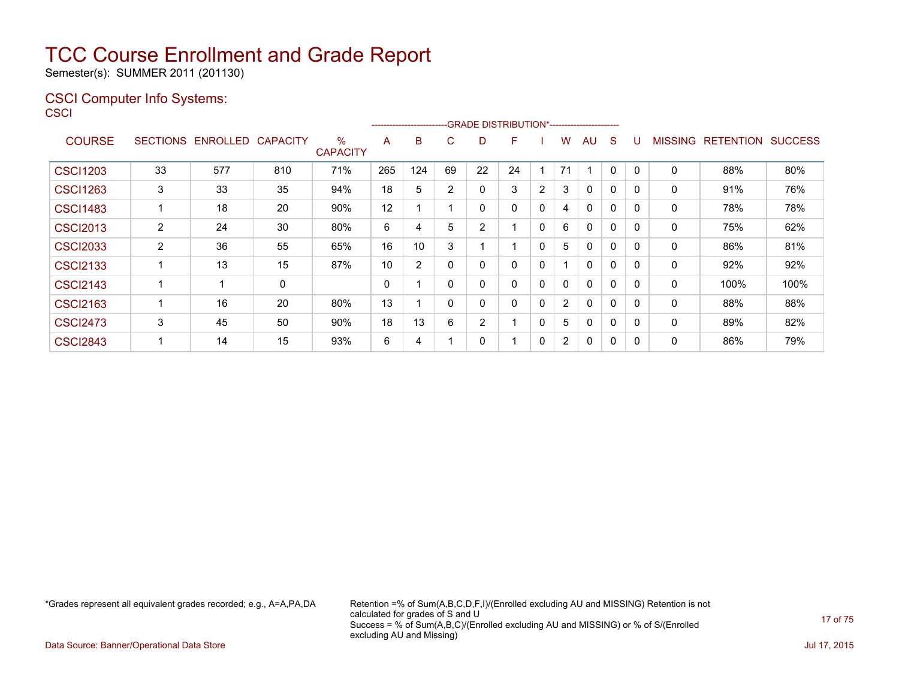# TCC Course Enrollment and Grade Report

Semester(s): SUMMER 2011 (201130)

## CSCI Computer Info Systems:

CSCI

| COURSE | SECTIONS | ENROLLED | CAPACITY | % CAPACITY | A | B | C | D | F | I | W | AU | S | U | MISSING | RETENTION | SUCCESS |
|---|---|---|---|---|---|---|---|---|---|---|---|---|---|---|---|---|---|
| | | | | | GRADE DISTRIBUTION* | | | | | | | | | | | | |
| CSCI1203 | 33 | 577 | 810 | 71% | 265 | 124 | 69 | 22 | 24 | 1 | 71 | 1 | 0 | 0 | 0 | 88% | 80% |
| CSCI1263 | 3 | 33 | 35 | 94% | 18 | 5 | 2 | 0 | 3 | 2 | 3 | 0 | 0 | 0 | 0 | 91% | 76% |
| CSCI1483 | 1 | 18 | 20 | 90% | 12 | 1 | 1 | 0 | 0 | 0 | 4 | 0 | 0 | 0 | 0 | 78% | 78% |
| CSCI2013 | 2 | 24 | 30 | 80% | 6 | 4 | 5 | 2 | 1 | 0 | 6 | 0 | 0 | 0 | 0 | 75% | 62% |
| CSCI2033 | 2 | 36 | 55 | 65% | 16 | 10 | 3 | 1 | 1 | 0 | 5 | 0 | 0 | 0 | 0 | 86% | 81% |
| CSCI2133 | 1 | 13 | 15 | 87% | 10 | 2 | 0 | 0 | 0 | 0 | 1 | 0 | 0 | 0 | 0 | 92% | 92% |
| CSCI2143 | 1 | 1 | 0 | | 0 | 1 | 0 | 0 | 0 | 0 | 0 | 0 | 0 | 0 | 0 | 100% | 100% |
| CSCI2163 | 1 | 16 | 20 | 80% | 13 | 1 | 0 | 0 | 0 | 0 | 2 | 0 | 0 | 0 | 0 | 88% | 88% |
| CSCI2473 | 3 | 45 | 50 | 90% | 18 | 13 | 6 | 2 | 1 | 0 | 5 | 0 | 0 | 0 | 0 | 89% | 82% |
| CSCI2843 | 1 | 14 | 15 | 93% | 6 | 4 | 1 | 0 | 1 | 0 | 2 | 0 | 0 | 0 | 0 | 86% | 79% |

*Grades represent all equivalent grades recorded; e.g., A=A,PA,DA

Retention =% of Sum(A,B,C,D,F,I)/(Enrolled excluding AU and MISSING) Retention is not calculated for grades of S and U
Success = % of Sum(A,B,C)/(Enrolled excluding AU and MISSING) or % of S/(Enrolled excluding AU and Missing)

Data Source: Banner/Operational Data Store

Jul 17, 2015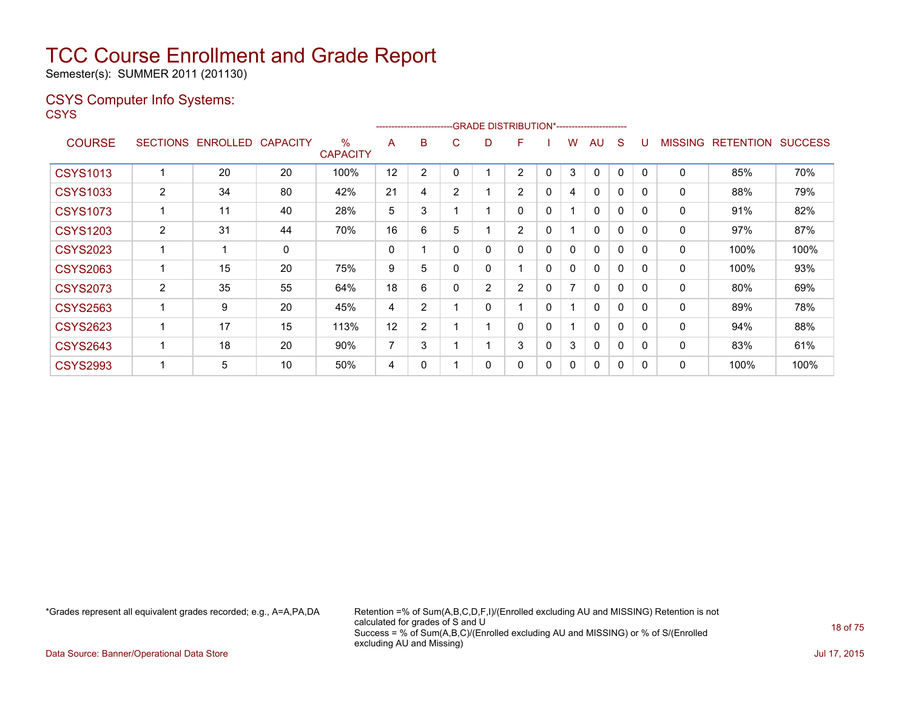# TCC Course Enrollment and Grade Report

Semester(s): SUMMER 2011 (201130)

## CSYS Computer Info Systems:

CSYS

| COURSE | SECTIONS | ENROLLED | CAPACITY | % CAPACITY | A | B | C | D | F | I | W | AU | S | U | MISSING | RETENTION | SUCCESS |
|---|---|---|---|---|---|---|---|---|---|---|---|---|---|---|---|---|---|
| | | | | | GRADE DISTRIBUTION* | | | | | | | | | | | | |
| CSYS1013 | 1 | 20 | 20 | 100% | 12 | 2 | 0 | 1 | 2 | 0 | 3 | 0 | 0 | 0 | 0 | 85% | 70% |
| CSYS1033 | 2 | 34 | 80 | 42% | 21 | 4 | 2 | 1 | 2 | 0 | 4 | 0 | 0 | 0 | 0 | 88% | 79% |
| CSYS1073 | 1 | 11 | 40 | 28% | 5 | 3 | 1 | 1 | 0 | 0 | 1 | 0 | 0 | 0 | 0 | 91% | 82% |
| CSYS1203 | 2 | 31 | 44 | 70% | 16 | 6 | 5 | 1 | 2 | 0 | 1 | 0 | 0 | 0 | 0 | 97% | 87% |
| CSYS2023 | 1 | 1 | 0 | | 0 | 1 | 0 | 0 | 0 | 0 | 0 | 0 | 0 | 0 | 0 | 100% | 100% |
| CSYS2063 | 1 | 15 | 20 | 75% | 9 | 5 | 0 | 0 | 1 | 0 | 0 | 0 | 0 | 0 | 0 | 100% | 93% |
| CSYS2073 | 2 | 35 | 55 | 64% | 18 | 6 | 0 | 2 | 2 | 0 | 7 | 0 | 0 | 0 | 0 | 80% | 69% |
| CSYS2563 | 1 | 9 | 20 | 45% | 4 | 2 | 1 | 0 | 1 | 0 | 1 | 0 | 0 | 0 | 0 | 89% | 78% |
| CSYS2623 | 1 | 17 | 15 | 113% | 12 | 2 | 1 | 1 | 0 | 0 | 1 | 0 | 0 | 0 | 0 | 94% | 88% |
| CSYS2643 | 1 | 18 | 20 | 90% | 7 | 3 | 1 | 1 | 3 | 0 | 3 | 0 | 0 | 0 | 0 | 83% | 61% |
| CSYS2993 | 1 | 5 | 10 | 50% | 4 | 0 | 1 | 0 | 0 | 0 | 0 | 0 | 0 | 0 | 0 | 100% | 100% |

*Grades represent all equivalent grades recorded; e.g., A=A,PA,DA

Retention =% of Sum(A,B,C,D,F,I)/(Enrolled excluding AU and MISSING) Retention is not calculated for grades of S and U
Success = % of Sum(A,B,C)/(Enrolled excluding AU and MISSING) or % of S/(Enrolled excluding AU and Missing)

Data Source: Banner/Operational Data Store

Jul 17, 2015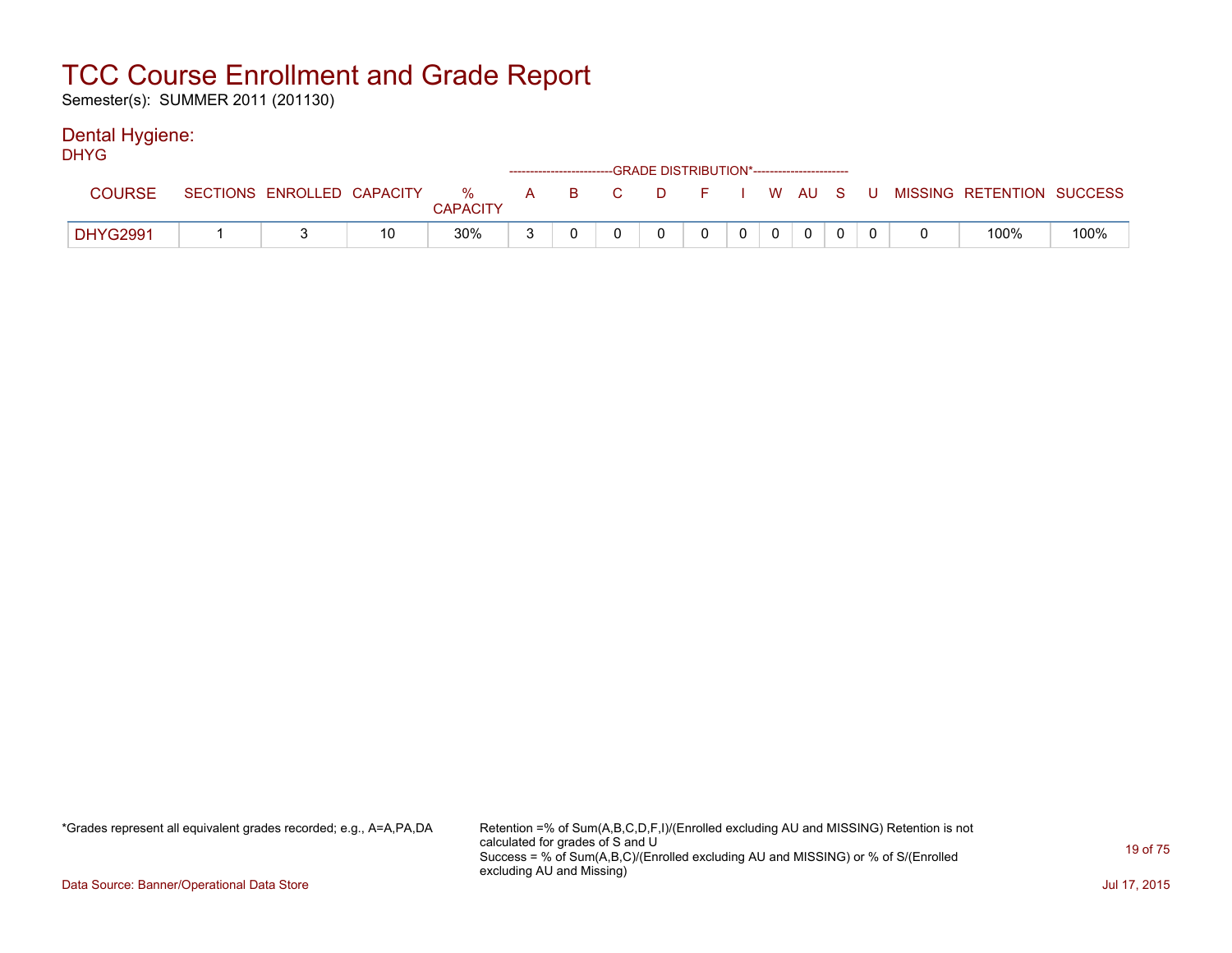# TCC Course Enrollment and Grade Report

Semester(s): SUMMER 2011 (201130)

## Dental Hygiene:

DHYG

| COURSE | SECTIONS | ENROLLED | CAPACITY | % CAPACITY | GRADE DISTRIBUTION* A | B | C | D | F | I | W | AU | S | U | MISSING | RETENTION | SUCCESS |
|---|---|---|---|---|---|---|---|---|---|---|---|---|---|---|---|---|---|
| DHYG2991 | 1 | 3 | 10 | 30% | 3 | 0 | 0 | 0 | 0 | 0 | 0 | 0 | 0 | 0 | 0 | 100% | 100% |

*Grades represent all equivalent grades recorded; e.g., A=A,PA,DA

Retention =% of Sum(A,B,C,D,F,I)/(Enrolled excluding AU and MISSING) Retention is not calculated for grades of S and U
Success = % of Sum(A,B,C)/(Enrolled excluding AU and MISSING) or % of S/(Enrolled excluding AU and Missing)

Data Source: Banner/Operational Data Store

Jul 17, 2015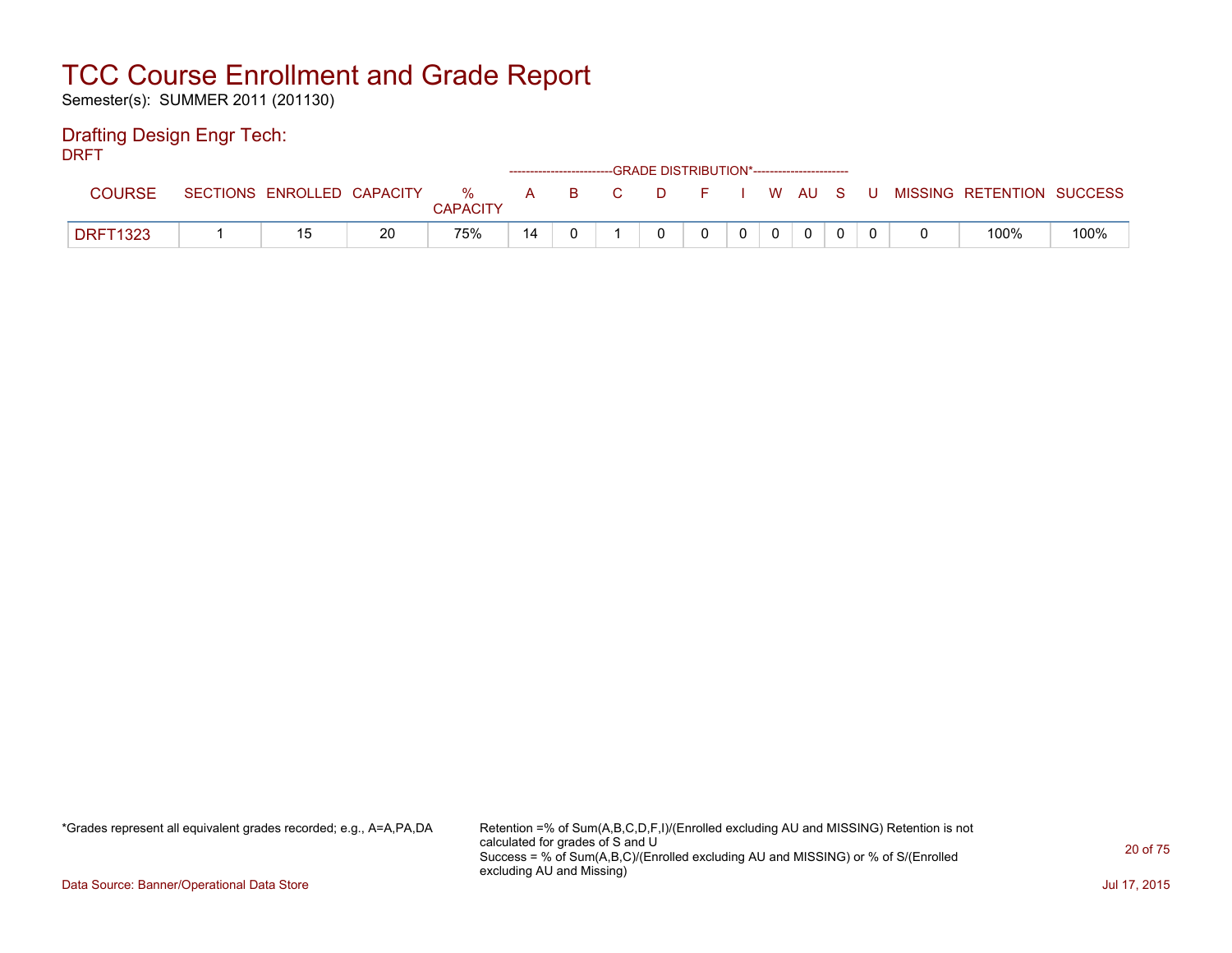# TCC Course Enrollment and Grade Report

Semester(s): SUMMER 2011 (201130)

## Drafting Design Engr Tech:

DRFT

| COURSE | SECTIONS | ENROLLED | CAPACITY | % CAPACITY | A | B | C | D | F | I | W | AU | S | U | MISSING | RETENTION | SUCCESS |
|---|---|---|---|---|---|---|---|---|---|---|---|---|---|---|---|---|---|
| | | | | | GRADE DISTRIBUTION* | | | | | | | | | | | | |
| DRFT1323 | 1 | 15 | 20 | 75% | 14 | 0 | 1 | 0 | 0 | 0 | 0 | 0 | 0 | 0 | 0 | 100% | 100% |

*Grades represent all equivalent grades recorded; e.g., A=A,PA,DA

Retention =% of Sum(A,B,C,D,F,I)/(Enrolled excluding AU and MISSING) Retention is not calculated for grades of S and U
Success = % of Sum(A,B,C)/(Enrolled excluding AU and MISSING) or % of S/(Enrolled excluding AU and Missing)

Data Source: Banner/Operational Data Store

Jul 17, 2015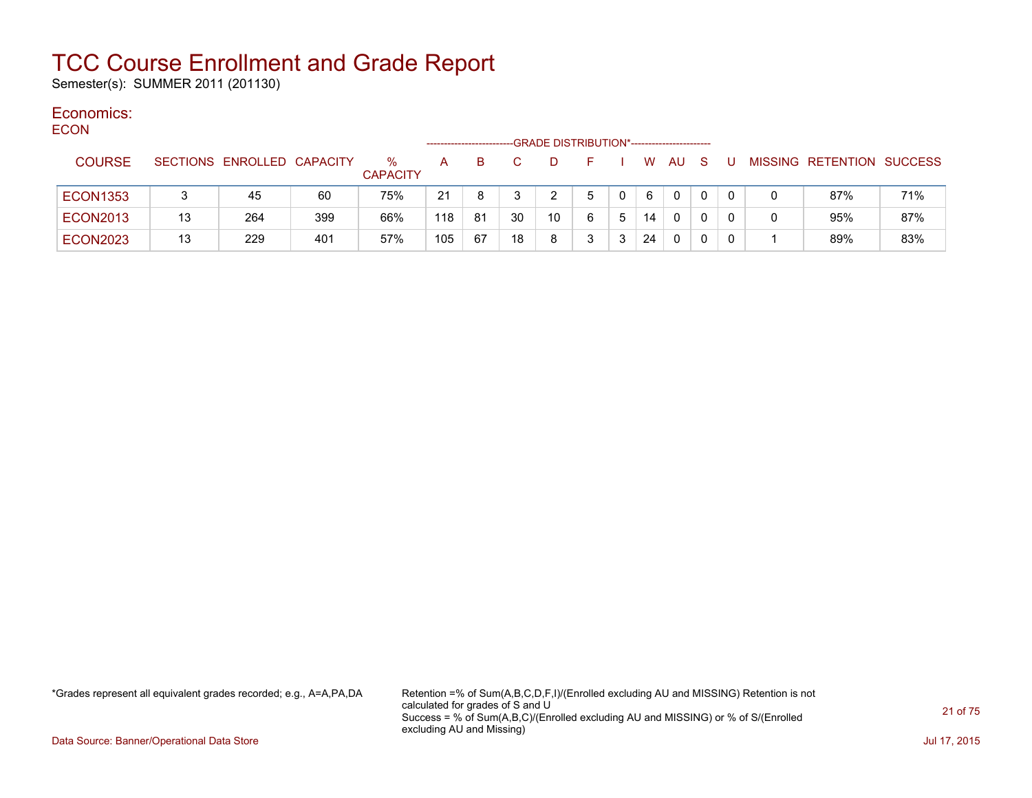# TCC Course Enrollment and Grade Report

Semester(s): SUMMER 2011 (201130)

## Economics:

ECON

| COURSE | SECTIONS | ENROLLED | CAPACITY | % CAPACITY | A | B | C | D | F | I | W | AU | S | U | MISSING | RETENTION | SUCCESS |
|---|---|---|---|---|---|---|---|---|---|---|---|---|---|---|---|---|---|
| | | | | | GRADE DISTRIBUTION* | | | | | | | | | | | | |
| ECON1353 | 3 | 45 | 60 | 75% | 21 | 8 | 3 | 2 | 5 | 0 | 6 | 0 | 0 | 0 | 0 | 87% | 71% |
| ECON2013 | 13 | 264 | 399 | 66% | 118 | 81 | 30 | 10 | 6 | 5 | 14 | 0 | 0 | 0 | 0 | 95% | 87% |
| ECON2023 | 13 | 229 | 401 | 57% | 105 | 67 | 18 | 8 | 3 | 3 | 24 | 0 | 0 | 0 | 1 | 89% | 83% |

*Grades represent all equivalent grades recorded; e.g., A=A,PA,DA

Retention =% of Sum(A,B,C,D,F,I)/(Enrolled excluding AU and MISSING) Retention is not calculated for grades of S and U
Success = % of Sum(A,B,C)/(Enrolled excluding AU and MISSING) or % of S/(Enrolled excluding AU and Missing)

Data Source: Banner/Operational Data Store

Jul 17, 2015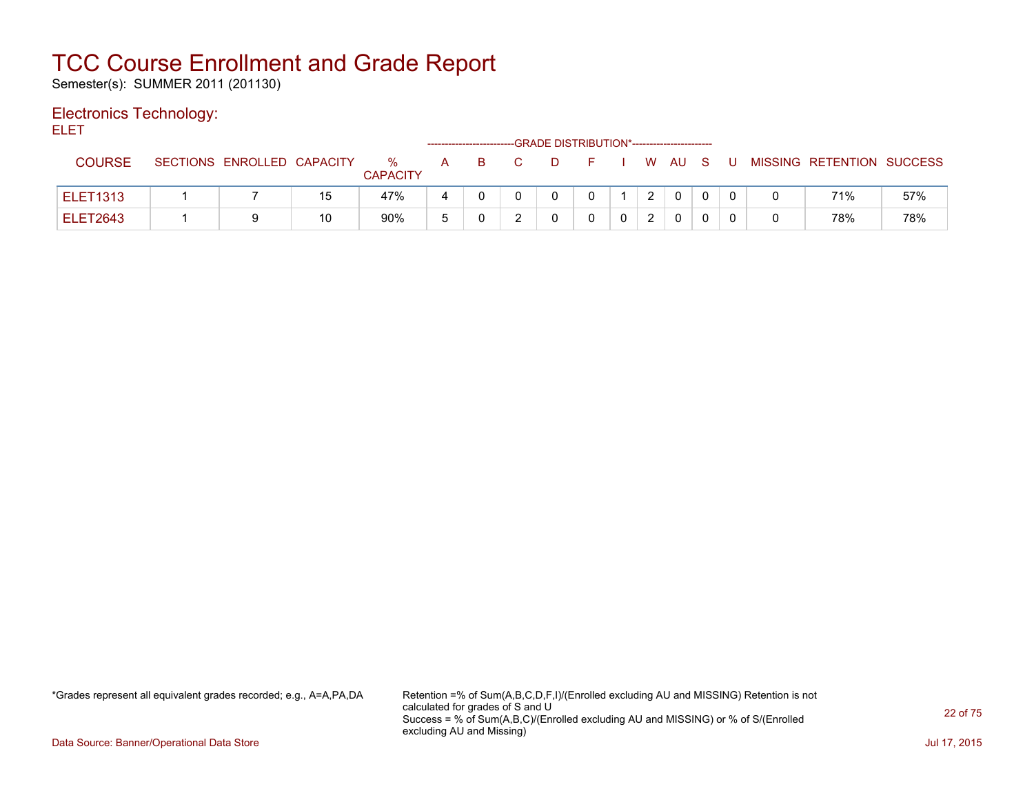# TCC Course Enrollment and Grade Report

Semester(s): SUMMER 2011 (201130)

## Electronics Technology:

ELET

| COURSE | SECTIONS | ENROLLED | CAPACITY | % CAPACITY | A | B | C | D | F | I | W | AU | S | U | MISSING | RETENTION | SUCCESS |
|---|---|---|---|---|---|---|---|---|---|---|---|---|---|---|---|---|---|
| ELET1313 | 1 | 7 | 15 | 47% | 4 | 0 | 0 | 0 | 0 | 1 | 2 | 0 | 0 | 0 | 0 | 71% | 57% |
| ELET2643 | 1 | 9 | 10 | 90% | 5 | 0 | 2 | 0 | 0 | 0 | 2 | 0 | 0 | 0 | 0 | 78% | 78% |

(Columns A through U fall under the heading GRADE DISTRIBUTION*.)

*Grades represent all equivalent grades recorded; e.g., A=A,PA,DA

Retention =% of Sum(A,B,C,D,F,I)/(Enrolled excluding AU and MISSING) Retention is not calculated for grades of S and U
Success = % of Sum(A,B,C)/(Enrolled excluding AU and MISSING) or % of S/(Enrolled excluding AU and Missing)

Data Source: Banner/Operational Data Store

Jul 17, 2015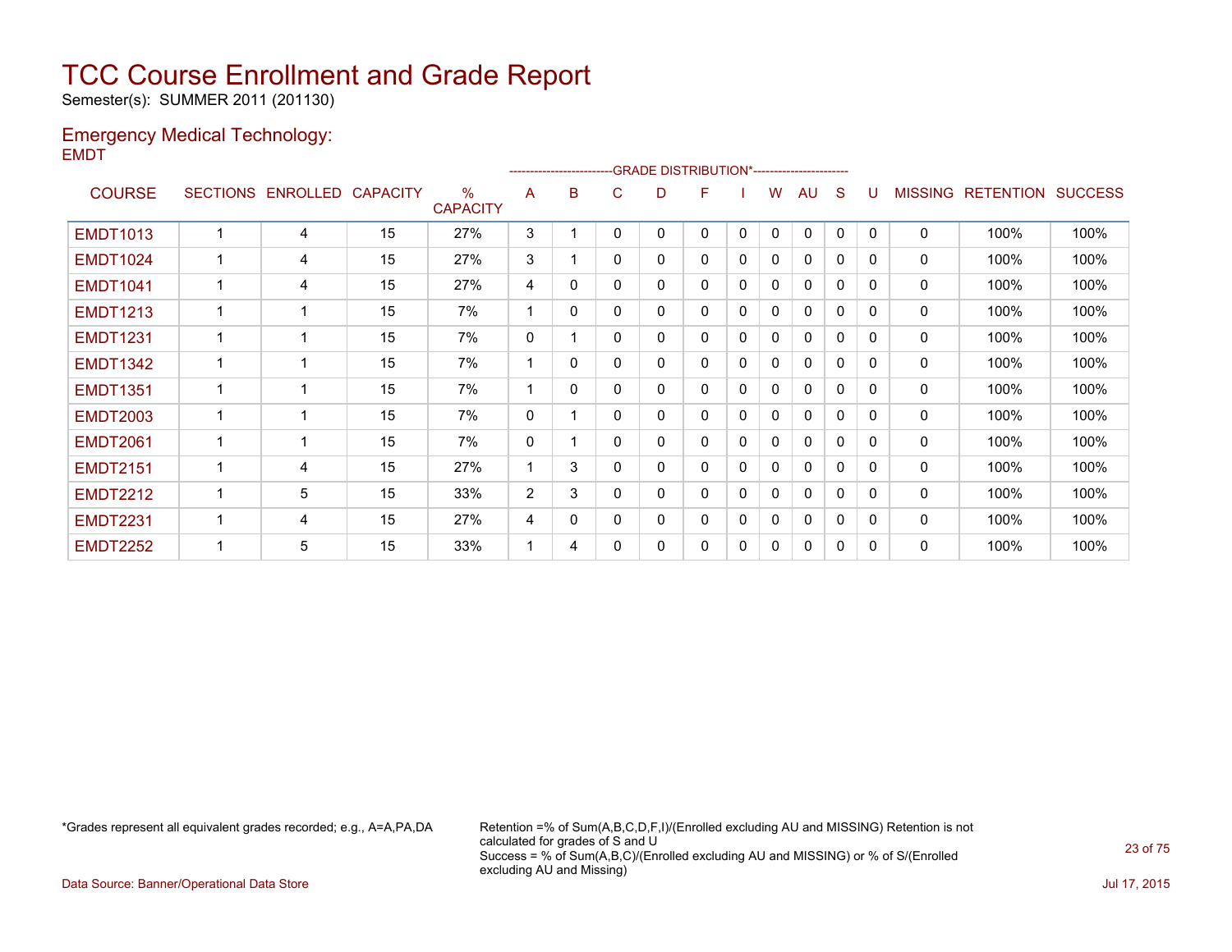# TCC Course Enrollment and Grade Report

Semester(s): SUMMER 2011 (201130)

## Emergency Medical Technology:

EMDT

| COURSE | SECTIONS | ENROLLED | CAPACITY | % CAPACITY | A | B | C | D | F | I | W | AU | S | U | MISSING | RETENTION | SUCCESS |
|---|---|---|---|---|---|---|---|---|---|---|---|---|---|---|---|---|---|
| | | | | | GRADE DISTRIBUTION* | | | | | | | | | | | | |
| EMDT1013 | 1 | 4 | 15 | 27% | 3 | 1 | 0 | 0 | 0 | 0 | 0 | 0 | 0 | 0 | 0 | 100% | 100% |
| EMDT1024 | 1 | 4 | 15 | 27% | 3 | 1 | 0 | 0 | 0 | 0 | 0 | 0 | 0 | 0 | 0 | 100% | 100% |
| EMDT1041 | 1 | 4 | 15 | 27% | 4 | 0 | 0 | 0 | 0 | 0 | 0 | 0 | 0 | 0 | 0 | 100% | 100% |
| EMDT1213 | 1 | 1 | 15 | 7% | 1 | 0 | 0 | 0 | 0 | 0 | 0 | 0 | 0 | 0 | 0 | 100% | 100% |
| EMDT1231 | 1 | 1 | 15 | 7% | 0 | 1 | 0 | 0 | 0 | 0 | 0 | 0 | 0 | 0 | 0 | 100% | 100% |
| EMDT1342 | 1 | 1 | 15 | 7% | 1 | 0 | 0 | 0 | 0 | 0 | 0 | 0 | 0 | 0 | 0 | 100% | 100% |
| EMDT1351 | 1 | 1 | 15 | 7% | 1 | 0 | 0 | 0 | 0 | 0 | 0 | 0 | 0 | 0 | 0 | 100% | 100% |
| EMDT2003 | 1 | 1 | 15 | 7% | 0 | 1 | 0 | 0 | 0 | 0 | 0 | 0 | 0 | 0 | 0 | 100% | 100% |
| EMDT2061 | 1 | 1 | 15 | 7% | 0 | 1 | 0 | 0 | 0 | 0 | 0 | 0 | 0 | 0 | 0 | 100% | 100% |
| EMDT2151 | 1 | 4 | 15 | 27% | 1 | 3 | 0 | 0 | 0 | 0 | 0 | 0 | 0 | 0 | 0 | 100% | 100% |
| EMDT2212 | 1 | 5 | 15 | 33% | 2 | 3 | 0 | 0 | 0 | 0 | 0 | 0 | 0 | 0 | 0 | 100% | 100% |
| EMDT2231 | 1 | 4 | 15 | 27% | 4 | 0 | 0 | 0 | 0 | 0 | 0 | 0 | 0 | 0 | 0 | 100% | 100% |
| EMDT2252 | 1 | 5 | 15 | 33% | 1 | 4 | 0 | 0 | 0 | 0 | 0 | 0 | 0 | 0 | 0 | 100% | 100% |

*Grades represent all equivalent grades recorded; e.g., A=A,PA,DA

Retention =% of Sum(A,B,C,D,F,I)/(Enrolled excluding AU and MISSING) Retention is not calculated for grades of S and U
Success = % of Sum(A,B,C)/(Enrolled excluding AU and MISSING) or % of S/(Enrolled excluding AU and Missing)

Data Source: Banner/Operational Data Store

Jul 17, 2015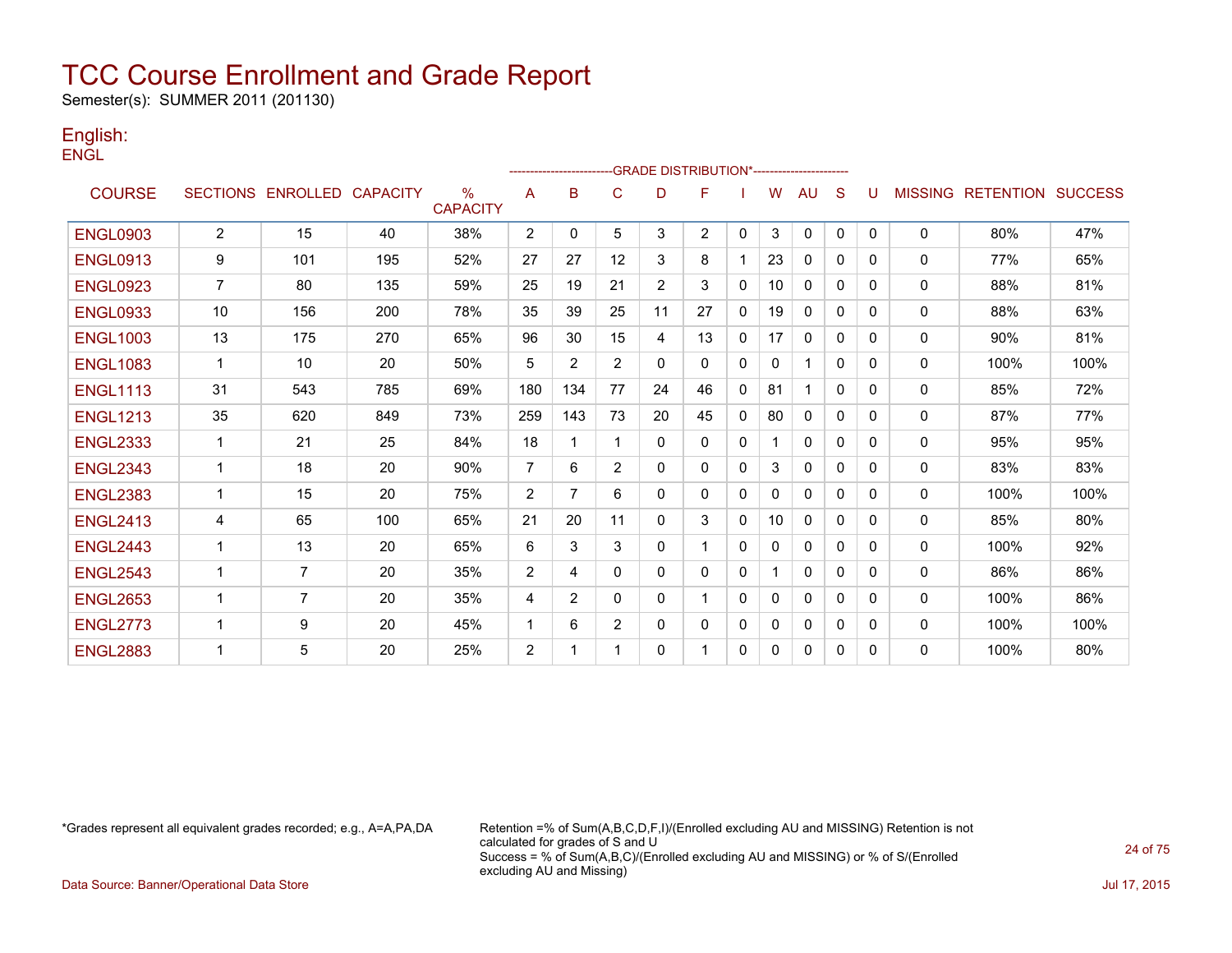# TCC Course Enrollment and Grade Report

Semester(s): SUMMER 2011 (201130)

## English:

ENGL

| COURSE | SECTIONS | ENROLLED | CAPACITY | % CAPACITY | GRADE DISTRIBUTION* A | B | C | D | F | I | W | AU | S | U | MISSING | RETENTION | SUCCESS |
|---|---|---|---|---|---|---|---|---|---|---|---|---|---|---|---|---|---|
| ENGL0903 | 2 | 15 | 40 | 38% | 2 | 0 | 5 | 3 | 2 | 0 | 3 | 0 | 0 | 0 | 0 | 80% | 47% |
| ENGL0913 | 9 | 101 | 195 | 52% | 27 | 27 | 12 | 3 | 8 | 1 | 23 | 0 | 0 | 0 | 0 | 77% | 65% |
| ENGL0923 | 7 | 80 | 135 | 59% | 25 | 19 | 21 | 2 | 3 | 0 | 10 | 0 | 0 | 0 | 0 | 88% | 81% |
| ENGL0933 | 10 | 156 | 200 | 78% | 35 | 39 | 25 | 11 | 27 | 0 | 19 | 0 | 0 | 0 | 0 | 88% | 63% |
| ENGL1003 | 13 | 175 | 270 | 65% | 96 | 30 | 15 | 4 | 13 | 0 | 17 | 0 | 0 | 0 | 0 | 90% | 81% |
| ENGL1083 | 1 | 10 | 20 | 50% | 5 | 2 | 2 | 0 | 0 | 0 | 0 | 1 | 0 | 0 | 0 | 100% | 100% |
| ENGL1113 | 31 | 543 | 785 | 69% | 180 | 134 | 77 | 24 | 46 | 0 | 81 | 1 | 0 | 0 | 0 | 85% | 72% |
| ENGL1213 | 35 | 620 | 849 | 73% | 259 | 143 | 73 | 20 | 45 | 0 | 80 | 0 | 0 | 0 | 0 | 87% | 77% |
| ENGL2333 | 1 | 21 | 25 | 84% | 18 | 1 | 1 | 0 | 0 | 0 | 1 | 0 | 0 | 0 | 0 | 95% | 95% |
| ENGL2343 | 1 | 18 | 20 | 90% | 7 | 6 | 2 | 0 | 0 | 0 | 3 | 0 | 0 | 0 | 0 | 83% | 83% |
| ENGL2383 | 1 | 15 | 20 | 75% | 2 | 7 | 6 | 0 | 0 | 0 | 0 | 0 | 0 | 0 | 0 | 100% | 100% |
| ENGL2413 | 4 | 65 | 100 | 65% | 21 | 20 | 11 | 0 | 3 | 0 | 10 | 0 | 0 | 0 | 0 | 85% | 80% |
| ENGL2443 | 1 | 13 | 20 | 65% | 6 | 3 | 3 | 0 | 1 | 0 | 0 | 0 | 0 | 0 | 0 | 100% | 92% |
| ENGL2543 | 1 | 7 | 20 | 35% | 2 | 4 | 0 | 0 | 0 | 0 | 1 | 0 | 0 | 0 | 0 | 86% | 86% |
| ENGL2653 | 1 | 7 | 20 | 35% | 4 | 2 | 0 | 0 | 1 | 0 | 0 | 0 | 0 | 0 | 0 | 100% | 86% |
| ENGL2773 | 1 | 9 | 20 | 45% | 1 | 6 | 2 | 0 | 0 | 0 | 0 | 0 | 0 | 0 | 0 | 100% | 100% |
| ENGL2883 | 1 | 5 | 20 | 25% | 2 | 1 | 1 | 0 | 1 | 0 | 0 | 0 | 0 | 0 | 0 | 100% | 80% |

*Grades represent all equivalent grades recorded; e.g., A=A,PA,DA

Retention =% of Sum(A,B,C,D,F,I)/(Enrolled excluding AU and MISSING) Retention is not calculated for grades of S and U
Success = % of Sum(A,B,C)/(Enrolled excluding AU and MISSING) or % of S/(Enrolled excluding AU and Missing)

Data Source: Banner/Operational Data Store

Jul 17, 2015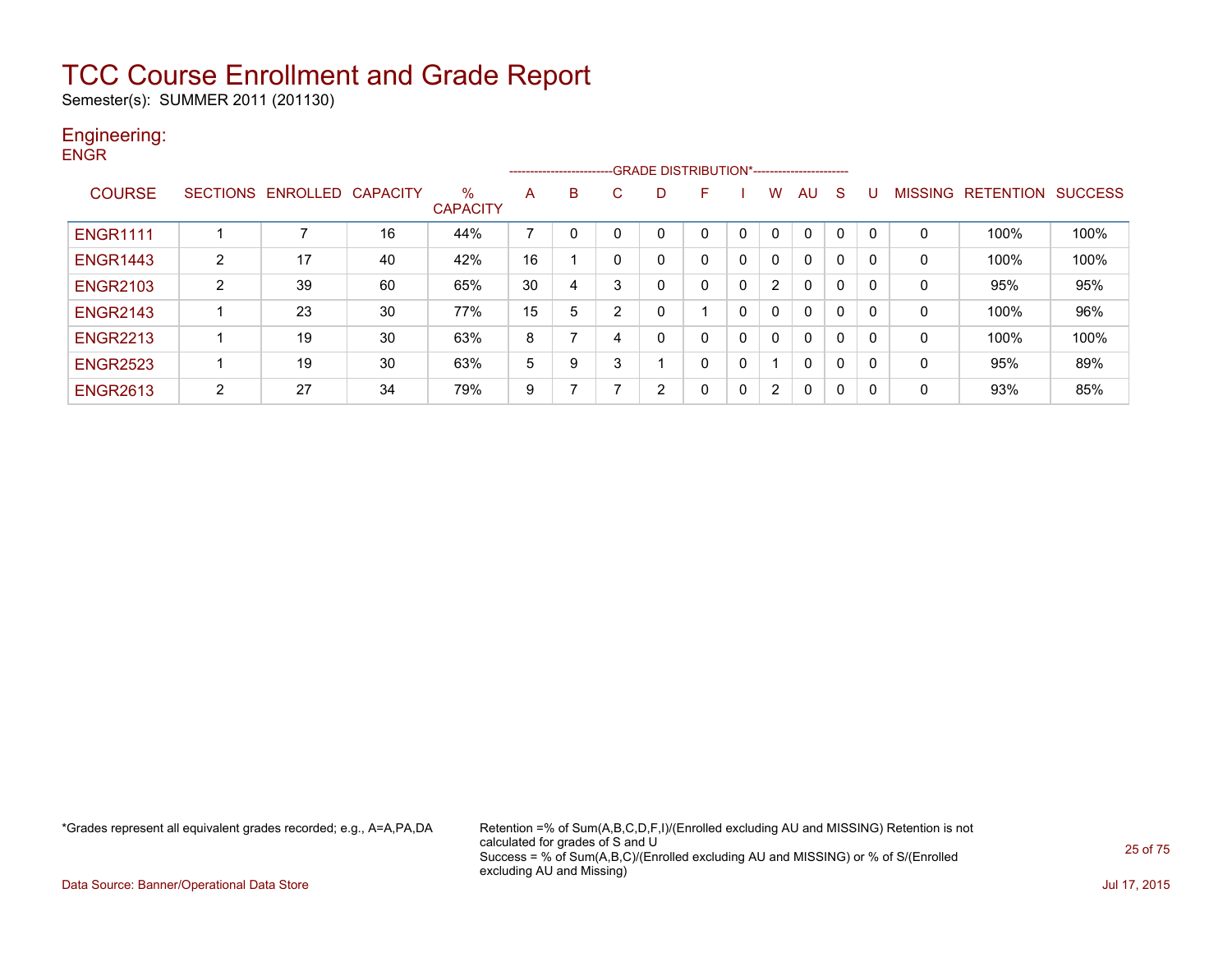# TCC Course Enrollment and Grade Report

Semester(s): SUMMER 2011 (201130)

## Engineering:

### ENGR

| COURSE | SECTIONS | ENROLLED | CAPACITY | % CAPACITY | A | B | C | D | F | I | W | AU | S | U | MISSING | RETENTION | SUCCESS |
|---|---|---|---|---|---|---|---|---|---|---|---|---|---|---|---|---|---|
| | | | | | GRADE DISTRIBUTION* | | | | | | | | | | | | |
| ENGR1111 | 1 | 7 | 16 | 44% | 7 | 0 | 0 | 0 | 0 | 0 | 0 | 0 | 0 | 0 | 0 | 100% | 100% |
| ENGR1443 | 2 | 17 | 40 | 42% | 16 | 1 | 0 | 0 | 0 | 0 | 0 | 0 | 0 | 0 | 0 | 100% | 100% |
| ENGR2103 | 2 | 39 | 60 | 65% | 30 | 4 | 3 | 0 | 0 | 0 | 2 | 0 | 0 | 0 | 0 | 95% | 95% |
| ENGR2143 | 1 | 23 | 30 | 77% | 15 | 5 | 2 | 0 | 1 | 0 | 0 | 0 | 0 | 0 | 0 | 100% | 96% |
| ENGR2213 | 1 | 19 | 30 | 63% | 8 | 7 | 4 | 0 | 0 | 0 | 0 | 0 | 0 | 0 | 0 | 100% | 100% |
| ENGR2523 | 1 | 19 | 30 | 63% | 5 | 9 | 3 | 1 | 0 | 0 | 1 | 0 | 0 | 0 | 0 | 95% | 89% |
| ENGR2613 | 2 | 27 | 34 | 79% | 9 | 7 | 7 | 2 | 0 | 0 | 2 | 0 | 0 | 0 | 0 | 93% | 85% |

*Grades represent all equivalent grades recorded; e.g., A=A,PA,DA

Retention =% of Sum(A,B,C,D,F,I)/(Enrolled excluding AU and MISSING) Retention is not calculated for grades of S and U

Success = % of Sum(A,B,C)/(Enrolled excluding AU and MISSING) or % of S/(Enrolled excluding AU and Missing)

Data Source: Banner/Operational Data Store

Jul 17, 2015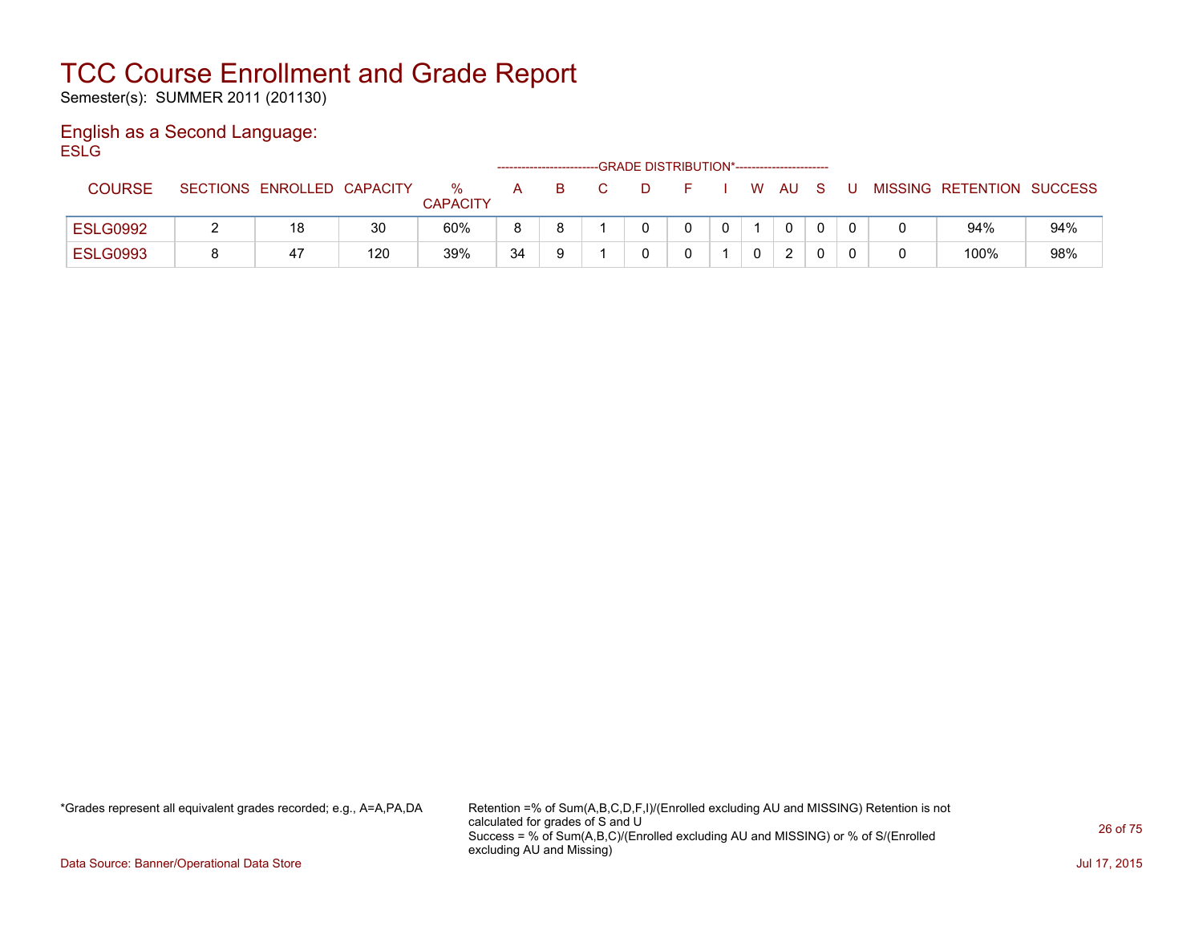# TCC Course Enrollment and Grade Report

Semester(s): SUMMER 2011 (201130)

## English as a Second Language:

ESLG

| COURSE | SECTIONS | ENROLLED | CAPACITY | % CAPACITY | A | B | C | D | F | I | W | AU | S | U | MISSING | RETENTION | SUCCESS |
|---|---|---|---|---|---|---|---|---|---|---|---|---|---|---|---|---|---|
| | | | | | GRADE DISTRIBUTION* | | | | | | | | | | | | |
| ESLG0992 | 2 | 18 | 30 | 60% | 8 | 8 | 1 | 0 | 0 | 0 | 1 | 0 | 0 | 0 | 0 | 94% | 94% |
| ESLG0993 | 8 | 47 | 120 | 39% | 34 | 9 | 1 | 0 | 0 | 1 | 0 | 2 | 0 | 0 | 0 | 100% | 98% |

*Grades represent all equivalent grades recorded; e.g., A=A,PA,DA

Retention =% of Sum(A,B,C,D,F,I)/(Enrolled excluding AU and MISSING) Retention is not calculated for grades of S and U
Success = % of Sum(A,B,C)/(Enrolled excluding AU and MISSING) or % of S/(Enrolled excluding AU and Missing)

Data Source: Banner/Operational Data Store

Jul 17, 2015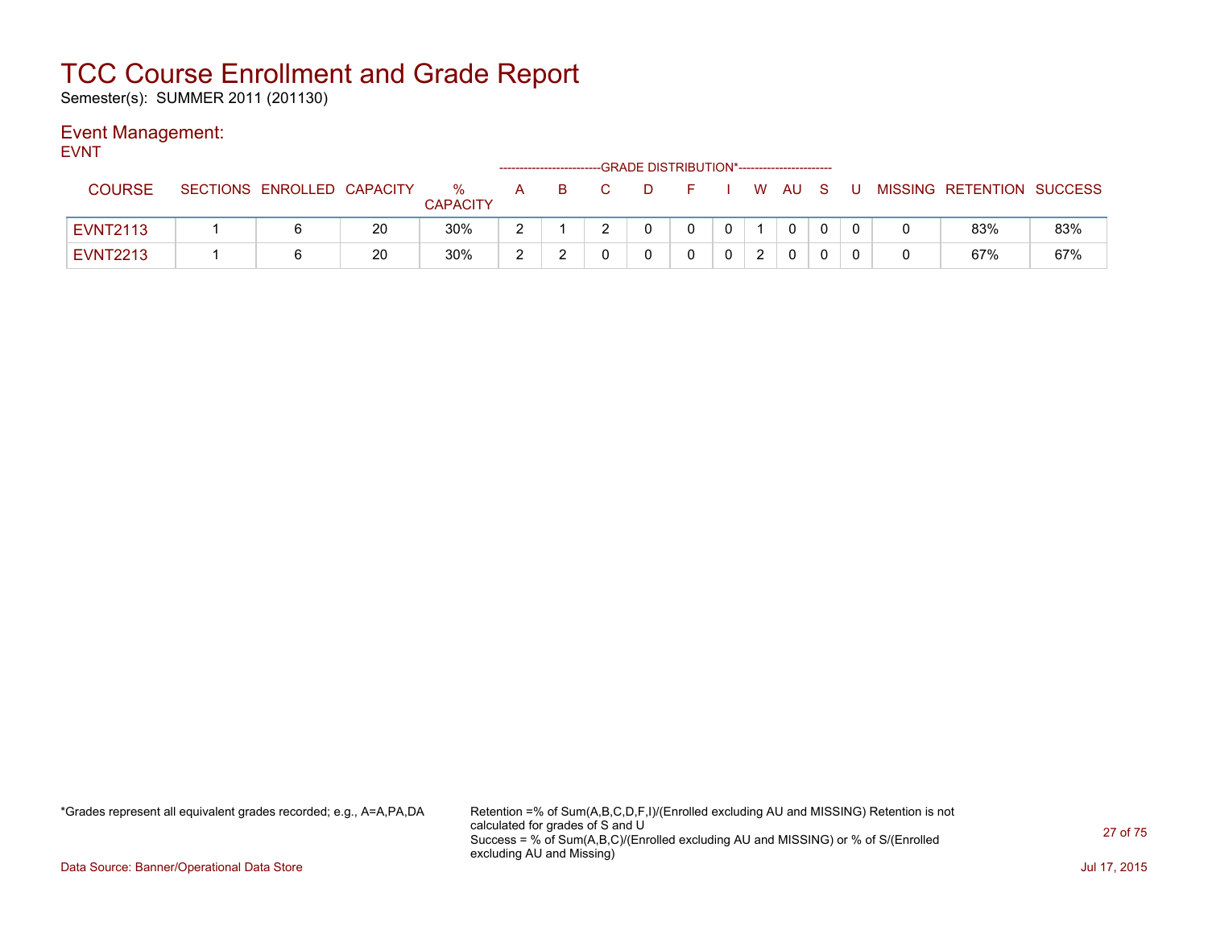# TCC Course Enrollment and Grade Report

Semester(s): SUMMER 2011 (201130)

## Event Management:

EVNT

| COURSE | SECTIONS | ENROLLED | CAPACITY | % CAPACITY | A | B | C | D | F | I | W | AU | S | U | MISSING | RETENTION | SUCCESS |
|---|---|---|---|---|---|---|---|---|---|---|---|---|---|---|---|---|---|
| | | | | | GRADE DISTRIBUTION* | | | | | | | | | | | | |
| EVNT2113 | 1 | 6 | 20 | 30% | 2 | 1 | 2 | 0 | 0 | 0 | 1 | 0 | 0 | 0 | 0 | 83% | 83% |
| EVNT2213 | 1 | 6 | 20 | 30% | 2 | 2 | 0 | 0 | 0 | 0 | 2 | 0 | 0 | 0 | 0 | 67% | 67% |

*Grades represent all equivalent grades recorded; e.g., A=A,PA,DA

Retention =% of Sum(A,B,C,D,F,I)/(Enrolled excluding AU and MISSING) Retention is not calculated for grades of S and U
Success = % of Sum(A,B,C)/(Enrolled excluding AU and MISSING) or % of S/(Enrolled excluding AU and Missing)

Data Source: Banner/Operational Data Store

Jul 17, 2015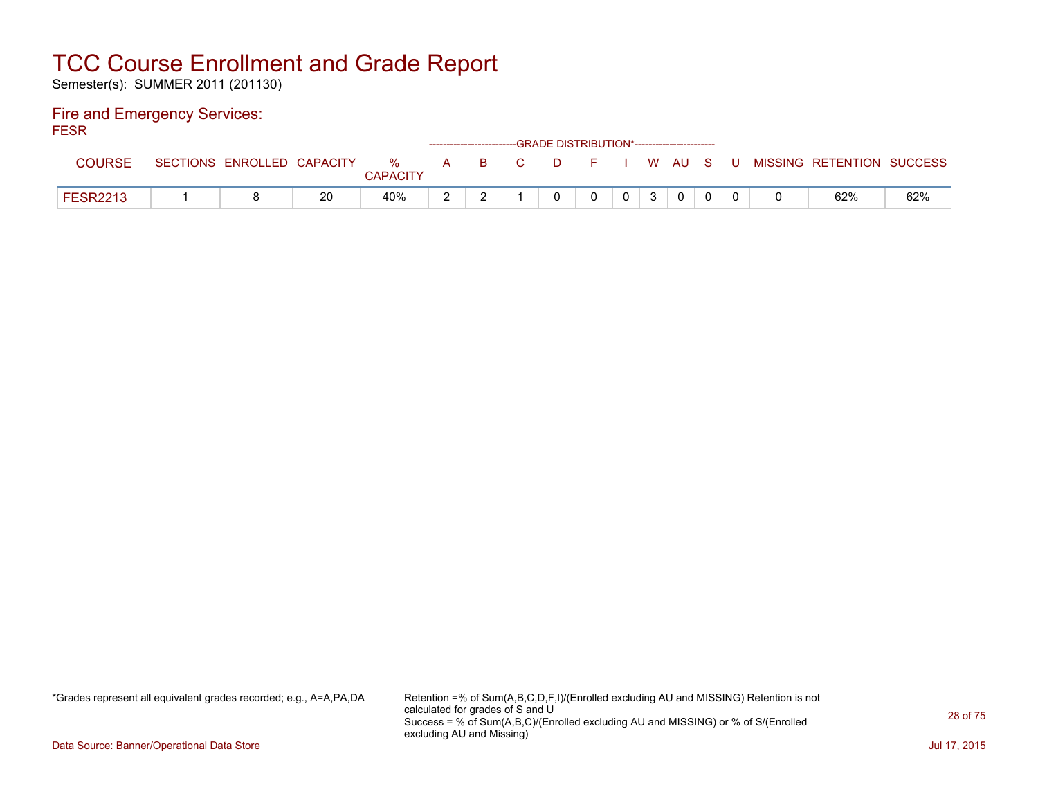# TCC Course Enrollment and Grade Report

Semester(s): SUMMER 2011 (201130)

## Fire and Emergency Services:

FESR

| COURSE | SECTIONS | ENROLLED | CAPACITY | % CAPACITY | A | B | C | D | F | I | W | AU | S | U | MISSING | RETENTION | SUCCESS |
|---|---|---|---|---|---|---|---|---|---|---|---|---|---|---|---|---|---|
| | | | | | GRADE DISTRIBUTION* | | | | | | | | | | | | |
| FESR2213 | 1 | 8 | 20 | 40% | 2 | 2 | 1 | 0 | 0 | 0 | 3 | 0 | 0 | 0 | 0 | 62% | 62% |

*Grades represent all equivalent grades recorded; e.g., A=A,PA,DA

Retention =% of Sum(A,B,C,D,F,I)/(Enrolled excluding AU and MISSING) Retention is not calculated for grades of S and U
Success = % of Sum(A,B,C)/(Enrolled excluding AU and MISSING) or % of S/(Enrolled excluding AU and Missing)

Data Source: Banner/Operational Data Store

Jul 17, 2015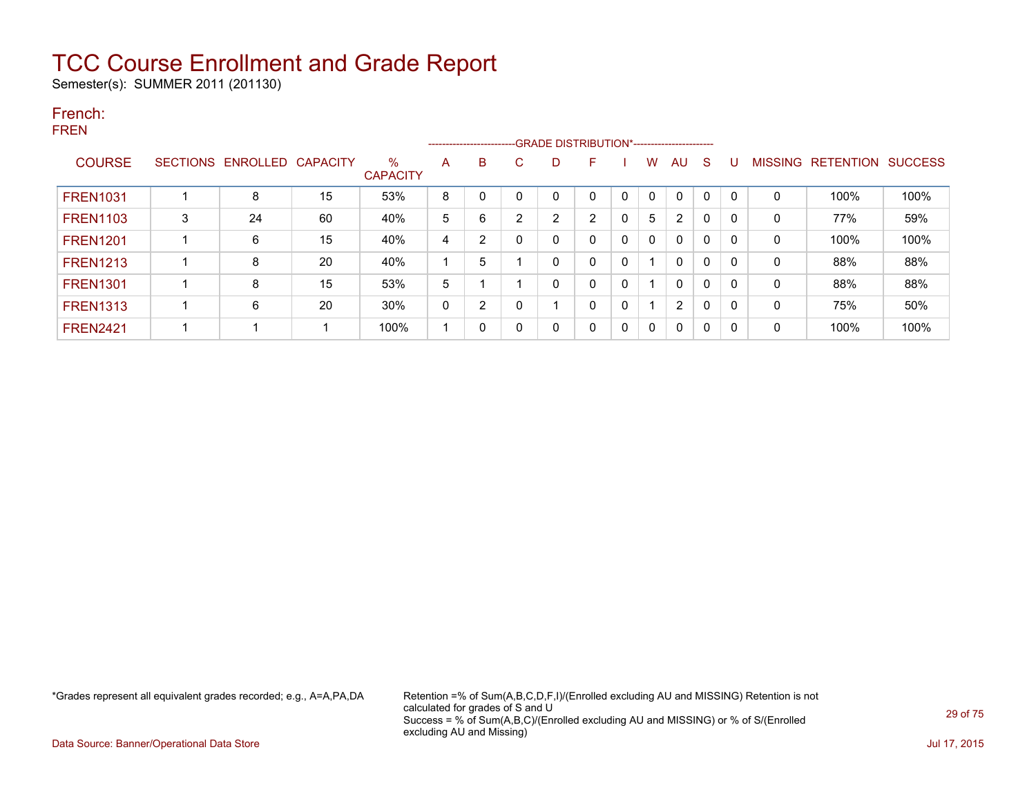# TCC Course Enrollment and Grade Report

Semester(s): SUMMER 2011 (201130)

## French:

FREN

| COURSE | SECTIONS | ENROLLED | CAPACITY | % CAPACITY | A | B | C | D | F | I | W | AU | S | U | MISSING | RETENTION | SUCCESS |
|---|---|---|---|---|---|---|---|---|---|---|---|---|---|---|---|---|---|
| | | | | | GRADE DISTRIBUTION* | | | | | | | | | | | | |
| FREN1031 | 1 | 8 | 15 | 53% | 8 | 0 | 0 | 0 | 0 | 0 | 0 | 0 | 0 | 0 | 0 | 100% | 100% |
| FREN1103 | 3 | 24 | 60 | 40% | 5 | 6 | 2 | 2 | 2 | 0 | 5 | 2 | 0 | 0 | 0 | 77% | 59% |
| FREN1201 | 1 | 6 | 15 | 40% | 4 | 2 | 0 | 0 | 0 | 0 | 0 | 0 | 0 | 0 | 0 | 100% | 100% |
| FREN1213 | 1 | 8 | 20 | 40% | 1 | 5 | 1 | 0 | 0 | 0 | 1 | 0 | 0 | 0 | 0 | 88% | 88% |
| FREN1301 | 1 | 8 | 15 | 53% | 5 | 1 | 1 | 0 | 0 | 0 | 1 | 0 | 0 | 0 | 0 | 88% | 88% |
| FREN1313 | 1 | 6 | 20 | 30% | 0 | 2 | 0 | 1 | 0 | 0 | 1 | 2 | 0 | 0 | 0 | 75% | 50% |
| FREN2421 | 1 | 1 | 1 | 100% | 1 | 0 | 0 | 0 | 0 | 0 | 0 | 0 | 0 | 0 | 0 | 100% | 100% |

*Grades represent all equivalent grades recorded; e.g., A=A,PA,DA

Retention =% of Sum(A,B,C,D,F,I)/(Enrolled excluding AU and MISSING) Retention is not calculated for grades of S and U
Success = % of Sum(A,B,C)/(Enrolled excluding AU and MISSING) or % of S/(Enrolled excluding AU and Missing)

Data Source: Banner/Operational Data Store

Jul 17, 2015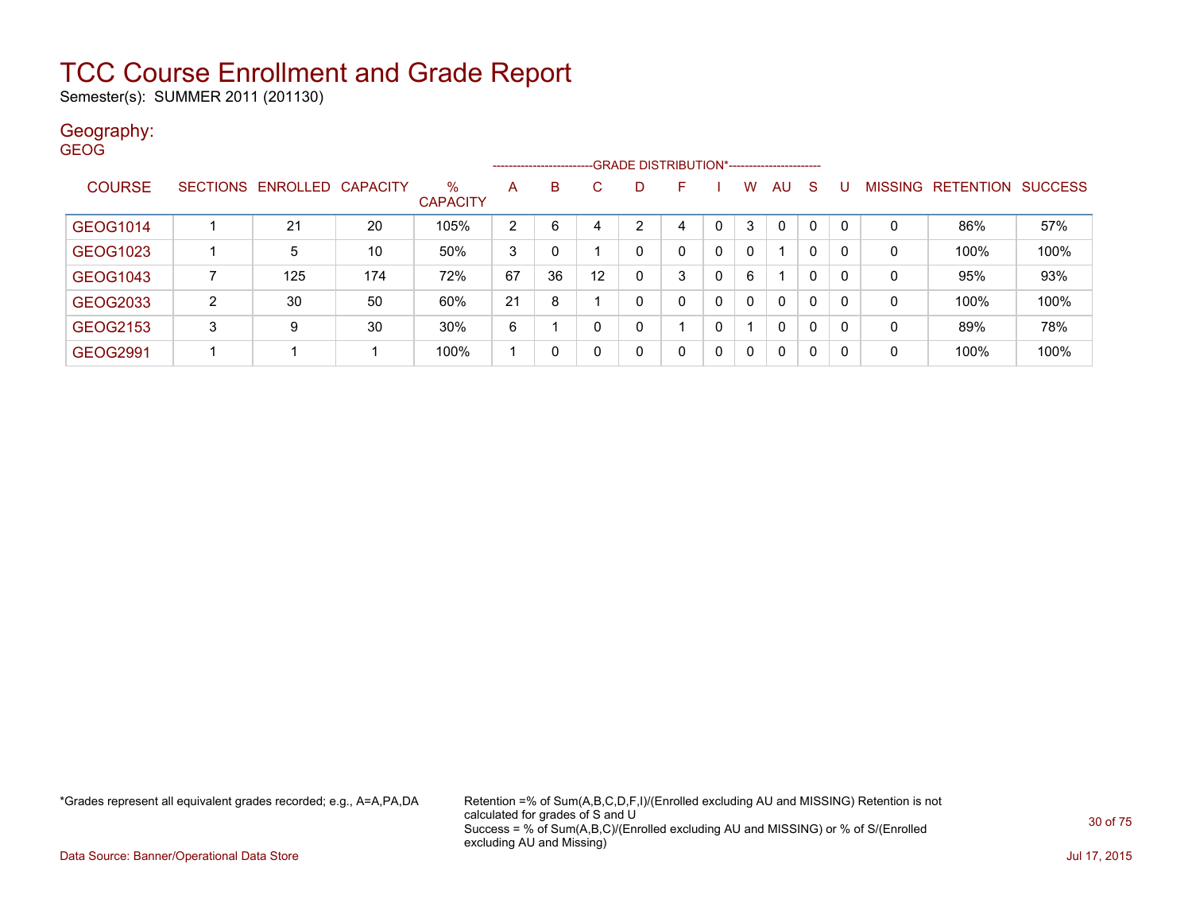# TCC Course Enrollment and Grade Report

Semester(s): SUMMER 2011 (201130)

## Geography:

GEOG

| COURSE | SECTIONS | ENROLLED | CAPACITY | % CAPACITY | A | B | C | D | F | I | W | AU | S | U | MISSING | RETENTION | SUCCESS |
|---|---|---|---|---|---|---|---|---|---|---|---|---|---|---|---|---|---|
| | | | | | GRADE DISTRIBUTION* | | | | | | | | | | | | |
| GEOG1014 | 1 | 21 | 20 | 105% | 2 | 6 | 4 | 2 | 4 | 0 | 3 | 0 | 0 | 0 | 0 | 86% | 57% |
| GEOG1023 | 1 | 5 | 10 | 50% | 3 | 0 | 1 | 0 | 0 | 0 | 0 | 1 | 0 | 0 | 0 | 100% | 100% |
| GEOG1043 | 7 | 125 | 174 | 72% | 67 | 36 | 12 | 0 | 3 | 0 | 6 | 1 | 0 | 0 | 0 | 95% | 93% |
| GEOG2033 | 2 | 30 | 50 | 60% | 21 | 8 | 1 | 0 | 0 | 0 | 0 | 0 | 0 | 0 | 0 | 100% | 100% |
| GEOG2153 | 3 | 9 | 30 | 30% | 6 | 1 | 0 | 0 | 1 | 0 | 1 | 0 | 0 | 0 | 0 | 89% | 78% |
| GEOG2991 | 1 | 1 | 1 | 100% | 1 | 0 | 0 | 0 | 0 | 0 | 0 | 0 | 0 | 0 | 0 | 100% | 100% |

*Grades represent all equivalent grades recorded; e.g., A=A,PA,DA

Retention =% of Sum(A,B,C,D,F,I)/(Enrolled excluding AU and MISSING) Retention is not calculated for grades of S and U
Success = % of Sum(A,B,C)/(Enrolled excluding AU and MISSING) or % of S/(Enrolled excluding AU and Missing)

Data Source: Banner/Operational Data Store

Jul 17, 2015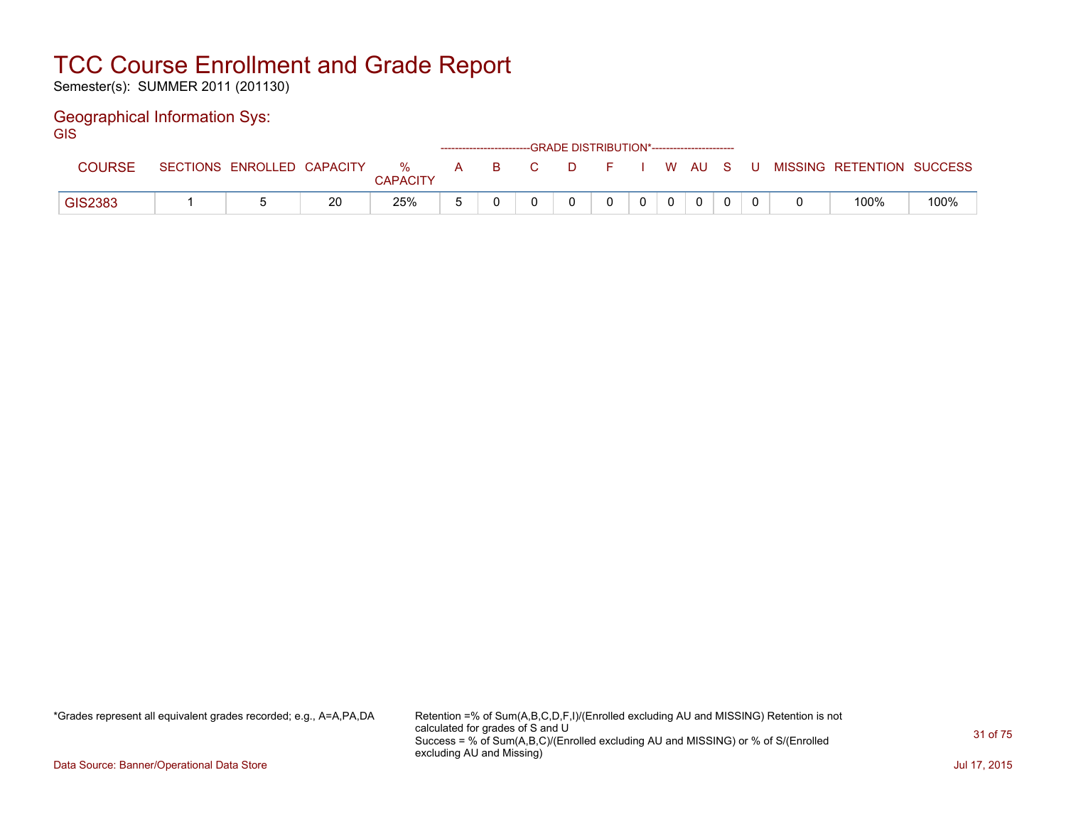# TCC Course Enrollment and Grade Report

Semester(s): SUMMER 2011 (201130)

## Geographical Information Sys:

GIS

| COURSE | SECTIONS | ENROLLED | CAPACITY | % CAPACITY | A | B | C | D | F | I | W | AU | S | U | MISSING | RETENTION | SUCCESS |
|---|---|---|---|---|---|---|---|---|---|---|---|---|---|---|---|---|---|
| | | | | | GRADE DISTRIBUTION* | | | | | | | | | | | | |
| GIS2383 | 1 | 5 | 20 | 25% | 5 | 0 | 0 | 0 | 0 | 0 | 0 | 0 | 0 | 0 | 0 | 100% | 100% |

*Grades represent all equivalent grades recorded; e.g., A=A,PA,DA

Retention =% of Sum(A,B,C,D,F,I)/(Enrolled excluding AU and MISSING) Retention is not calculated for grades of S and U
Success = % of Sum(A,B,C)/(Enrolled excluding AU and MISSING) or % of S/(Enrolled excluding AU and Missing)

Data Source: Banner/Operational Data Store

Jul 17, 2015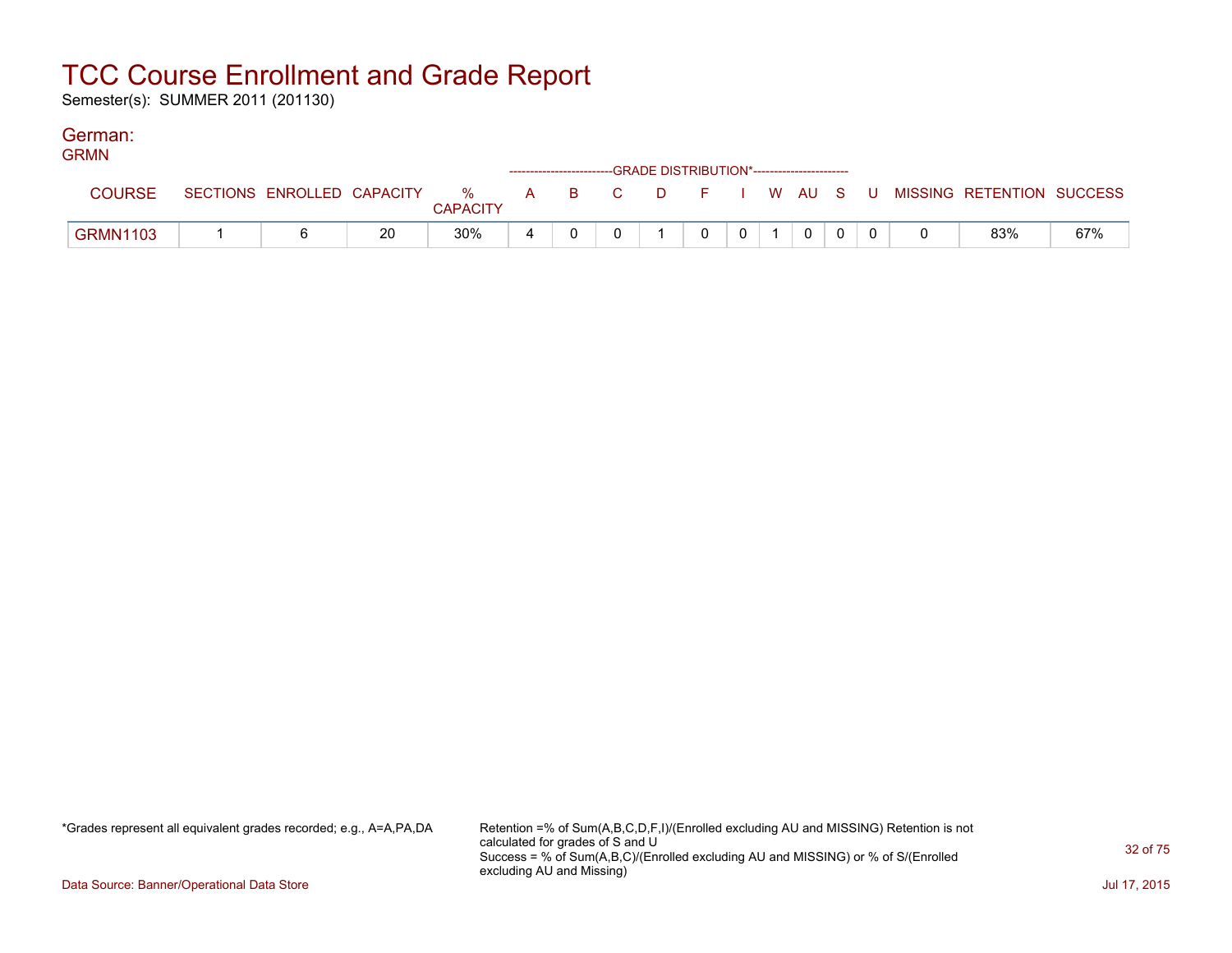# TCC Course Enrollment and Grade Report

Semester(s): SUMMER 2011 (201130)

## German:

GRMN

| COURSE | SECTIONS | ENROLLED | CAPACITY | % CAPACITY | A | B | C | D | F | I | W | AU | S | U | MISSING | RETENTION | SUCCESS |
|---|---|---|---|---|---|---|---|---|---|---|---|---|---|---|---|---|---|
| | | | | | GRADE DISTRIBUTION* | | | | | | | | | | | | |
| GRMN1103 | 1 | 6 | 20 | 30% | 4 | 0 | 0 | 1 | 0 | 0 | 1 | 0 | 0 | 0 | 0 | 83% | 67% |

*Grades represent all equivalent grades recorded; e.g., A=A,PA,DA

Retention =% of Sum(A,B,C,D,F,I)/(Enrolled excluding AU and MISSING) Retention is not calculated for grades of S and U
Success = % of Sum(A,B,C)/(Enrolled excluding AU and MISSING) or % of S/(Enrolled excluding AU and Missing)

Data Source: Banner/Operational Data Store

Jul 17, 2015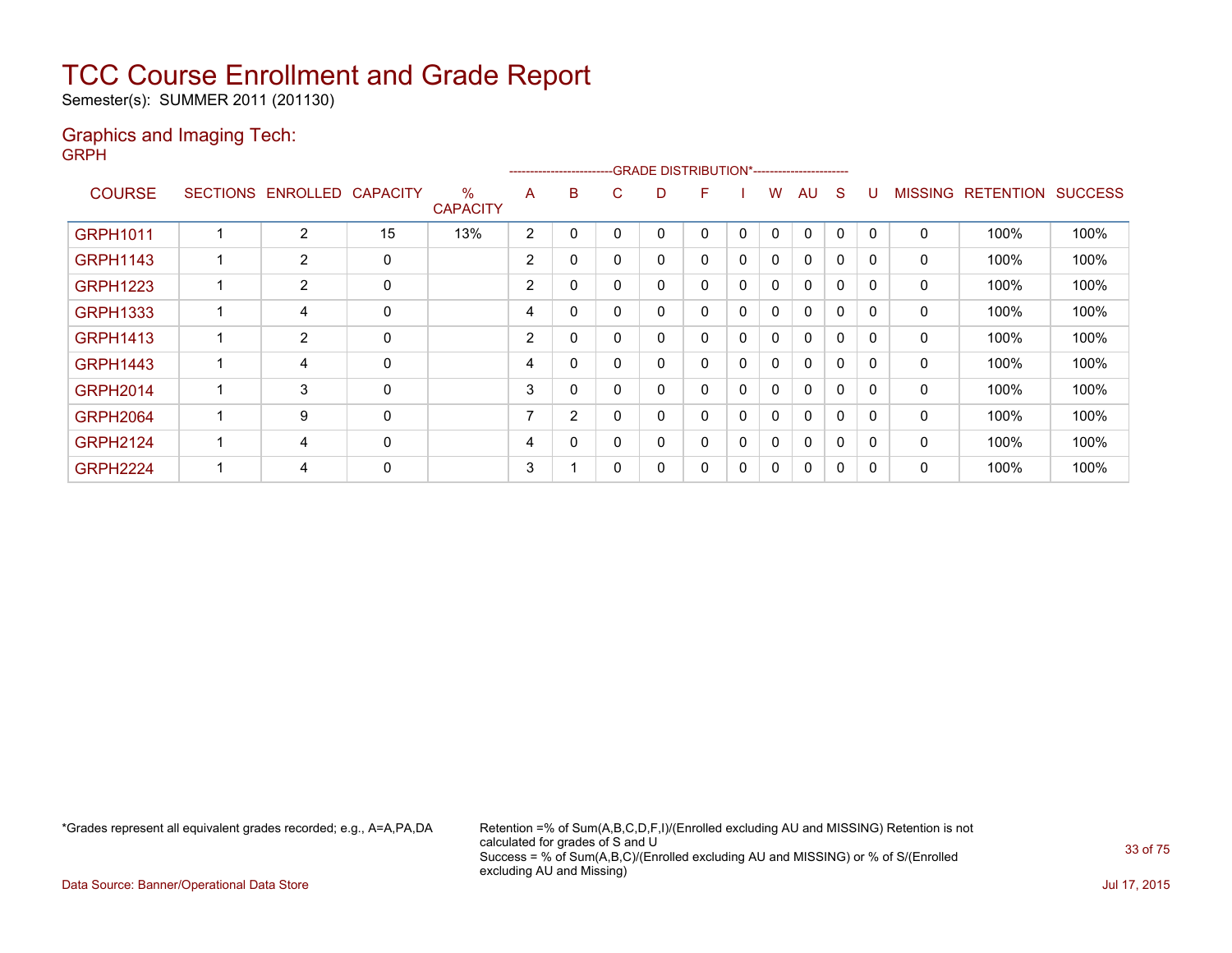# TCC Course Enrollment and Grade Report

Semester(s): SUMMER 2011 (201130)

## Graphics and Imaging Tech:

GRPH

| COURSE | SECTIONS | ENROLLED | CAPACITY | % CAPACITY | A | B | C | D | F | I | W | AU | S | U | MISSING | RETENTION | SUCCESS |
|---|---|---|---|---|---|---|---|---|---|---|---|---|---|---|---|---|---|
| | | | | | GRADE DISTRIBUTION* | | | | | | | | | | | | |
| GRPH1011 | 1 | 2 | 15 | 13% | 2 | 0 | 0 | 0 | 0 | 0 | 0 | 0 | 0 | 0 | 0 | 100% | 100% |
| GRPH1143 | 1 | 2 | 0 | | 2 | 0 | 0 | 0 | 0 | 0 | 0 | 0 | 0 | 0 | 0 | 100% | 100% |
| GRPH1223 | 1 | 2 | 0 | | 2 | 0 | 0 | 0 | 0 | 0 | 0 | 0 | 0 | 0 | 0 | 100% | 100% |
| GRPH1333 | 1 | 4 | 0 | | 4 | 0 | 0 | 0 | 0 | 0 | 0 | 0 | 0 | 0 | 0 | 100% | 100% |
| GRPH1413 | 1 | 2 | 0 | | 2 | 0 | 0 | 0 | 0 | 0 | 0 | 0 | 0 | 0 | 0 | 100% | 100% |
| GRPH1443 | 1 | 4 | 0 | | 4 | 0 | 0 | 0 | 0 | 0 | 0 | 0 | 0 | 0 | 0 | 100% | 100% |
| GRPH2014 | 1 | 3 | 0 | | 3 | 0 | 0 | 0 | 0 | 0 | 0 | 0 | 0 | 0 | 0 | 100% | 100% |
| GRPH2064 | 1 | 9 | 0 | | 7 | 2 | 0 | 0 | 0 | 0 | 0 | 0 | 0 | 0 | 0 | 100% | 100% |
| GRPH2124 | 1 | 4 | 0 | | 4 | 0 | 0 | 0 | 0 | 0 | 0 | 0 | 0 | 0 | 0 | 100% | 100% |
| GRPH2224 | 1 | 4 | 0 | | 3 | 1 | 0 | 0 | 0 | 0 | 0 | 0 | 0 | 0 | 0 | 100% | 100% |

*Grades represent all equivalent grades recorded; e.g., A=A,PA,DA

Retention =% of Sum(A,B,C,D,F,I)/(Enrolled excluding AU and MISSING) Retention is not calculated for grades of S and U
Success = % of Sum(A,B,C)/(Enrolled excluding AU and MISSING) or % of S/(Enrolled excluding AU and Missing)

Data Source: Banner/Operational Data Store

Jul 17, 2015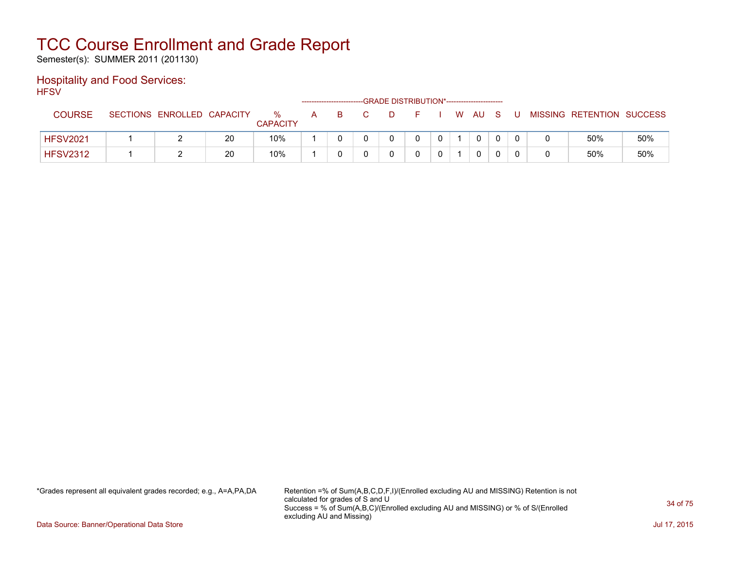# TCC Course Enrollment and Grade Report

Semester(s): SUMMER 2011 (201130)

## Hospitality and Food Services:

HFSV

| COURSE | SECTIONS | ENROLLED | CAPACITY | % CAPACITY | A | B | C | D | F | I | W | AU | S | U | MISSING | RETENTION | SUCCESS |
|---|---|---|---|---|---|---|---|---|---|---|---|---|---|---|---|---|---|
| | | | | | GRADE DISTRIBUTION* | | | | | | | | | | | | |
| HFSV2021 | 1 | 2 | 20 | 10% | 1 | 0 | 0 | 0 | 0 | 0 | 1 | 0 | 0 | 0 | 0 | 50% | 50% |
| HFSV2312 | 1 | 2 | 20 | 10% | 1 | 0 | 0 | 0 | 0 | 0 | 1 | 0 | 0 | 0 | 0 | 50% | 50% |

*Grades represent all equivalent grades recorded; e.g., A=A,PA,DA

Retention =% of Sum(A,B,C,D,F,I)/(Enrolled excluding AU and MISSING) Retention is not calculated for grades of S and U
Success = % of Sum(A,B,C)/(Enrolled excluding AU and MISSING) or % of S/(Enrolled excluding AU and Missing)

Data Source: Banner/Operational Data Store

Jul 17, 2015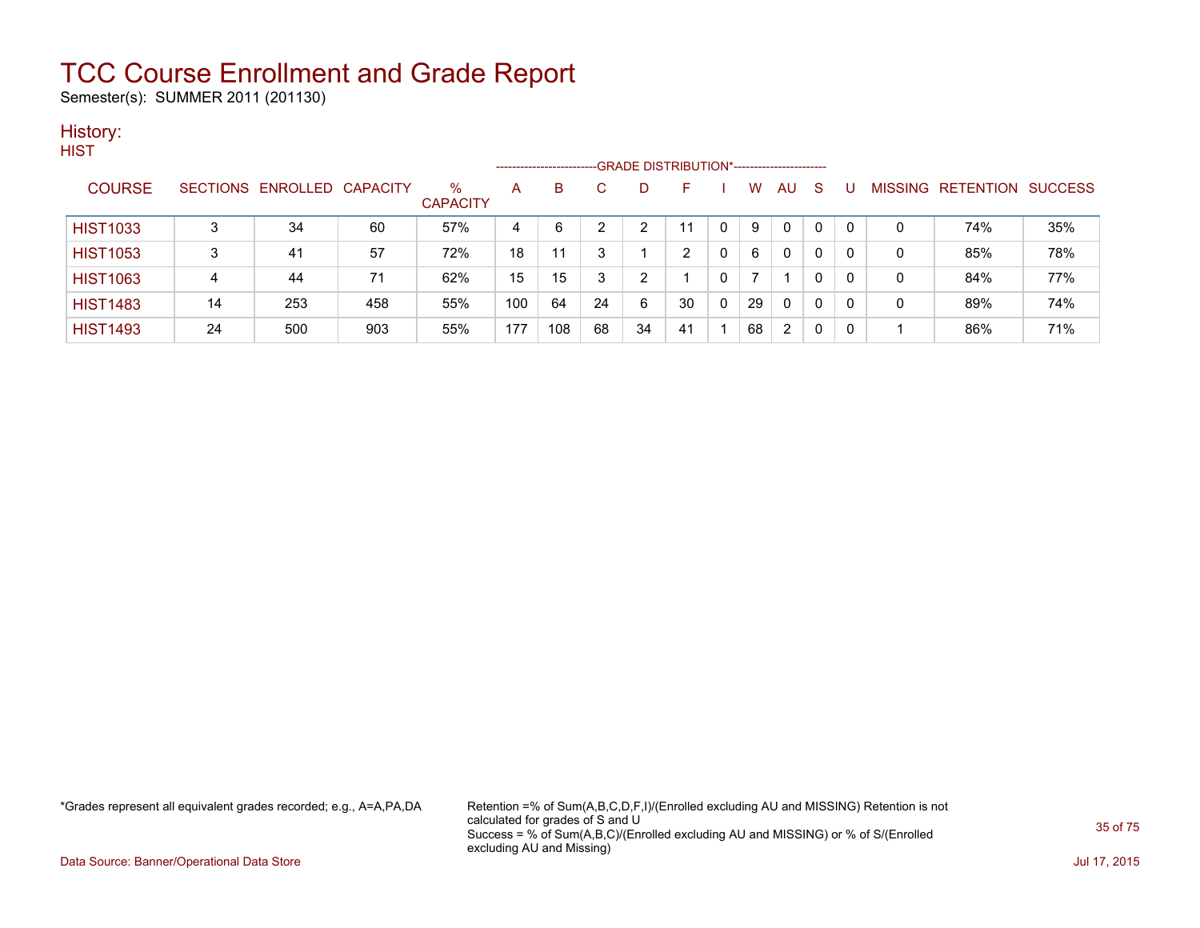# TCC Course Enrollment and Grade Report

Semester(s): SUMMER 2011 (201130)

## History:

HIST

| COURSE | SECTIONS | ENROLLED | CAPACITY | % CAPACITY | A | B | C | D | F | I | W | AU | S | U | MISSING | RETENTION | SUCCESS |
|---|---|---|---|---|---|---|---|---|---|---|---|---|---|---|---|---|---|
| | | | | | GRADE DISTRIBUTION* | | | | | | | | | | | | |
| HIST1033 | 3 | 34 | 60 | 57% | 4 | 6 | 2 | 2 | 11 | 0 | 9 | 0 | 0 | 0 | 0 | 74% | 35% |
| HIST1053 | 3 | 41 | 57 | 72% | 18 | 11 | 3 | 1 | 2 | 0 | 6 | 0 | 0 | 0 | 0 | 85% | 78% |
| HIST1063 | 4 | 44 | 71 | 62% | 15 | 15 | 3 | 2 | 1 | 0 | 7 | 1 | 0 | 0 | 0 | 84% | 77% |
| HIST1483 | 14 | 253 | 458 | 55% | 100 | 64 | 24 | 6 | 30 | 0 | 29 | 0 | 0 | 0 | 0 | 89% | 74% |
| HIST1493 | 24 | 500 | 903 | 55% | 177 | 108 | 68 | 34 | 41 | 1 | 68 | 2 | 0 | 0 | 1 | 86% | 71% |

*Grades represent all equivalent grades recorded; e.g., A=A,PA,DA

Retention =% of Sum(A,B,C,D,F,I)/(Enrolled excluding AU and MISSING) Retention is not calculated for grades of S and U
Success = % of Sum(A,B,C)/(Enrolled excluding AU and MISSING) or % of S/(Enrolled excluding AU and Missing)

Data Source: Banner/Operational Data Store

Jul 17, 2015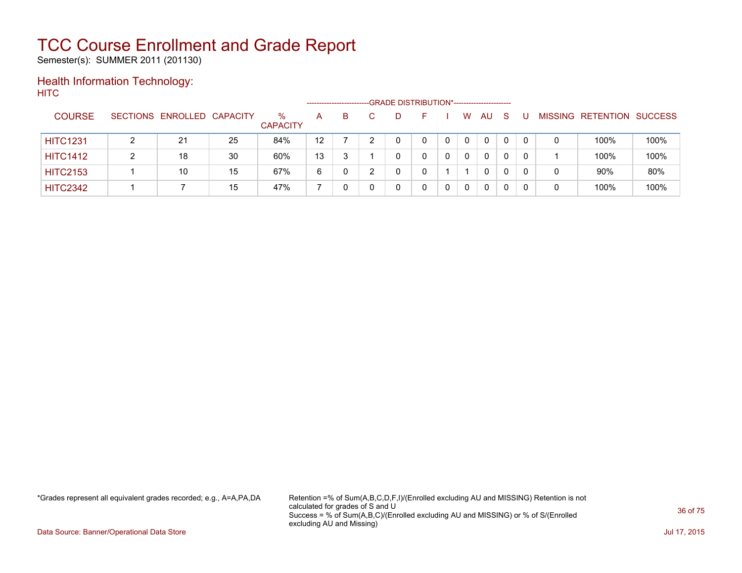# TCC Course Enrollment and Grade Report

Semester(s): SUMMER 2011 (201130)

## Health Information Technology:

HITC

| COURSE | SECTIONS | ENROLLED | CAPACITY | % CAPACITY | A | B | C | D | F | I | W | AU | S | U | MISSING | RETENTION | SUCCESS |
|---|---|---|---|---|---|---|---|---|---|---|---|---|---|---|---|---|---|
| | | | | | GRADE DISTRIBUTION* | | | | | | | | | | | | |
| HITC1231 | 2 | 21 | 25 | 84% | 12 | 7 | 2 | 0 | 0 | 0 | 0 | 0 | 0 | 0 | 0 | 100% | 100% |
| HITC1412 | 2 | 18 | 30 | 60% | 13 | 3 | 1 | 0 | 0 | 0 | 0 | 0 | 0 | 0 | 1 | 100% | 100% |
| HITC2153 | 1 | 10 | 15 | 67% | 6 | 0 | 2 | 0 | 0 | 1 | 1 | 0 | 0 | 0 | 0 | 90% | 80% |
| HITC2342 | 1 | 7 | 15 | 47% | 7 | 0 | 0 | 0 | 0 | 0 | 0 | 0 | 0 | 0 | 0 | 100% | 100% |

*Grades represent all equivalent grades recorded; e.g., A=A,PA,DA

Retention =% of Sum(A,B,C,D,F,I)/(Enrolled excluding AU and MISSING) Retention is not calculated for grades of S and U
Success = % of Sum(A,B,C)/(Enrolled excluding AU and MISSING) or % of S/(Enrolled excluding AU and Missing)

Data Source: Banner/Operational Data Store

Jul 17, 2015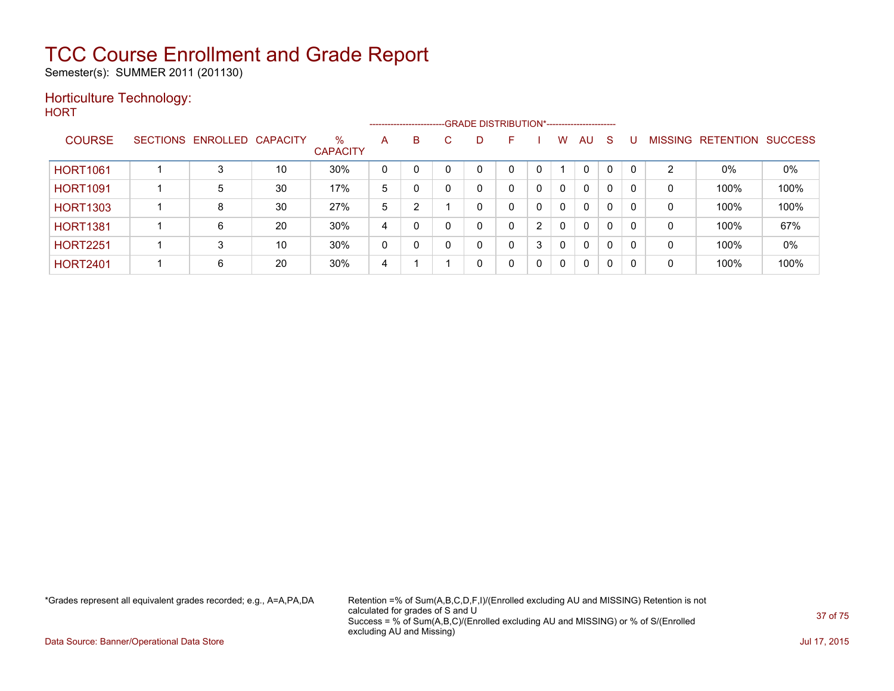# TCC Course Enrollment and Grade Report

Semester(s): SUMMER 2011 (201130)

## Horticulture Technology:

HORT

| COURSE | SECTIONS | ENROLLED | CAPACITY | % CAPACITY | A | B | C | D | F | I | W | AU | S | U | MISSING | RETENTION | SUCCESS |
|---|---|---|---|---|---|---|---|---|---|---|---|---|---|---|---|---|---|
| | | | | | GRADE DISTRIBUTION* | | | | | | | | | | | | |
| HORT1061 | 1 | 3 | 10 | 30% | 0 | 0 | 0 | 0 | 0 | 0 | 1 | 0 | 0 | 0 | 2 | 0% | 0% |
| HORT1091 | 1 | 5 | 30 | 17% | 5 | 0 | 0 | 0 | 0 | 0 | 0 | 0 | 0 | 0 | 0 | 100% | 100% |
| HORT1303 | 1 | 8 | 30 | 27% | 5 | 2 | 1 | 0 | 0 | 0 | 0 | 0 | 0 | 0 | 0 | 100% | 100% |
| HORT1381 | 1 | 6 | 20 | 30% | 4 | 0 | 0 | 0 | 0 | 2 | 0 | 0 | 0 | 0 | 0 | 100% | 67% |
| HORT2251 | 1 | 3 | 10 | 30% | 0 | 0 | 0 | 0 | 0 | 3 | 0 | 0 | 0 | 0 | 0 | 100% | 0% |
| HORT2401 | 1 | 6 | 20 | 30% | 4 | 1 | 1 | 0 | 0 | 0 | 0 | 0 | 0 | 0 | 0 | 100% | 100% |

*Grades represent all equivalent grades recorded; e.g., A=A,PA,DA

Retention =% of Sum(A,B,C,D,F,I)/(Enrolled excluding AU and MISSING) Retention is not calculated for grades of S and U
Success = % of Sum(A,B,C)/(Enrolled excluding AU and MISSING) or % of S/(Enrolled excluding AU and Missing)

Data Source: Banner/Operational Data Store

Jul 17, 2015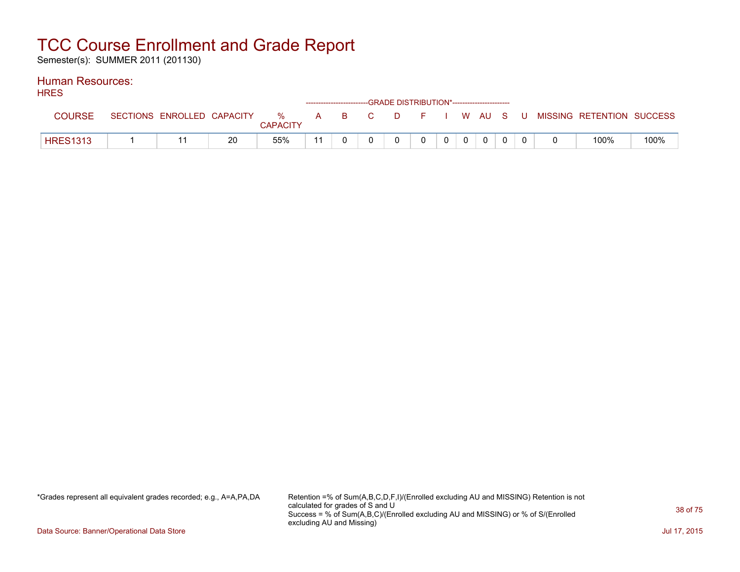# TCC Course Enrollment and Grade Report

Semester(s): SUMMER 2011 (201130)

## Human Resources:

HRES

| COURSE | SECTIONS | ENROLLED | CAPACITY | % CAPACITY | A | B | C | D | F | I | W | AU | S | U | MISSING | RETENTION | SUCCESS |
|---|---|---|---|---|---|---|---|---|---|---|---|---|---|---|---|---|---|
| | | | | | GRADE DISTRIBUTION* | | | | | | | | | | | | |
| HRES1313 | 1 | 11 | 20 | 55% | 11 | 0 | 0 | 0 | 0 | 0 | 0 | 0 | 0 | 0 | 0 | 100% | 100% |

*Grades represent all equivalent grades recorded; e.g., A=A,PA,DA

Retention =% of Sum(A,B,C,D,F,I)/(Enrolled excluding AU and MISSING) Retention is not calculated for grades of S and U
Success = % of Sum(A,B,C)/(Enrolled excluding AU and MISSING) or % of S/(Enrolled excluding AU and Missing)

Data Source: Banner/Operational Data Store

Jul 17, 2015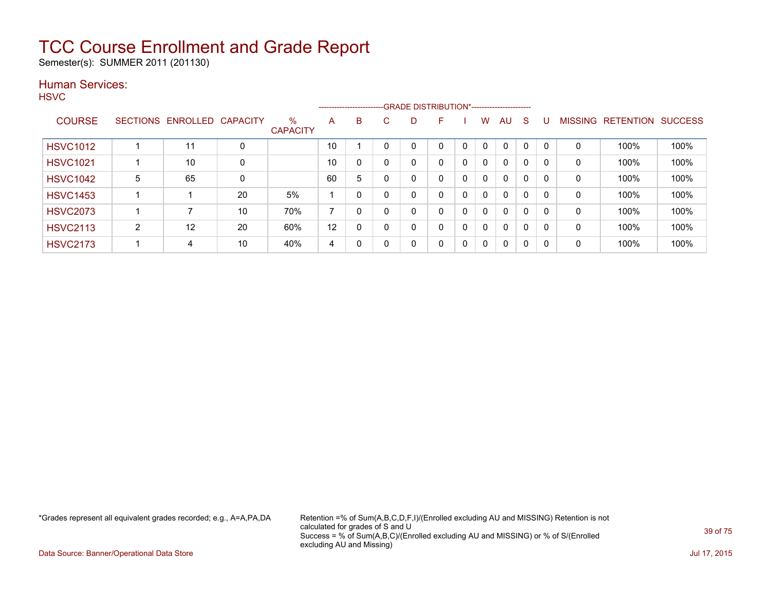# TCC Course Enrollment and Grade Report

Semester(s): SUMMER 2011 (201130)

## Human Services:

HSVC

| COURSE | SECTIONS | ENROLLED | CAPACITY | % CAPACITY | A | B | C | D | F | I | W | AU | S | U | MISSING | RETENTION | SUCCESS |
|---|---|---|---|---|---|---|---|---|---|---|---|---|---|---|---|---|---|
| | | | | | GRADE DISTRIBUTION* | | | | | | | | | | | | |
| HSVC1012 | 1 | 11 | 0 | | 10 | 1 | 0 | 0 | 0 | 0 | 0 | 0 | 0 | 0 | 0 | 100% | 100% |
| HSVC1021 | 1 | 10 | 0 | | 10 | 0 | 0 | 0 | 0 | 0 | 0 | 0 | 0 | 0 | 0 | 100% | 100% |
| HSVC1042 | 5 | 65 | 0 | | 60 | 5 | 0 | 0 | 0 | 0 | 0 | 0 | 0 | 0 | 0 | 100% | 100% |
| HSVC1453 | 1 | 1 | 20 | 5% | 1 | 0 | 0 | 0 | 0 | 0 | 0 | 0 | 0 | 0 | 0 | 100% | 100% |
| HSVC2073 | 1 | 7 | 10 | 70% | 7 | 0 | 0 | 0 | 0 | 0 | 0 | 0 | 0 | 0 | 0 | 100% | 100% |
| HSVC2113 | 2 | 12 | 20 | 60% | 12 | 0 | 0 | 0 | 0 | 0 | 0 | 0 | 0 | 0 | 0 | 100% | 100% |
| HSVC2173 | 1 | 4 | 10 | 40% | 4 | 0 | 0 | 0 | 0 | 0 | 0 | 0 | 0 | 0 | 0 | 100% | 100% |

*Grades represent all equivalent grades recorded; e.g., A=A,PA,DA

Retention =% of Sum(A,B,C,D,F,I)/(Enrolled excluding AU and MISSING) Retention is not calculated for grades of S and U
Success = % of Sum(A,B,C)/(Enrolled excluding AU and MISSING) or % of S/(Enrolled excluding AU and Missing)

Data Source: Banner/Operational Data Store

Jul 17, 2015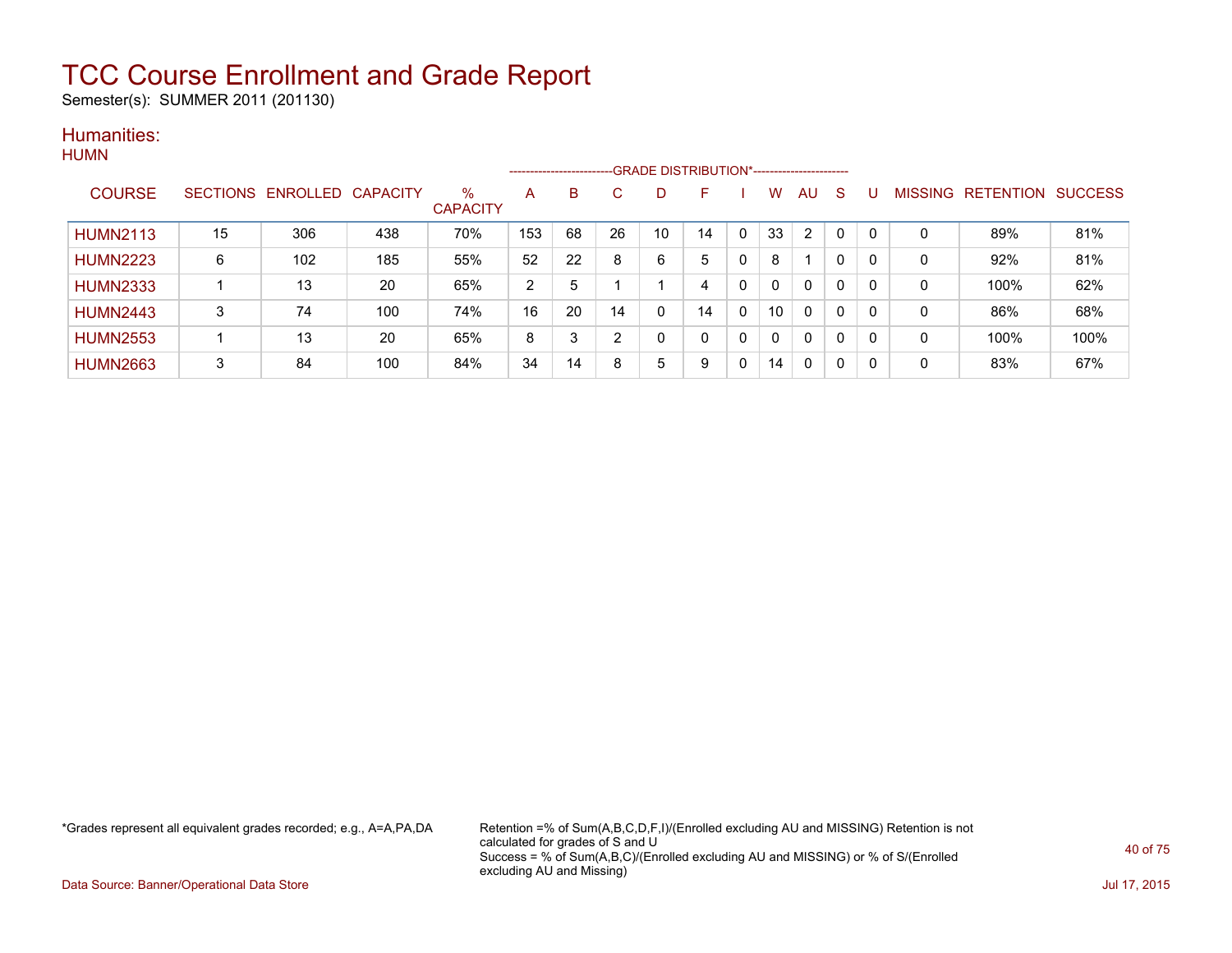# TCC Course Enrollment and Grade Report

Semester(s): SUMMER 2011 (201130)

## Humanities:

### HUMN

| COURSE | SECTIONS | ENROLLED | CAPACITY | % CAPACITY | A | B | C | D | F | I | W | AU | S | U | MISSING | RETENTION | SUCCESS |
|---|---|---|---|---|---|---|---|---|---|---|---|---|---|---|---|---|---|
| | | | | | GRADE DISTRIBUTION* | | | | | | | | | | | | |
| HUMN2113 | 15 | 306 | 438 | 70% | 153 | 68 | 26 | 10 | 14 | 0 | 33 | 2 | 0 | 0 | 0 | 89% | 81% |
| HUMN2223 | 6 | 102 | 185 | 55% | 52 | 22 | 8 | 6 | 5 | 0 | 8 | 1 | 0 | 0 | 0 | 92% | 81% |
| HUMN2333 | 1 | 13 | 20 | 65% | 2 | 5 | 1 | 1 | 4 | 0 | 0 | 0 | 0 | 0 | 0 | 100% | 62% |
| HUMN2443 | 3 | 74 | 100 | 74% | 16 | 20 | 14 | 0 | 14 | 0 | 10 | 0 | 0 | 0 | 0 | 86% | 68% |
| HUMN2553 | 1 | 13 | 20 | 65% | 8 | 3 | 2 | 0 | 0 | 0 | 0 | 0 | 0 | 0 | 0 | 100% | 100% |
| HUMN2663 | 3 | 84 | 100 | 84% | 34 | 14 | 8 | 5 | 9 | 0 | 14 | 0 | 0 | 0 | 0 | 83% | 67% |

*Grades represent all equivalent grades recorded; e.g., A=A,PA,DA

Retention =% of Sum(A,B,C,D,F,I)/(Enrolled excluding AU and MISSING) Retention is not calculated for grades of S and U
Success = % of Sum(A,B,C)/(Enrolled excluding AU and MISSING) or % of S/(Enrolled excluding AU and Missing)

Data Source: Banner/Operational Data Store

Jul 17, 2015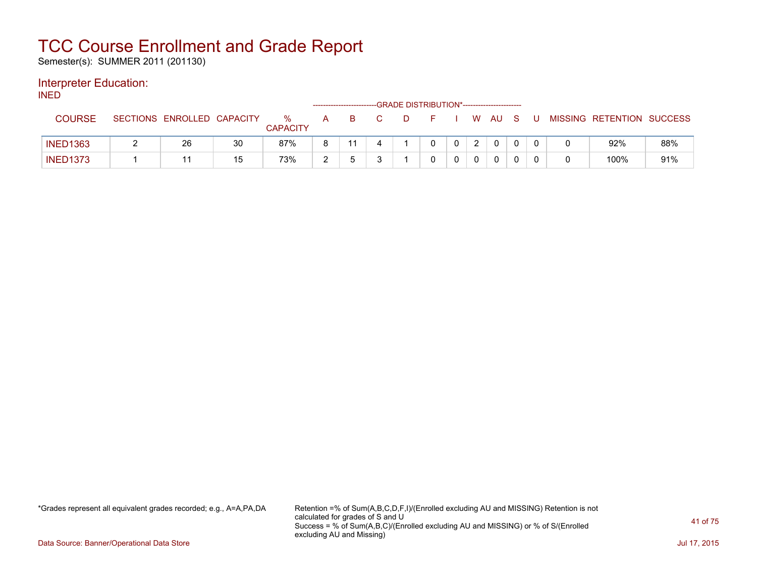# TCC Course Enrollment and Grade Report

Semester(s): SUMMER 2011 (201130)

## Interpreter Education:

INED

| COURSE | SECTIONS | ENROLLED | CAPACITY | % CAPACITY | A | B | C | D | F | I | W | AU | S | U | MISSING | RETENTION | SUCCESS |
|---|---|---|---|---|---|---|---|---|---|---|---|---|---|---|---|---|---|
| | | | | | GRADE DISTRIBUTION* | | | | | | | | | | | | |
| INED1363 | 2 | 26 | 30 | 87% | 8 | 11 | 4 | 1 | 0 | 0 | 2 | 0 | 0 | 0 | 0 | 92% | 88% |
| INED1373 | 1 | 11 | 15 | 73% | 2 | 5 | 3 | 1 | 0 | 0 | 0 | 0 | 0 | 0 | 0 | 100% | 91% |

*Grades represent all equivalent grades recorded; e.g., A=A,PA,DA

Retention =% of Sum(A,B,C,D,F,I)/(Enrolled excluding AU and MISSING) Retention is not calculated for grades of S and U
Success = % of Sum(A,B,C)/(Enrolled excluding AU and MISSING) or % of S/(Enrolled excluding AU and Missing)

Data Source: Banner/Operational Data Store

Jul 17, 2015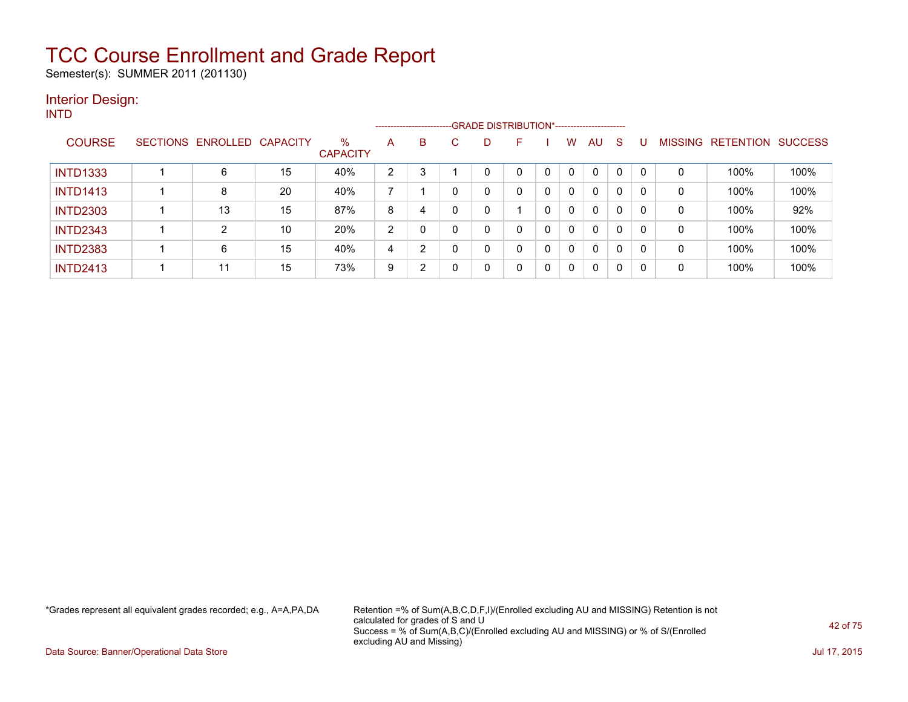# TCC Course Enrollment and Grade Report

Semester(s): SUMMER 2011 (201130)

## Interior Design:

INTD

| COURSE | SECTIONS | ENROLLED | CAPACITY | % CAPACITY | A | B | C | D | F | I | W | AU | S | U | MISSING | RETENTION | SUCCESS |
|---|---|---|---|---|---|---|---|---|---|---|---|---|---|---|---|---|---|
| | | | | | GRADE DISTRIBUTION* | | | | | | | | | | | | |
| INTD1333 | 1 | 6 | 15 | 40% | 2 | 3 | 1 | 0 | 0 | 0 | 0 | 0 | 0 | 0 | 0 | 100% | 100% |
| INTD1413 | 1 | 8 | 20 | 40% | 7 | 1 | 0 | 0 | 0 | 0 | 0 | 0 | 0 | 0 | 0 | 100% | 100% |
| INTD2303 | 1 | 13 | 15 | 87% | 8 | 4 | 0 | 0 | 1 | 0 | 0 | 0 | 0 | 0 | 0 | 100% | 92% |
| INTD2343 | 1 | 2 | 10 | 20% | 2 | 0 | 0 | 0 | 0 | 0 | 0 | 0 | 0 | 0 | 0 | 100% | 100% |
| INTD2383 | 1 | 6 | 15 | 40% | 4 | 2 | 0 | 0 | 0 | 0 | 0 | 0 | 0 | 0 | 0 | 100% | 100% |
| INTD2413 | 1 | 11 | 15 | 73% | 9 | 2 | 0 | 0 | 0 | 0 | 0 | 0 | 0 | 0 | 0 | 100% | 100% |

*Grades represent all equivalent grades recorded; e.g., A=A,PA,DA

Retention =% of Sum(A,B,C,D,F,I)/(Enrolled excluding AU and MISSING) Retention is not calculated for grades of S and U
Success = % of Sum(A,B,C)/(Enrolled excluding AU and MISSING) or % of S/(Enrolled excluding AU and Missing)

Data Source: Banner/Operational Data Store

Jul 17, 2015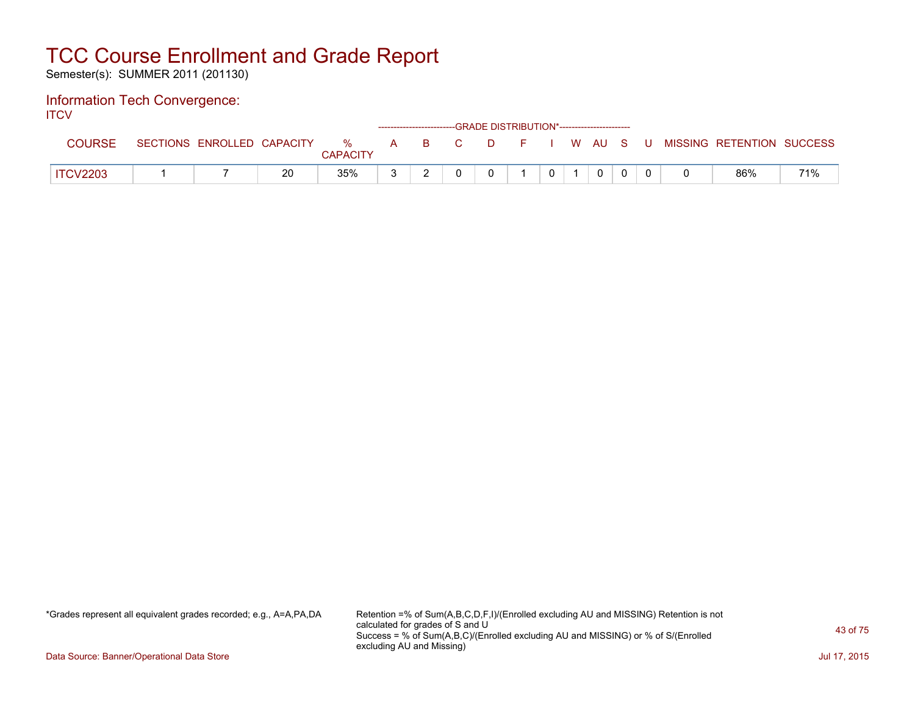# TCC Course Enrollment and Grade Report

Semester(s): SUMMER 2011 (201130)

## Information Tech Convergence:

ITCV

| COURSE | SECTIONS | ENROLLED | CAPACITY | % CAPACITY | A | B | C | D | F | I | W | AU | S | U | MISSING | RETENTION | SUCCESS |
|---|---|---|---|---|---|---|---|---|---|---|---|---|---|---|---|---|---|
| | | | | | GRADE DISTRIBUTION* | | | | | | | | | | | | |
| ITCV2203 | 1 | 7 | 20 | 35% | 3 | 2 | 0 | 0 | 1 | 0 | 1 | 0 | 0 | 0 | 0 | 86% | 71% |

*Grades represent all equivalent grades recorded; e.g., A=A,PA,DA

Retention =% of Sum(A,B,C,D,F,I)/(Enrolled excluding AU and MISSING) Retention is not calculated for grades of S and U
Success = % of Sum(A,B,C)/(Enrolled excluding AU and MISSING) or % of S/(Enrolled excluding AU and Missing)

Data Source: Banner/Operational Data Store

Jul 17, 2015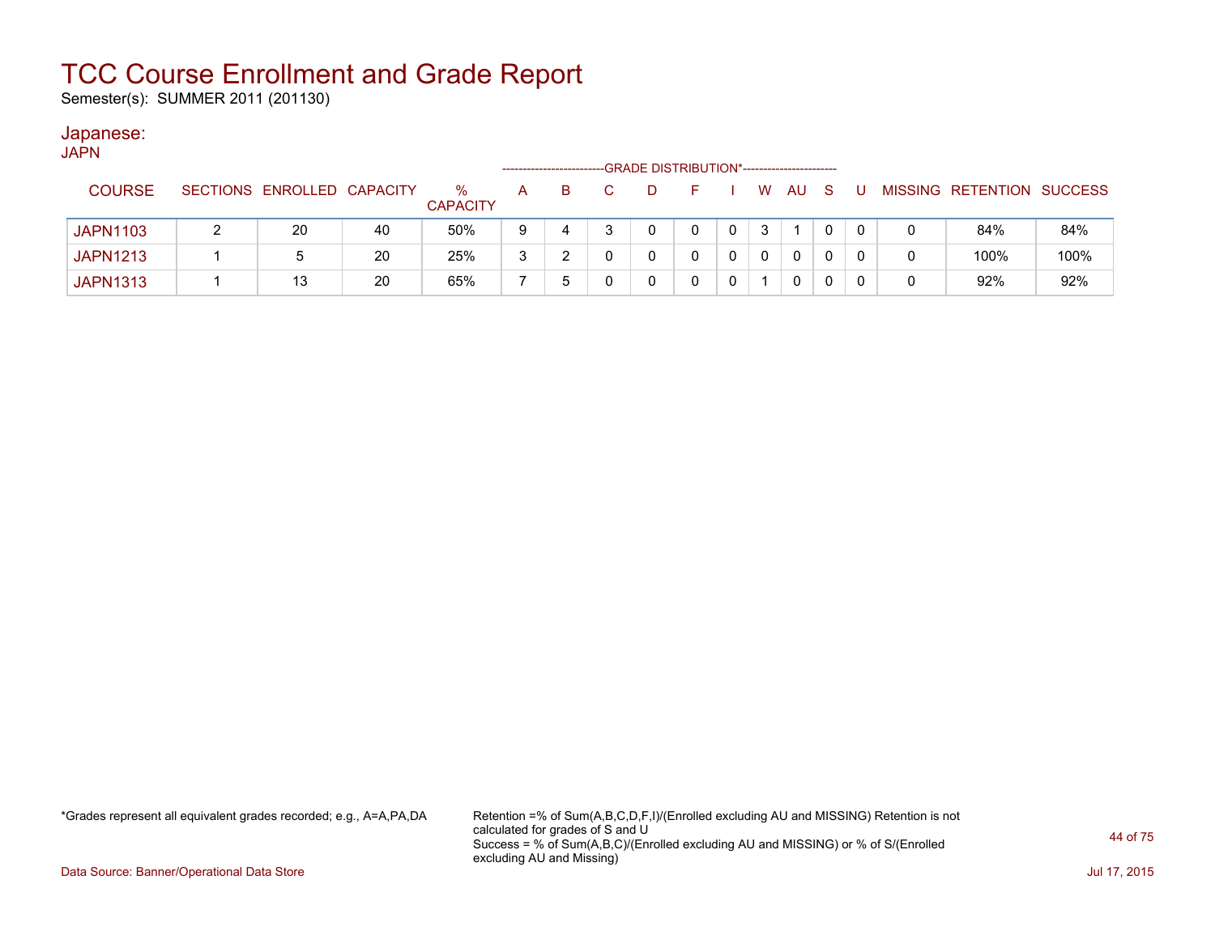# TCC Course Enrollment and Grade Report

Semester(s): SUMMER 2011 (201130)

## Japanese:

JAPN

| COURSE | SECTIONS | ENROLLED | CAPACITY | % CAPACITY | GRADE DISTRIBUTION* A | B | C | D | F | I | W | AU | S | U | MISSING | RETENTION | SUCCESS |
|---|---|---|---|---|---|---|---|---|---|---|---|---|---|---|---|---|---|
| JAPN1103 | 2 | 20 | 40 | 50% | 9 | 4 | 3 | 0 | 0 | 0 | 3 | 1 | 0 | 0 | 0 | 84% | 84% |
| JAPN1213 | 1 | 5 | 20 | 25% | 3 | 2 | 0 | 0 | 0 | 0 | 0 | 0 | 0 | 0 | 0 | 100% | 100% |
| JAPN1313 | 1 | 13 | 20 | 65% | 7 | 5 | 0 | 0 | 0 | 0 | 1 | 0 | 0 | 0 | 0 | 92% | 92% |

*Grades represent all equivalent grades recorded; e.g., A=A,PA,DA

Retention =% of Sum(A,B,C,D,F,I)/(Enrolled excluding AU and MISSING) Retention is not calculated for grades of S and U
Success = % of Sum(A,B,C)/(Enrolled excluding AU and MISSING) or % of S/(Enrolled excluding AU and Missing)

Data Source: Banner/Operational Data Store

Jul 17, 2015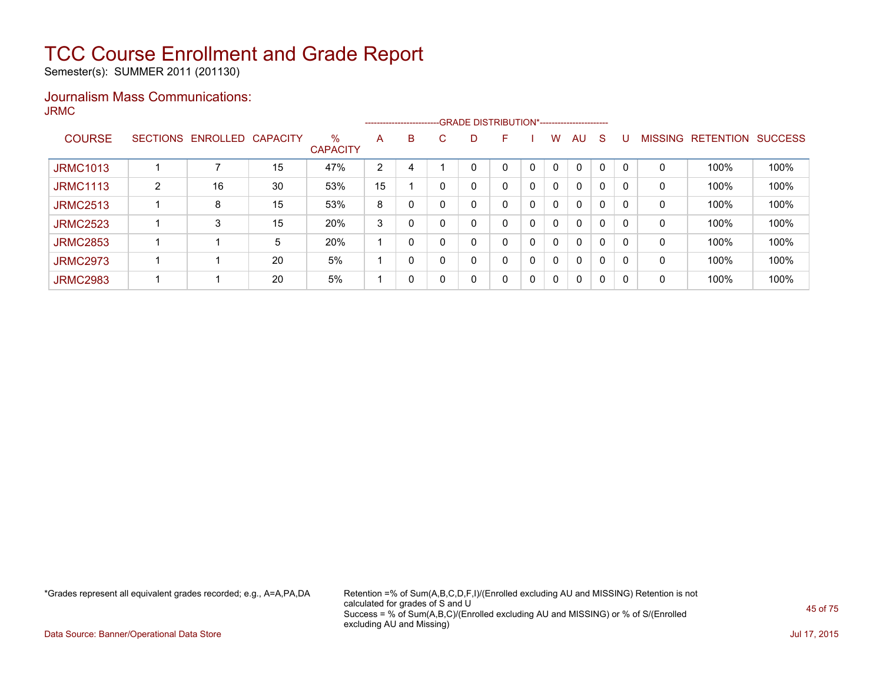# TCC Course Enrollment and Grade Report

Semester(s): SUMMER 2011 (201130)

## Journalism Mass Communications:

JRMC

| COURSE | SECTIONS | ENROLLED | CAPACITY | % CAPACITY | GRADE DISTRIBUTION* | | | | | | | | | | MISSING | RETENTION | SUCCESS |
|---|---|---|---|---|---|---|---|---|---|---|---|---|---|---|---|---|---|
| | | | | | A | B | C | D | F | I | W | AU | S | U | | | |
| JRMC1013 | 1 | 7 | 15 | 47% | 2 | 4 | 1 | 0 | 0 | 0 | 0 | 0 | 0 | 0 | 0 | 100% | 100% |
| JRMC1113 | 2 | 16 | 30 | 53% | 15 | 1 | 0 | 0 | 0 | 0 | 0 | 0 | 0 | 0 | 0 | 100% | 100% |
| JRMC2513 | 1 | 8 | 15 | 53% | 8 | 0 | 0 | 0 | 0 | 0 | 0 | 0 | 0 | 0 | 0 | 100% | 100% |
| JRMC2523 | 1 | 3 | 15 | 20% | 3 | 0 | 0 | 0 | 0 | 0 | 0 | 0 | 0 | 0 | 0 | 100% | 100% |
| JRMC2853 | 1 | 1 | 5 | 20% | 1 | 0 | 0 | 0 | 0 | 0 | 0 | 0 | 0 | 0 | 0 | 100% | 100% |
| JRMC2973 | 1 | 1 | 20 | 5% | 1 | 0 | 0 | 0 | 0 | 0 | 0 | 0 | 0 | 0 | 0 | 100% | 100% |
| JRMC2983 | 1 | 1 | 20 | 5% | 1 | 0 | 0 | 0 | 0 | 0 | 0 | 0 | 0 | 0 | 0 | 100% | 100% |

*Grades represent all equivalent grades recorded; e.g., A=A,PA,DA

Retention =% of Sum(A,B,C,D,F,I)/(Enrolled excluding AU and MISSING) Retention is not calculated for grades of S and U
Success = % of Sum(A,B,C)/(Enrolled excluding AU and MISSING) or % of S/(Enrolled excluding AU and Missing)

Data Source: Banner/Operational Data Store

Jul 17, 2015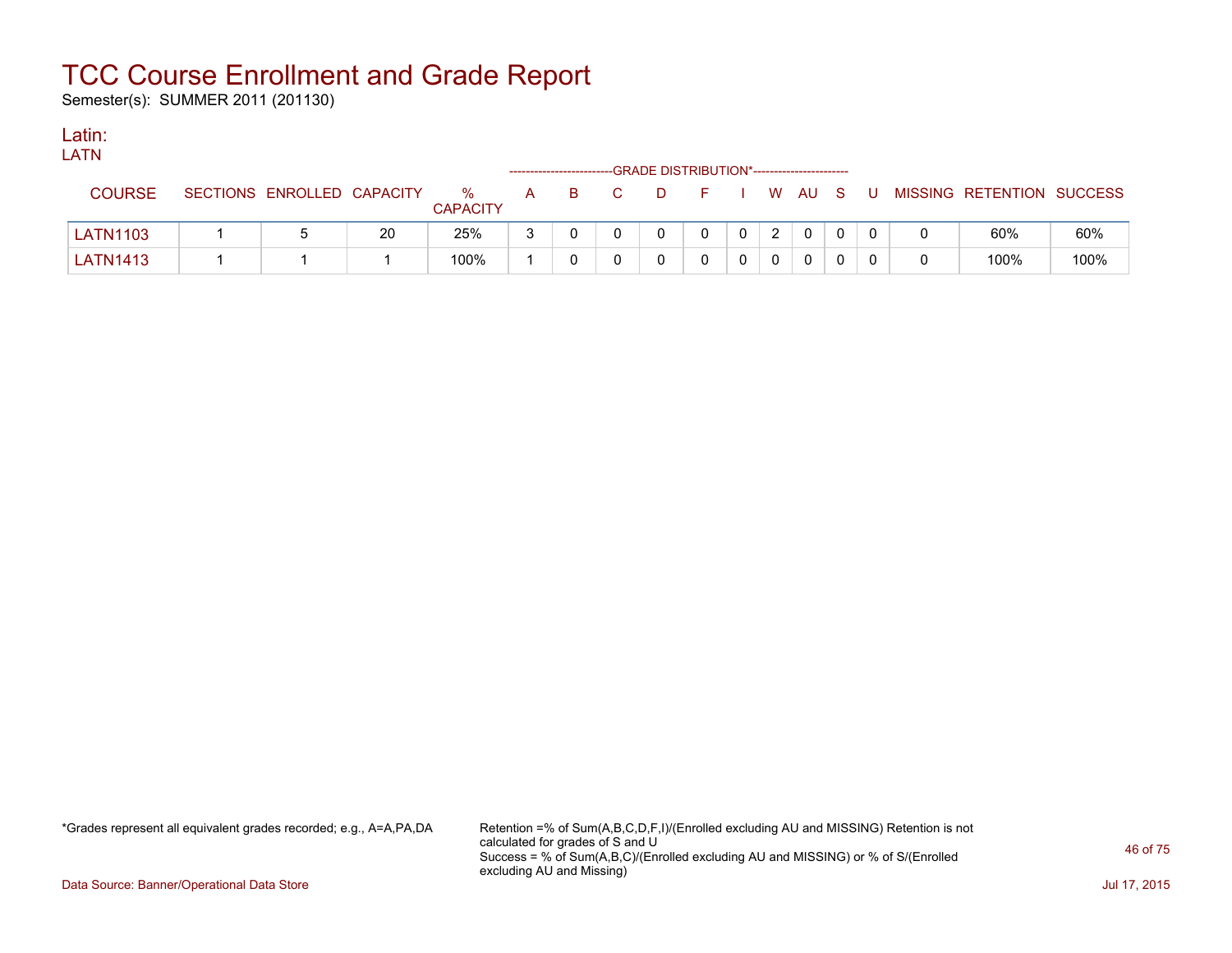# TCC Course Enrollment and Grade Report

Semester(s): SUMMER 2011 (201130)

## Latin:

LATN

| COURSE | SECTIONS | ENROLLED | CAPACITY | % CAPACITY | A | B | C | D | F | I | W | AU | S | U | MISSING | RETENTION | SUCCESS |
|---|---|---|---|---|---|---|---|---|---|---|---|---|---|---|---|---|---|
| | | | | | GRADE DISTRIBUTION* | | | | | | | | | | | | |
| LATN1103 | 1 | 5 | 20 | 25% | 3 | 0 | 0 | 0 | 0 | 0 | 2 | 0 | 0 | 0 | 0 | 60% | 60% |
| LATN1413 | 1 | 1 | 1 | 100% | 1 | 0 | 0 | 0 | 0 | 0 | 0 | 0 | 0 | 0 | 0 | 100% | 100% |

*Grades represent all equivalent grades recorded; e.g., A=A,PA,DA

Retention =% of Sum(A,B,C,D,F,I)/(Enrolled excluding AU and MISSING) Retention is not calculated for grades of S and U
Success = % of Sum(A,B,C)/(Enrolled excluding AU and MISSING) or % of S/(Enrolled excluding AU and Missing)

Data Source: Banner/Operational Data Store

Jul 17, 2015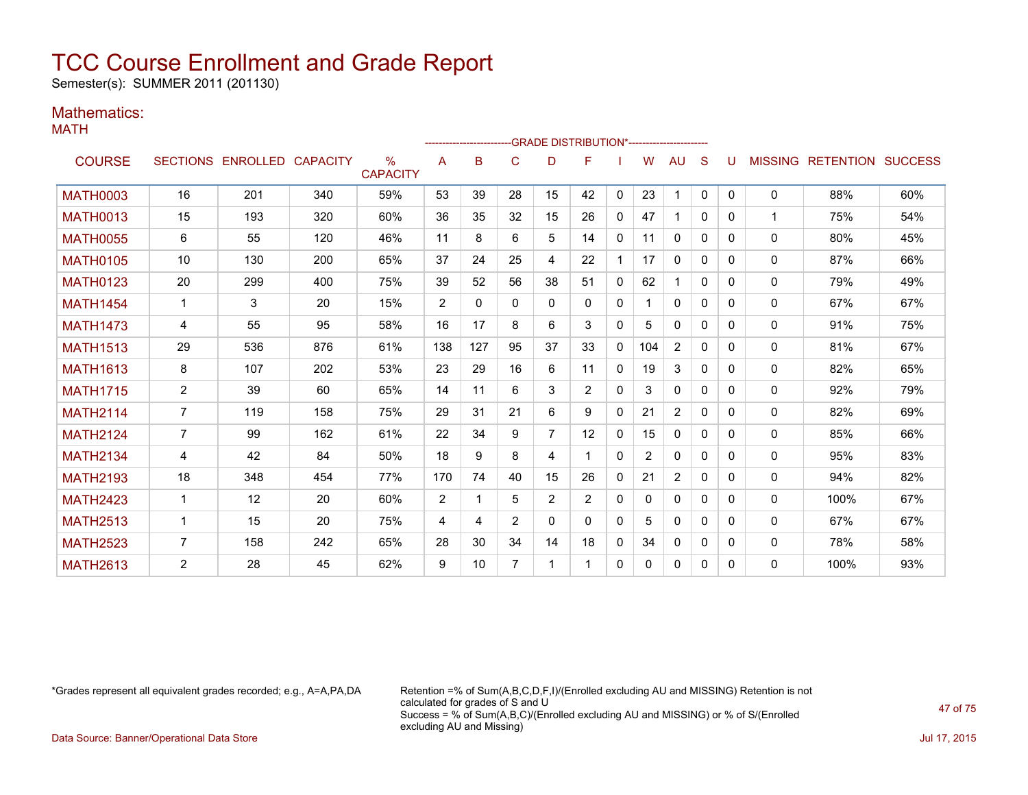# TCC Course Enrollment and Grade Report

Semester(s): SUMMER 2011 (201130)

## Mathematics:

MATH

| COURSE | SECTIONS | ENROLLED | CAPACITY | % CAPACITY | A | B | C | D | F | I | W | AU | S | U | MISSING | RETENTION | SUCCESS |
|---|---|---|---|---|---|---|---|---|---|---|---|---|---|---|---|---|---|
| | | | | | GRADE DISTRIBUTION* | | | | | | | | | | | | |
| MATH0003 | 16 | 201 | 340 | 59% | 53 | 39 | 28 | 15 | 42 | 0 | 23 | 1 | 0 | 0 | 0 | 88% | 60% |
| MATH0013 | 15 | 193 | 320 | 60% | 36 | 35 | 32 | 15 | 26 | 0 | 47 | 1 | 0 | 0 | 1 | 75% | 54% |
| MATH0055 | 6 | 55 | 120 | 46% | 11 | 8 | 6 | 5 | 14 | 0 | 11 | 0 | 0 | 0 | 0 | 80% | 45% |
| MATH0105 | 10 | 130 | 200 | 65% | 37 | 24 | 25 | 4 | 22 | 1 | 17 | 0 | 0 | 0 | 0 | 87% | 66% |
| MATH0123 | 20 | 299 | 400 | 75% | 39 | 52 | 56 | 38 | 51 | 0 | 62 | 1 | 0 | 0 | 0 | 79% | 49% |
| MATH1454 | 1 | 3 | 20 | 15% | 2 | 0 | 0 | 0 | 0 | 0 | 1 | 0 | 0 | 0 | 0 | 67% | 67% |
| MATH1473 | 4 | 55 | 95 | 58% | 16 | 17 | 8 | 6 | 3 | 0 | 5 | 0 | 0 | 0 | 0 | 91% | 75% |
| MATH1513 | 29 | 536 | 876 | 61% | 138 | 127 | 95 | 37 | 33 | 0 | 104 | 2 | 0 | 0 | 0 | 81% | 67% |
| MATH1613 | 8 | 107 | 202 | 53% | 23 | 29 | 16 | 6 | 11 | 0 | 19 | 3 | 0 | 0 | 0 | 82% | 65% |
| MATH1715 | 2 | 39 | 60 | 65% | 14 | 11 | 6 | 3 | 2 | 0 | 3 | 0 | 0 | 0 | 0 | 92% | 79% |
| MATH2114 | 7 | 119 | 158 | 75% | 29 | 31 | 21 | 6 | 9 | 0 | 21 | 2 | 0 | 0 | 0 | 82% | 69% |
| MATH2124 | 7 | 99 | 162 | 61% | 22 | 34 | 9 | 7 | 12 | 0 | 15 | 0 | 0 | 0 | 0 | 85% | 66% |
| MATH2134 | 4 | 42 | 84 | 50% | 18 | 9 | 8 | 4 | 1 | 0 | 2 | 0 | 0 | 0 | 0 | 95% | 83% |
| MATH2193 | 18 | 348 | 454 | 77% | 170 | 74 | 40 | 15 | 26 | 0 | 21 | 2 | 0 | 0 | 0 | 94% | 82% |
| MATH2423 | 1 | 12 | 20 | 60% | 2 | 1 | 5 | 2 | 2 | 0 | 0 | 0 | 0 | 0 | 0 | 100% | 67% |
| MATH2513 | 1 | 15 | 20 | 75% | 4 | 4 | 2 | 0 | 0 | 0 | 5 | 0 | 0 | 0 | 0 | 67% | 67% |
| MATH2523 | 7 | 158 | 242 | 65% | 28 | 30 | 34 | 14 | 18 | 0 | 34 | 0 | 0 | 0 | 0 | 78% | 58% |
| MATH2613 | 2 | 28 | 45 | 62% | 9 | 10 | 7 | 1 | 1 | 0 | 0 | 0 | 0 | 0 | 0 | 100% | 93% |

*Grades represent all equivalent grades recorded; e.g., A=A,PA,DA

Retention =% of Sum(A,B,C,D,F,I)/(Enrolled excluding AU and MISSING) Retention is not calculated for grades of S and U
Success = % of Sum(A,B,C)/(Enrolled excluding AU and MISSING) or % of S/(Enrolled excluding AU and Missing)

Data Source: Banner/Operational Data Store

Jul 17, 2015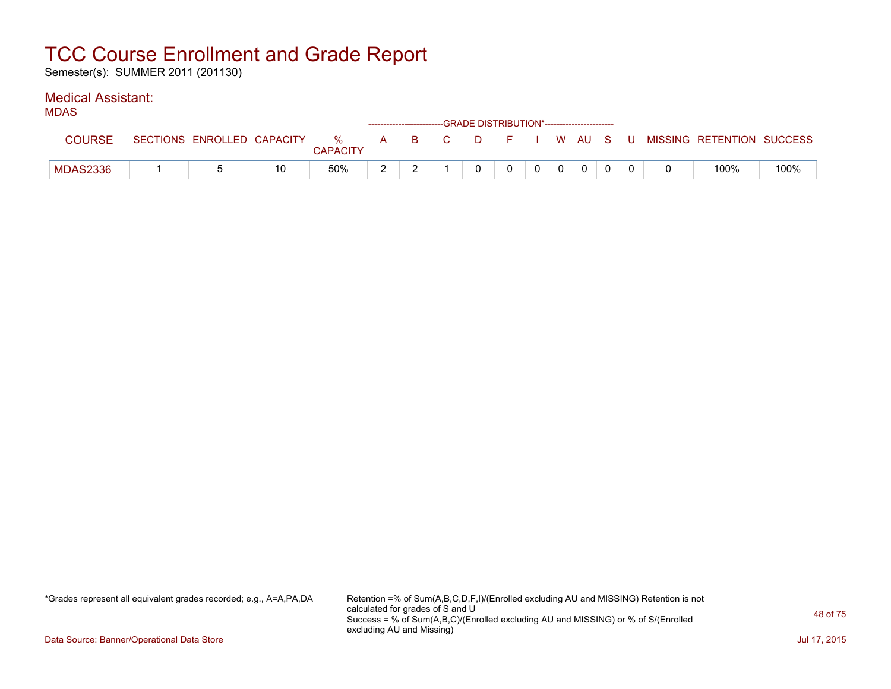# TCC Course Enrollment and Grade Report

Semester(s): SUMMER 2011 (201130)

## Medical Assistant:

MDAS

| COURSE | SECTIONS | ENROLLED | CAPACITY | % CAPACITY | A | B | C | D | F | I | W | AU | S | U | MISSING | RETENTION | SUCCESS |
|---|---|---|---|---|---|---|---|---|---|---|---|---|---|---|---|---|---|
| | | | | | GRADE DISTRIBUTION* | | | | | | | | | | | | |
| MDAS2336 | 1 | 5 | 10 | 50% | 2 | 2 | 1 | 0 | 0 | 0 | 0 | 0 | 0 | 0 | 0 | 100% | 100% |

*Grades represent all equivalent grades recorded; e.g., A=A,PA,DA

Retention =% of Sum(A,B,C,D,F,I)/(Enrolled excluding AU and MISSING) Retention is not calculated for grades of S and U
Success = % of Sum(A,B,C)/(Enrolled excluding AU and MISSING) or % of S/(Enrolled excluding AU and Missing)

Data Source: Banner/Operational Data Store

Jul 17, 2015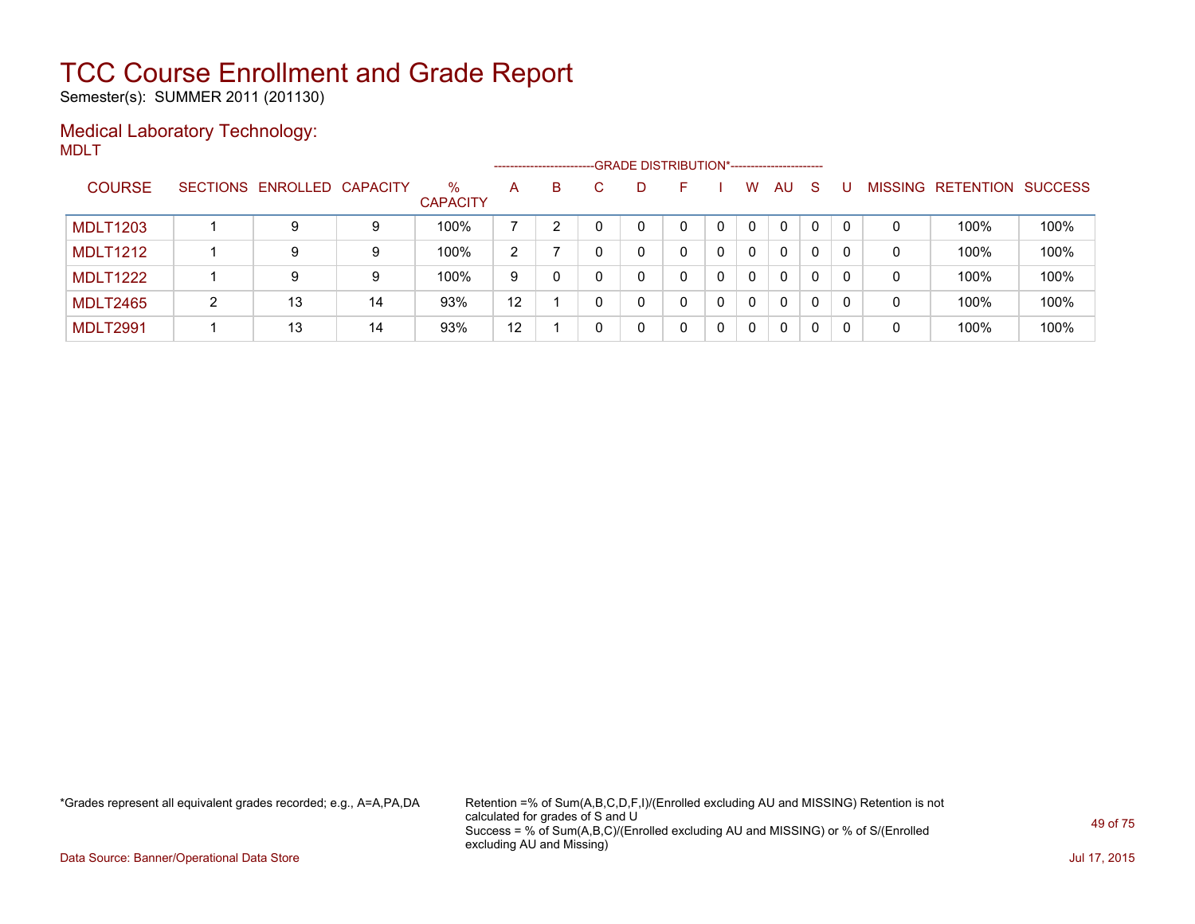# TCC Course Enrollment and Grade Report

Semester(s): SUMMER 2011 (201130)

## Medical Laboratory Technology:

MDLT

| COURSE | SECTIONS | ENROLLED | CAPACITY | % CAPACITY | GRADE DISTRIBUTION* A | B | C | D | F | I | W | AU | S | U | MISSING | RETENTION | SUCCESS |
|---|---|---|---|---|---|---|---|---|---|---|---|---|---|---|---|---|---|
| MDLT1203 | 1 | 9 | 9 | 100% | 7 | 2 | 0 | 0 | 0 | 0 | 0 | 0 | 0 | 0 | 0 | 100% | 100% |
| MDLT1212 | 1 | 9 | 9 | 100% | 2 | 7 | 0 | 0 | 0 | 0 | 0 | 0 | 0 | 0 | 0 | 100% | 100% |
| MDLT1222 | 1 | 9 | 9 | 100% | 9 | 0 | 0 | 0 | 0 | 0 | 0 | 0 | 0 | 0 | 0 | 100% | 100% |
| MDLT2465 | 2 | 13 | 14 | 93% | 12 | 1 | 0 | 0 | 0 | 0 | 0 | 0 | 0 | 0 | 0 | 100% | 100% |
| MDLT2991 | 1 | 13 | 14 | 93% | 12 | 1 | 0 | 0 | 0 | 0 | 0 | 0 | 0 | 0 | 0 | 100% | 100% |

*Grades represent all equivalent grades recorded; e.g., A=A,PA,DA

Retention =% of Sum(A,B,C,D,F,I)/(Enrolled excluding AU and MISSING) Retention is not calculated for grades of S and U
Success = % of Sum(A,B,C)/(Enrolled excluding AU and MISSING) or % of S/(Enrolled excluding AU and Missing)

Data Source: Banner/Operational Data Store

Jul 17, 2015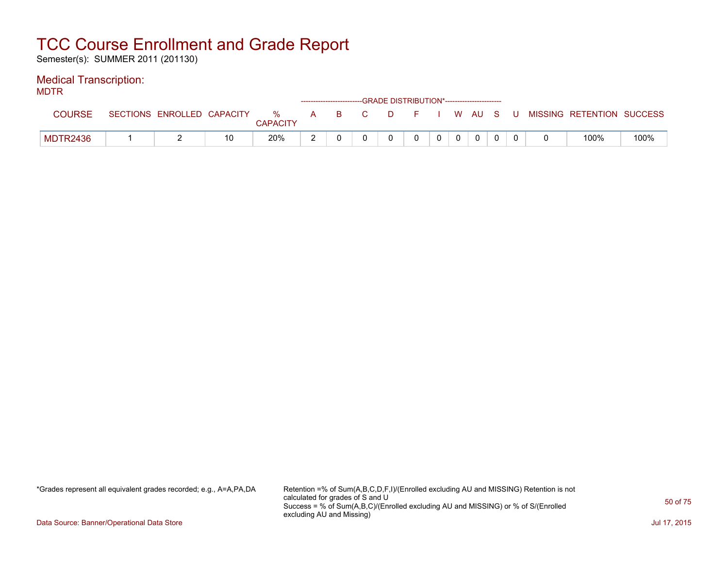# TCC Course Enrollment and Grade Report

Semester(s): SUMMER 2011 (201130)

## Medical Transcription:

MDTR

| COURSE | SECTIONS | ENROLLED | CAPACITY | % CAPACITY | A | B | C | D | F | I | W | AU | S | U | MISSING | RETENTION | SUCCESS |
|---|---|---|---|---|---|---|---|---|---|---|---|---|---|---|---|---|---|
| | | | | | GRADE DISTRIBUTION* | | | | | | | | | | | | |
| MDTR2436 | 1 | 2 | 10 | 20% | 2 | 0 | 0 | 0 | 0 | 0 | 0 | 0 | 0 | 0 | 0 | 100% | 100% |

*Grades represent all equivalent grades recorded; e.g., A=A,PA,DA

Retention =% of Sum(A,B,C,D,F,I)/(Enrolled excluding AU and MISSING) Retention is not calculated for grades of S and U
Success = % of Sum(A,B,C)/(Enrolled excluding AU and MISSING) or % of S/(Enrolled excluding AU and Missing)

Data Source: Banner/Operational Data Store

Jul 17, 2015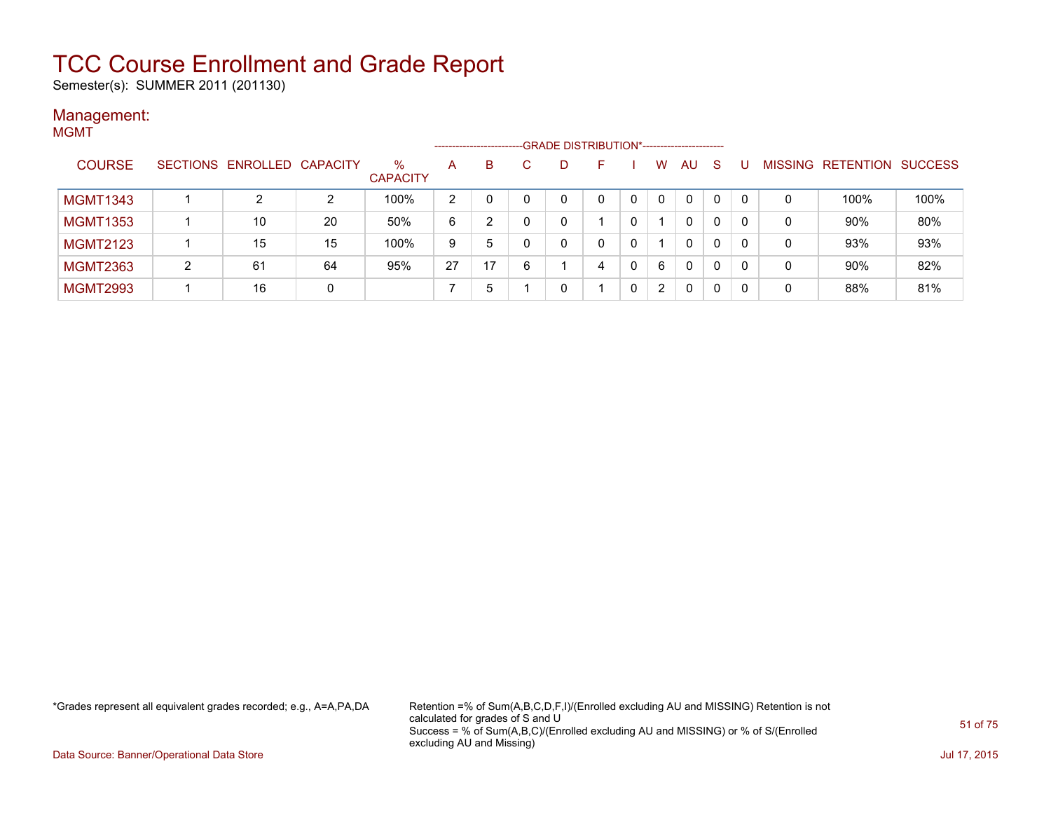# TCC Course Enrollment and Grade Report

Semester(s): SUMMER 2011 (201130)

## Management:

MGMT

| COURSE | SECTIONS | ENROLLED | CAPACITY | % CAPACITY | A | B | C | D | F | I | W | AU | S | U | MISSING | RETENTION | SUCCESS |
|---|---|---|---|---|---|---|---|---|---|---|---|---|---|---|---|---|---|
| | | | | | GRADE DISTRIBUTION* | | | | | | | | | | | | |
| MGMT1343 | 1 | 2 | 2 | 100% | 2 | 0 | 0 | 0 | 0 | 0 | 0 | 0 | 0 | 0 | 0 | 100% | 100% |
| MGMT1353 | 1 | 10 | 20 | 50% | 6 | 2 | 0 | 0 | 1 | 0 | 1 | 0 | 0 | 0 | 0 | 90% | 80% |
| MGMT2123 | 1 | 15 | 15 | 100% | 9 | 5 | 0 | 0 | 0 | 0 | 1 | 0 | 0 | 0 | 0 | 93% | 93% |
| MGMT2363 | 2 | 61 | 64 | 95% | 27 | 17 | 6 | 1 | 4 | 0 | 6 | 0 | 0 | 0 | 0 | 90% | 82% |
| MGMT2993 | 1 | 16 | 0 | | 7 | 5 | 1 | 0 | 1 | 0 | 2 | 0 | 0 | 0 | 0 | 88% | 81% |

*Grades represent all equivalent grades recorded; e.g., A=A,PA,DA

Retention =% of Sum(A,B,C,D,F,I)/(Enrolled excluding AU and MISSING) Retention is not calculated for grades of S and U
Success = % of Sum(A,B,C)/(Enrolled excluding AU and MISSING) or % of S/(Enrolled excluding AU and Missing)

Data Source: Banner/Operational Data Store

Jul 17, 2015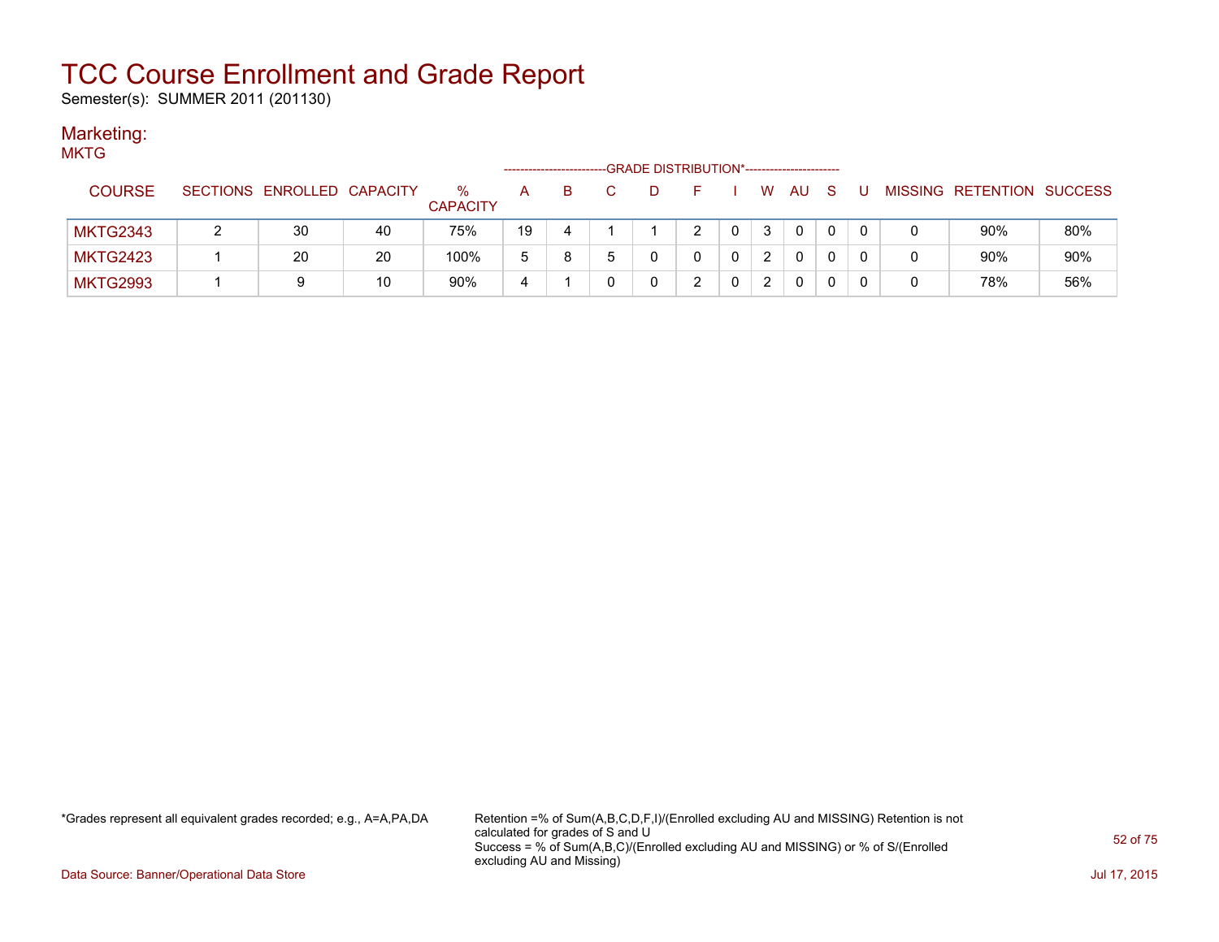# TCC Course Enrollment and Grade Report

Semester(s): SUMMER 2011 (201130)

## Marketing:

MKTG

| COURSE | SECTIONS | ENROLLED | CAPACITY | % CAPACITY | A | B | C | D | F | I | W | AU | S | U | MISSING | RETENTION | SUCCESS |
|---|---|---|---|---|---|---|---|---|---|---|---|---|---|---|---|---|---|
| | | | | | GRADE DISTRIBUTION* | | | | | | | | | | | | |
| MKTG2343 | 2 | 30 | 40 | 75% | 19 | 4 | 1 | 1 | 2 | 0 | 3 | 0 | 0 | 0 | 0 | 90% | 80% |
| MKTG2423 | 1 | 20 | 20 | 100% | 5 | 8 | 5 | 0 | 0 | 0 | 2 | 0 | 0 | 0 | 0 | 90% | 90% |
| MKTG2993 | 1 | 9 | 10 | 90% | 4 | 1 | 0 | 0 | 2 | 0 | 2 | 0 | 0 | 0 | 0 | 78% | 56% |

*Grades represent all equivalent grades recorded; e.g., A=A,PA,DA

Retention =% of Sum(A,B,C,D,F,I)/(Enrolled excluding AU and MISSING) Retention is not calculated for grades of S and U
Success = % of Sum(A,B,C)/(Enrolled excluding AU and MISSING) or % of S/(Enrolled excluding AU and Missing)

Data Source: Banner/Operational Data Store

Jul 17, 2015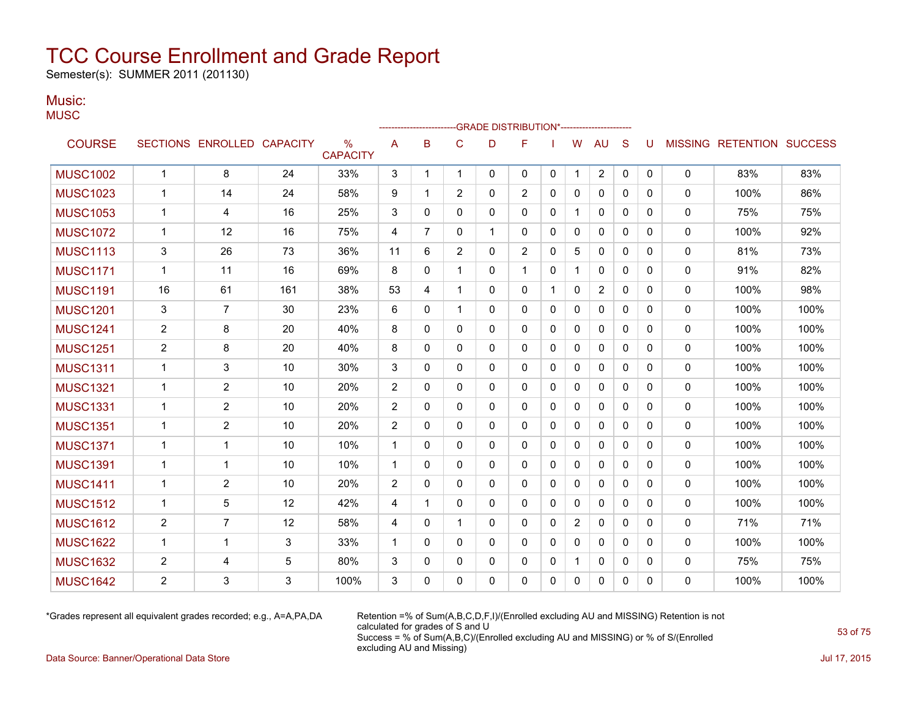# TCC Course Enrollment and Grade Report

Semester(s): SUMMER 2011 (201130)

## Music:

MUSC

| COURSE | SECTIONS | ENROLLED | CAPACITY | % CAPACITY | GRADE DISTRIBUTION* A | B | C | D | F | I | W | AU | S | U | MISSING | RETENTION | SUCCESS |
|---|---|---|---|---|---|---|---|---|---|---|---|---|---|---|---|---|---|
| MUSC1002 | 1 | 8 | 24 | 33% | 3 | 1 | 1 | 0 | 0 | 0 | 1 | 2 | 0 | 0 | 0 | 83% | 83% |
| MUSC1023 | 1 | 14 | 24 | 58% | 9 | 1 | 2 | 0 | 2 | 0 | 0 | 0 | 0 | 0 | 0 | 100% | 86% |
| MUSC1053 | 1 | 4 | 16 | 25% | 3 | 0 | 0 | 0 | 0 | 0 | 1 | 0 | 0 | 0 | 0 | 75% | 75% |
| MUSC1072 | 1 | 12 | 16 | 75% | 4 | 7 | 0 | 1 | 0 | 0 | 0 | 0 | 0 | 0 | 0 | 100% | 92% |
| MUSC1113 | 3 | 26 | 73 | 36% | 11 | 6 | 2 | 0 | 2 | 0 | 5 | 0 | 0 | 0 | 0 | 81% | 73% |
| MUSC1171 | 1 | 11 | 16 | 69% | 8 | 0 | 1 | 0 | 1 | 0 | 1 | 0 | 0 | 0 | 0 | 91% | 82% |
| MUSC1191 | 16 | 61 | 161 | 38% | 53 | 4 | 1 | 0 | 0 | 1 | 0 | 2 | 0 | 0 | 0 | 100% | 98% |
| MUSC1201 | 3 | 7 | 30 | 23% | 6 | 0 | 1 | 0 | 0 | 0 | 0 | 0 | 0 | 0 | 0 | 100% | 100% |
| MUSC1241 | 2 | 8 | 20 | 40% | 8 | 0 | 0 | 0 | 0 | 0 | 0 | 0 | 0 | 0 | 0 | 100% | 100% |
| MUSC1251 | 2 | 8 | 20 | 40% | 8 | 0 | 0 | 0 | 0 | 0 | 0 | 0 | 0 | 0 | 0 | 100% | 100% |
| MUSC1311 | 1 | 3 | 10 | 30% | 3 | 0 | 0 | 0 | 0 | 0 | 0 | 0 | 0 | 0 | 0 | 100% | 100% |
| MUSC1321 | 1 | 2 | 10 | 20% | 2 | 0 | 0 | 0 | 0 | 0 | 0 | 0 | 0 | 0 | 0 | 100% | 100% |
| MUSC1331 | 1 | 2 | 10 | 20% | 2 | 0 | 0 | 0 | 0 | 0 | 0 | 0 | 0 | 0 | 0 | 100% | 100% |
| MUSC1351 | 1 | 2 | 10 | 20% | 2 | 0 | 0 | 0 | 0 | 0 | 0 | 0 | 0 | 0 | 0 | 100% | 100% |
| MUSC1371 | 1 | 1 | 10 | 10% | 1 | 0 | 0 | 0 | 0 | 0 | 0 | 0 | 0 | 0 | 0 | 100% | 100% |
| MUSC1391 | 1 | 1 | 10 | 10% | 1 | 0 | 0 | 0 | 0 | 0 | 0 | 0 | 0 | 0 | 0 | 100% | 100% |
| MUSC1411 | 1 | 2 | 10 | 20% | 2 | 0 | 0 | 0 | 0 | 0 | 0 | 0 | 0 | 0 | 0 | 100% | 100% |
| MUSC1512 | 1 | 5 | 12 | 42% | 4 | 1 | 0 | 0 | 0 | 0 | 0 | 0 | 0 | 0 | 0 | 100% | 100% |
| MUSC1612 | 2 | 7 | 12 | 58% | 4 | 0 | 1 | 0 | 0 | 0 | 2 | 0 | 0 | 0 | 0 | 71% | 71% |
| MUSC1622 | 1 | 1 | 3 | 33% | 1 | 0 | 0 | 0 | 0 | 0 | 0 | 0 | 0 | 0 | 0 | 100% | 100% |
| MUSC1632 | 2 | 4 | 5 | 80% | 3 | 0 | 0 | 0 | 0 | 0 | 1 | 0 | 0 | 0 | 0 | 75% | 75% |
| MUSC1642 | 2 | 3 | 3 | 100% | 3 | 0 | 0 | 0 | 0 | 0 | 0 | 0 | 0 | 0 | 0 | 100% | 100% |

*Grades represent all equivalent grades recorded; e.g., A=A,PA,DA

Retention =% of Sum(A,B,C,D,F,I)/(Enrolled excluding AU and MISSING) Retention is not calculated for grades of S and U
Success = % of Sum(A,B,C)/(Enrolled excluding AU and MISSING) or % of S/(Enrolled excluding AU and Missing)

Data Source: Banner/Operational Data Store

Jul 17, 2015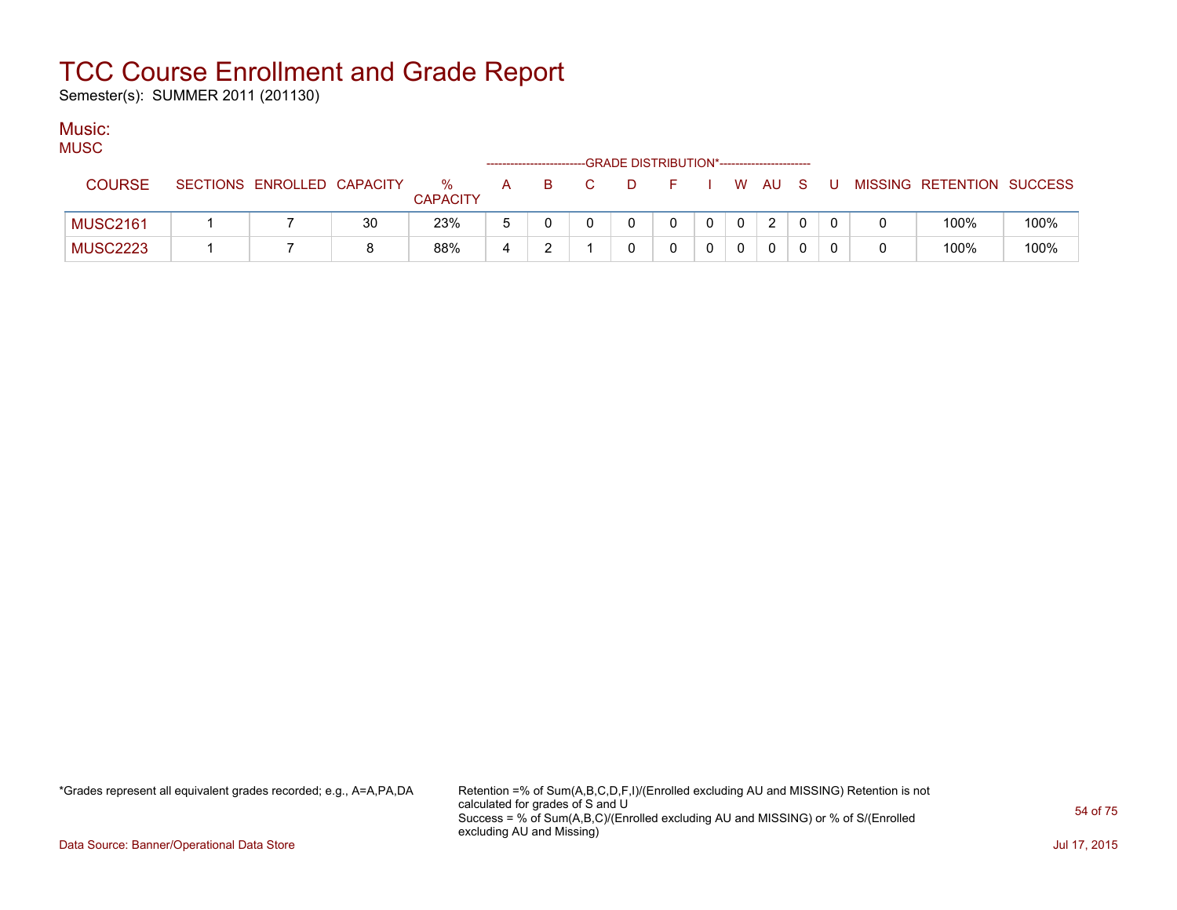# TCC Course Enrollment and Grade Report

Semester(s): SUMMER 2011 (201130)

## Music:

### MUSC

| COURSE | SECTIONS | ENROLLED | CAPACITY | % CAPACITY | A | B | C | D | F | I | W | AU | S | U | MISSING | RETENTION | SUCCESS |
|---|---|---|---|---|---|---|---|---|---|---|---|---|---|---|---|---|---|
| | | | | | GRADE DISTRIBUTION* | | | | | | | | | | | | |
| MUSC2161 | 1 | 7 | 30 | 23% | 5 | 0 | 0 | 0 | 0 | 0 | 0 | 2 | 0 | 0 | 0 | 100% | 100% |
| MUSC2223 | 1 | 7 | 8 | 88% | 4 | 2 | 1 | 0 | 0 | 0 | 0 | 0 | 0 | 0 | 0 | 100% | 100% |

*Grades represent all equivalent grades recorded; e.g., A=A,PA,DA

Retention =% of Sum(A,B,C,D,F,I)/(Enrolled excluding AU and MISSING) Retention is not calculated for grades of S and U
Success = % of Sum(A,B,C)/(Enrolled excluding AU and MISSING) or % of S/(Enrolled excluding AU and Missing)

Data Source: Banner/Operational Data Store

Jul 17, 2015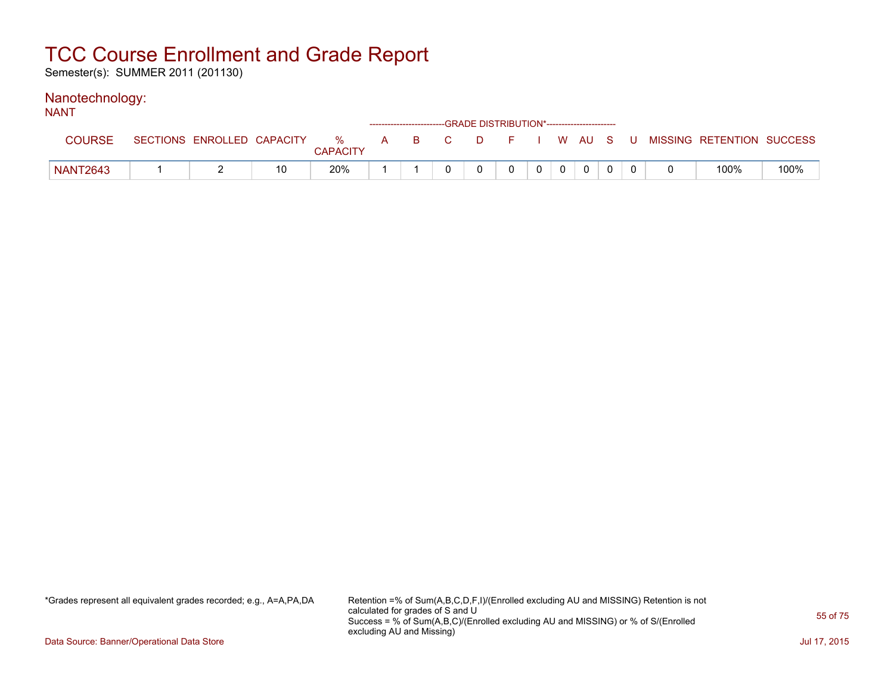# TCC Course Enrollment and Grade Report

Semester(s): SUMMER 2011 (201130)

## Nanotechnology:

NANT

| COURSE | SECTIONS | ENROLLED | CAPACITY | % CAPACITY | A | B | C | D | F | I | W | AU | S | U | MISSING | RETENTION | SUCCESS |
|---|---|---|---|---|---|---|---|---|---|---|---|---|---|---|---|---|---|
| | | | | | GRADE DISTRIBUTION* | | | | | | | | | | | | |
| NANT2643 | 1 | 2 | 10 | 20% | 1 | 1 | 0 | 0 | 0 | 0 | 0 | 0 | 0 | 0 | 0 | 100% | 100% |

*Grades represent all equivalent grades recorded; e.g., A=A,PA,DA

Retention =% of Sum(A,B,C,D,F,I)/(Enrolled excluding AU and MISSING) Retention is not calculated for grades of S and U
Success = % of Sum(A,B,C)/(Enrolled excluding AU and MISSING) or % of S/(Enrolled excluding AU and Missing)

Data Source: Banner/Operational Data Store

Jul 17, 2015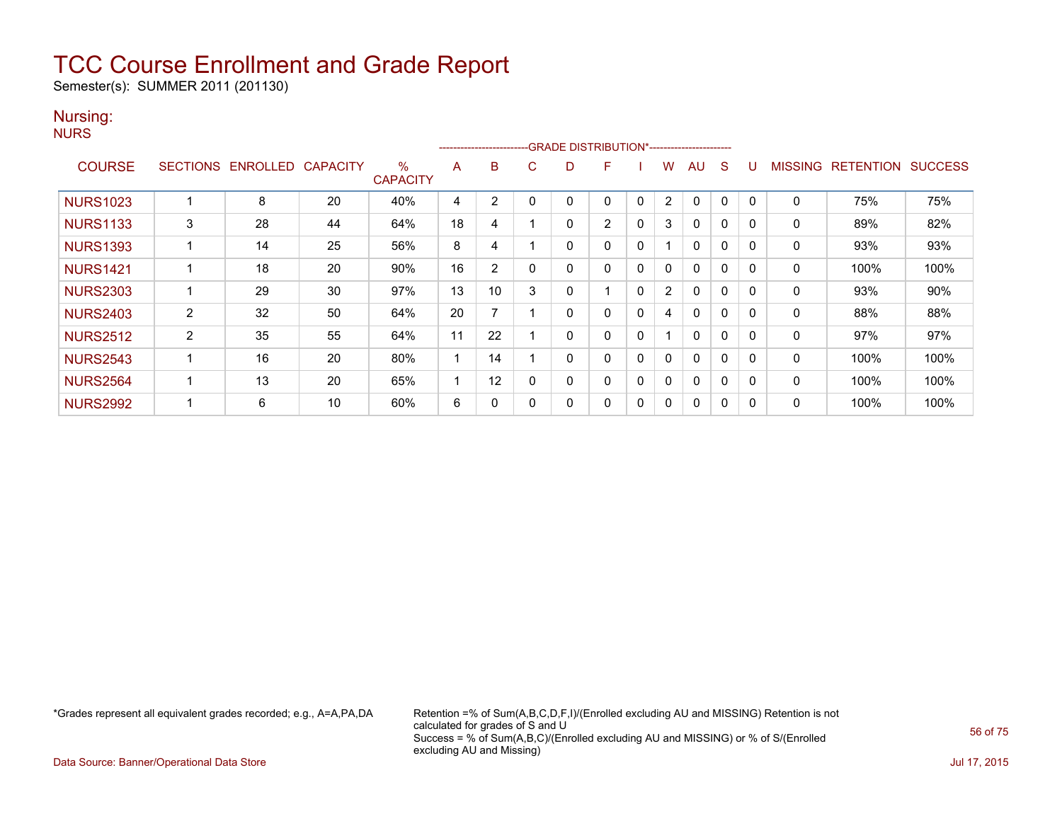# TCC Course Enrollment and Grade Report

Semester(s): SUMMER 2011 (201130)

## Nursing:

NURS

| COURSE | SECTIONS | ENROLLED | CAPACITY | % CAPACITY | A | B | C | D | F | I | W | AU | S | U | MISSING | RETENTION | SUCCESS |
|---|---|---|---|---|---|---|---|---|---|---|---|---|---|---|---|---|---|
| | | | | | GRADE DISTRIBUTION* | | | | | | | | | | | | |
| NURS1023 | 1 | 8 | 20 | 40% | 4 | 2 | 0 | 0 | 0 | 0 | 2 | 0 | 0 | 0 | 0 | 75% | 75% |
| NURS1133 | 3 | 28 | 44 | 64% | 18 | 4 | 1 | 0 | 2 | 0 | 3 | 0 | 0 | 0 | 0 | 89% | 82% |
| NURS1393 | 1 | 14 | 25 | 56% | 8 | 4 | 1 | 0 | 0 | 0 | 1 | 0 | 0 | 0 | 0 | 93% | 93% |
| NURS1421 | 1 | 18 | 20 | 90% | 16 | 2 | 0 | 0 | 0 | 0 | 0 | 0 | 0 | 0 | 0 | 100% | 100% |
| NURS2303 | 1 | 29 | 30 | 97% | 13 | 10 | 3 | 0 | 1 | 0 | 2 | 0 | 0 | 0 | 0 | 93% | 90% |
| NURS2403 | 2 | 32 | 50 | 64% | 20 | 7 | 1 | 0 | 0 | 0 | 4 | 0 | 0 | 0 | 0 | 88% | 88% |
| NURS2512 | 2 | 35 | 55 | 64% | 11 | 22 | 1 | 0 | 0 | 0 | 1 | 0 | 0 | 0 | 0 | 97% | 97% |
| NURS2543 | 1 | 16 | 20 | 80% | 1 | 14 | 1 | 0 | 0 | 0 | 0 | 0 | 0 | 0 | 0 | 100% | 100% |
| NURS2564 | 1 | 13 | 20 | 65% | 1 | 12 | 0 | 0 | 0 | 0 | 0 | 0 | 0 | 0 | 0 | 100% | 100% |
| NURS2992 | 1 | 6 | 10 | 60% | 6 | 0 | 0 | 0 | 0 | 0 | 0 | 0 | 0 | 0 | 0 | 100% | 100% |

*Grades represent all equivalent grades recorded; e.g., A=A,PA,DA

Retention =% of Sum(A,B,C,D,F,I)/(Enrolled excluding AU and MISSING) Retention is not calculated for grades of S and U
Success = % of Sum(A,B,C)/(Enrolled excluding AU and MISSING) or % of S/(Enrolled excluding AU and Missing)

Data Source: Banner/Operational Data Store

Jul 17, 2015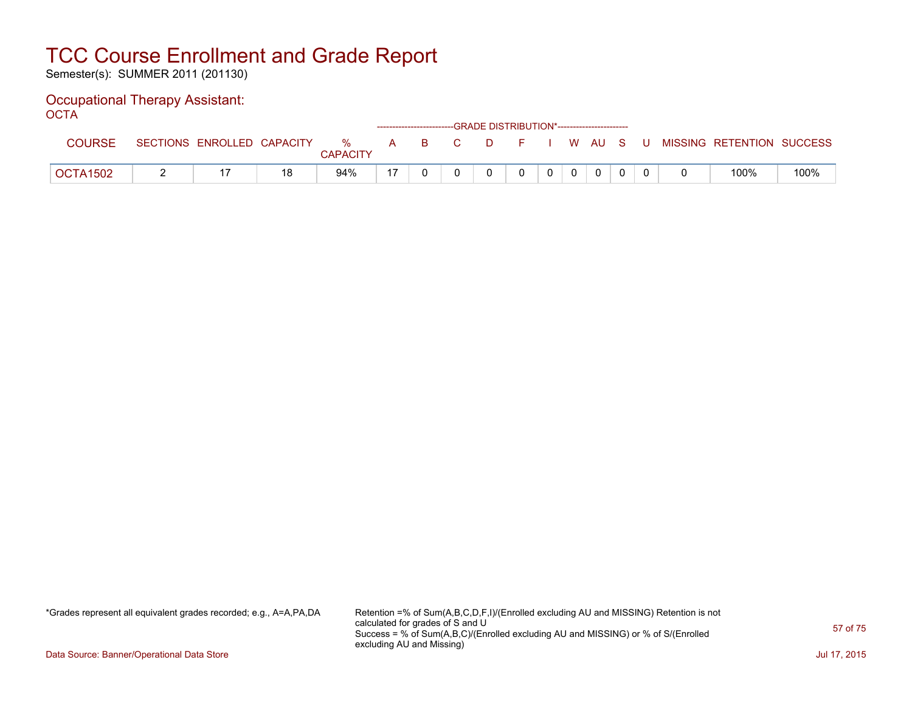# TCC Course Enrollment and Grade Report

Semester(s): SUMMER 2011 (201130)

## Occupational Therapy Assistant:

OCTA

| COURSE | SECTIONS | ENROLLED | CAPACITY | % CAPACITY | A | B | C | D | F | I | W | AU | S | U | MISSING | RETENTION | SUCCESS |
|---|---|---|---|---|---|---|---|---|---|---|---|---|---|---|---|---|---|
| | | | | | GRADE DISTRIBUTION* | | | | | | | | | | | | |
| OCTA1502 | 2 | 17 | 18 | 94% | 17 | 0 | 0 | 0 | 0 | 0 | 0 | 0 | 0 | 0 | 0 | 100% | 100% |

*Grades represent all equivalent grades recorded; e.g., A=A,PA,DA

Retention =% of Sum(A,B,C,D,F,I)/(Enrolled excluding AU and MISSING) Retention is not calculated for grades of S and U
Success = % of Sum(A,B,C)/(Enrolled excluding AU and MISSING) or % of S/(Enrolled excluding AU and Missing)

Data Source: Banner/Operational Data Store

Jul 17, 2015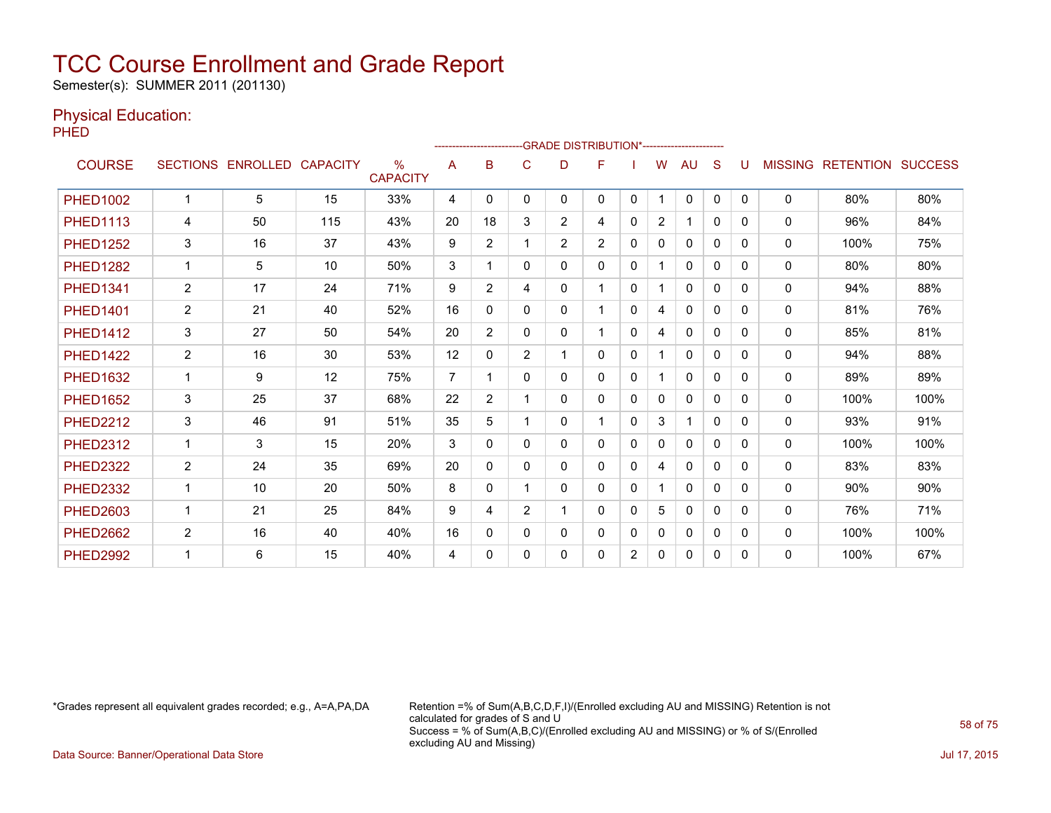# TCC Course Enrollment and Grade Report

Semester(s): SUMMER 2011 (201130)

## Physical Education:

PHED

| COURSE | SECTIONS | ENROLLED | CAPACITY | % CAPACITY | A | B | C | D | F | I | W | AU | S | U | MISSING | RETENTION | SUCCESS |
|---|---|---|---|---|---|---|---|---|---|---|---|---|---|---|---|---|---|
| | | | | | GRADE DISTRIBUTION* | | | | | | | | | | | | |
| PHED1002 | 1 | 5 | 15 | 33% | 4 | 0 | 0 | 0 | 0 | 0 | 1 | 0 | 0 | 0 | 0 | 80% | 80% |
| PHED1113 | 4 | 50 | 115 | 43% | 20 | 18 | 3 | 2 | 4 | 0 | 2 | 1 | 0 | 0 | 0 | 96% | 84% |
| PHED1252 | 3 | 16 | 37 | 43% | 9 | 2 | 1 | 2 | 2 | 0 | 0 | 0 | 0 | 0 | 0 | 100% | 75% |
| PHED1282 | 1 | 5 | 10 | 50% | 3 | 1 | 0 | 0 | 0 | 0 | 1 | 0 | 0 | 0 | 0 | 80% | 80% |
| PHED1341 | 2 | 17 | 24 | 71% | 9 | 2 | 4 | 0 | 1 | 0 | 1 | 0 | 0 | 0 | 0 | 94% | 88% |
| PHED1401 | 2 | 21 | 40 | 52% | 16 | 0 | 0 | 0 | 1 | 0 | 4 | 0 | 0 | 0 | 0 | 81% | 76% |
| PHED1412 | 3 | 27 | 50 | 54% | 20 | 2 | 0 | 0 | 1 | 0 | 4 | 0 | 0 | 0 | 0 | 85% | 81% |
| PHED1422 | 2 | 16 | 30 | 53% | 12 | 0 | 2 | 1 | 0 | 0 | 1 | 0 | 0 | 0 | 0 | 94% | 88% |
| PHED1632 | 1 | 9 | 12 | 75% | 7 | 1 | 0 | 0 | 0 | 0 | 1 | 0 | 0 | 0 | 0 | 89% | 89% |
| PHED1652 | 3 | 25 | 37 | 68% | 22 | 2 | 1 | 0 | 0 | 0 | 0 | 0 | 0 | 0 | 0 | 100% | 100% |
| PHED2212 | 3 | 46 | 91 | 51% | 35 | 5 | 1 | 0 | 1 | 0 | 3 | 1 | 0 | 0 | 0 | 93% | 91% |
| PHED2312 | 1 | 3 | 15 | 20% | 3 | 0 | 0 | 0 | 0 | 0 | 0 | 0 | 0 | 0 | 0 | 100% | 100% |
| PHED2322 | 2 | 24 | 35 | 69% | 20 | 0 | 0 | 0 | 0 | 0 | 4 | 0 | 0 | 0 | 0 | 83% | 83% |
| PHED2332 | 1 | 10 | 20 | 50% | 8 | 0 | 1 | 0 | 0 | 0 | 1 | 0 | 0 | 0 | 0 | 90% | 90% |
| PHED2603 | 1 | 21 | 25 | 84% | 9 | 4 | 2 | 1 | 0 | 0 | 5 | 0 | 0 | 0 | 0 | 76% | 71% |
| PHED2662 | 2 | 16 | 40 | 40% | 16 | 0 | 0 | 0 | 0 | 0 | 0 | 0 | 0 | 0 | 0 | 100% | 100% |
| PHED2992 | 1 | 6 | 15 | 40% | 4 | 0 | 0 | 0 | 0 | 2 | 0 | 0 | 0 | 0 | 0 | 100% | 67% |

*Grades represent all equivalent grades recorded; e.g., A=A,PA,DA

Retention =% of Sum(A,B,C,D,F,I)/(Enrolled excluding AU and MISSING) Retention is not calculated for grades of S and U
Success = % of Sum(A,B,C)/(Enrolled excluding AU and MISSING) or % of S/(Enrolled excluding AU and Missing)

Data Source: Banner/Operational Data Store

Jul 17, 2015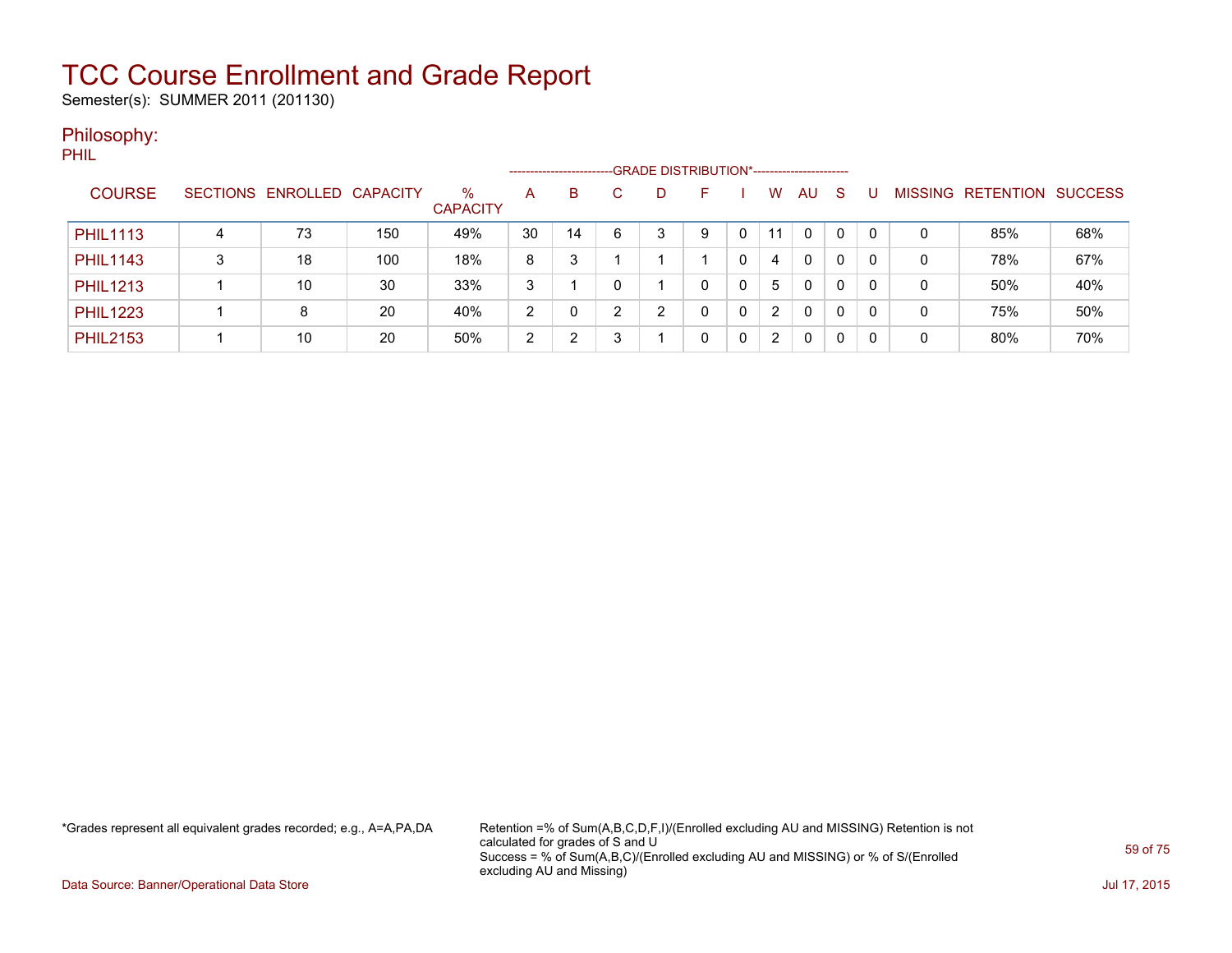# TCC Course Enrollment and Grade Report

Semester(s): SUMMER 2011 (201130)

## Philosophy:

PHIL

| COURSE | SECTIONS | ENROLLED | CAPACITY | % CAPACITY | A | B | C | D | F | I | W | AU | S | U | MISSING | RETENTION | SUCCESS |
|---|---|---|---|---|---|---|---|---|---|---|---|---|---|---|---|---|---|
| | | | | | GRADE DISTRIBUTION* | | | | | | | | | | | | |
| PHIL1113 | 4 | 73 | 150 | 49% | 30 | 14 | 6 | 3 | 9 | 0 | 11 | 0 | 0 | 0 | 0 | 85% | 68% |
| PHIL1143 | 3 | 18 | 100 | 18% | 8 | 3 | 1 | 1 | 1 | 0 | 4 | 0 | 0 | 0 | 0 | 78% | 67% |
| PHIL1213 | 1 | 10 | 30 | 33% | 3 | 1 | 0 | 1 | 0 | 0 | 5 | 0 | 0 | 0 | 0 | 50% | 40% |
| PHIL1223 | 1 | 8 | 20 | 40% | 2 | 0 | 2 | 2 | 0 | 0 | 2 | 0 | 0 | 0 | 0 | 75% | 50% |
| PHIL2153 | 1 | 10 | 20 | 50% | 2 | 2 | 3 | 1 | 0 | 0 | 2 | 0 | 0 | 0 | 0 | 80% | 70% |

*Grades represent all equivalent grades recorded; e.g., A=A,PA,DA

Retention =% of Sum(A,B,C,D,F,I)/(Enrolled excluding AU and MISSING) Retention is not calculated for grades of S and U
Success = % of Sum(A,B,C)/(Enrolled excluding AU and MISSING) or % of S/(Enrolled excluding AU and Missing)

Data Source: Banner/Operational Data Store

Jul 17, 2015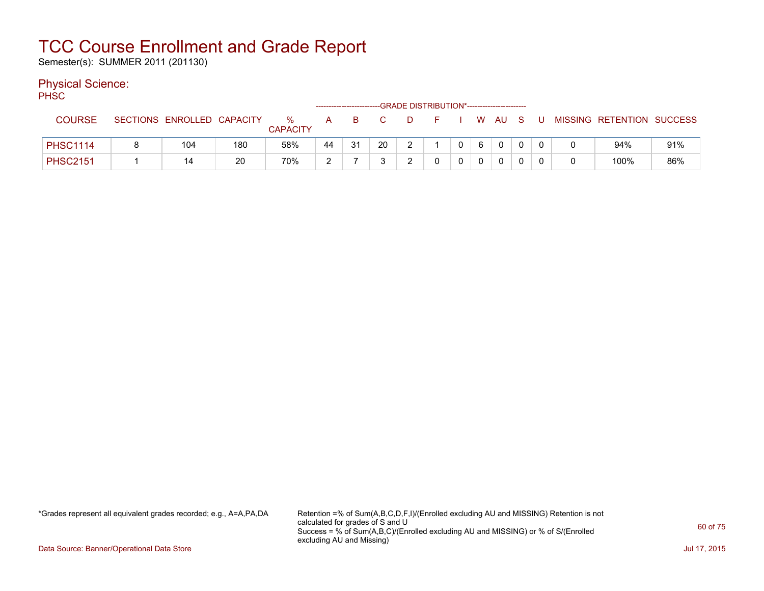# TCC Course Enrollment and Grade Report

Semester(s): SUMMER 2011 (201130)

## Physical Science:

PHSC

| COURSE | SECTIONS | ENROLLED | CAPACITY | % CAPACITY | A | B | C | D | F | I | W | AU | S | U | MISSING | RETENTION | SUCCESS |
|---|---|---|---|---|---|---|---|---|---|---|---|---|---|---|---|---|---|
| | | | | | GRADE DISTRIBUTION* | | | | | | | | | | | | |
| PHSC1114 | 8 | 104 | 180 | 58% | 44 | 31 | 20 | 2 | 1 | 0 | 6 | 0 | 0 | 0 | 0 | 94% | 91% |
| PHSC2151 | 1 | 14 | 20 | 70% | 2 | 7 | 3 | 2 | 0 | 0 | 0 | 0 | 0 | 0 | 0 | 100% | 86% |

*Grades represent all equivalent grades recorded; e.g., A=A,PA,DA

Retention =% of Sum(A,B,C,D,F,I)/(Enrolled excluding AU and MISSING) Retention is not calculated for grades of S and U
Success = % of Sum(A,B,C)/(Enrolled excluding AU and MISSING) or % of S/(Enrolled excluding AU and Missing)

Data Source: Banner/Operational Data Store

Jul 17, 2015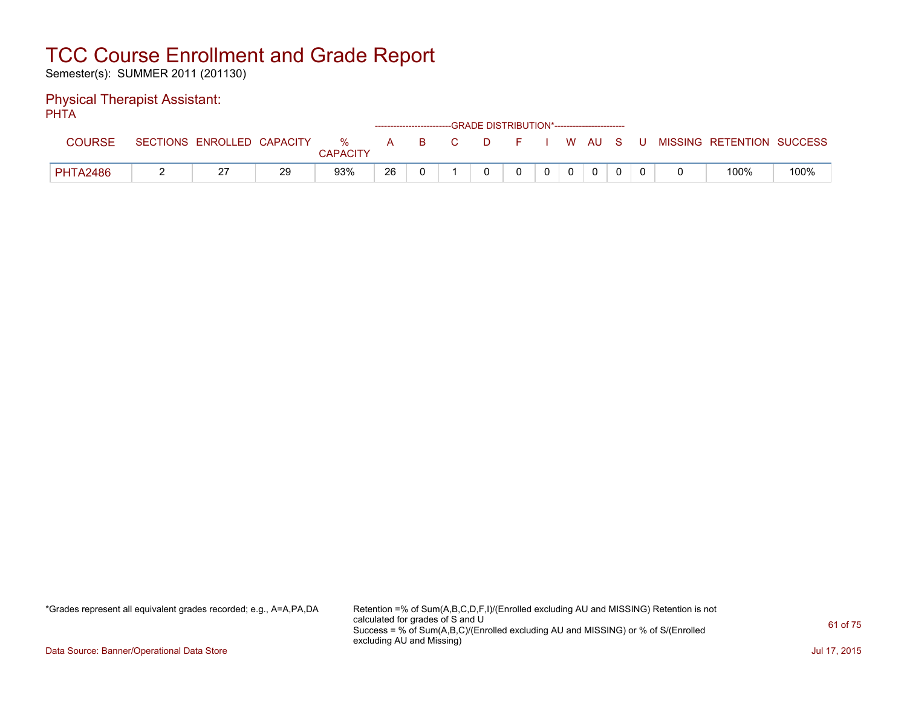# TCC Course Enrollment and Grade Report

Semester(s): SUMMER 2011 (201130)

## Physical Therapist Assistant:

PHTA

| COURSE | SECTIONS | ENROLLED | CAPACITY | % CAPACITY | A | B | C | D | F | I | W | AU | S | U | MISSING | RETENTION | SUCCESS |
|---|---|---|---|---|---|---|---|---|---|---|---|---|---|---|---|---|---|
| | | | | | GRADE DISTRIBUTION* | | | | | | | | | | | | |
| PHTA2486 | 2 | 27 | 29 | 93% | 26 | 0 | 1 | 0 | 0 | 0 | 0 | 0 | 0 | 0 | 0 | 100% | 100% |

*Grades represent all equivalent grades recorded; e.g., A=A,PA,DA

Retention =% of Sum(A,B,C,D,F,I)/(Enrolled excluding AU and MISSING) Retention is not calculated for grades of S and U
Success = % of Sum(A,B,C)/(Enrolled excluding AU and MISSING) or % of S/(Enrolled excluding AU and Missing)

Data Source: Banner/Operational Data Store

Jul 17, 2015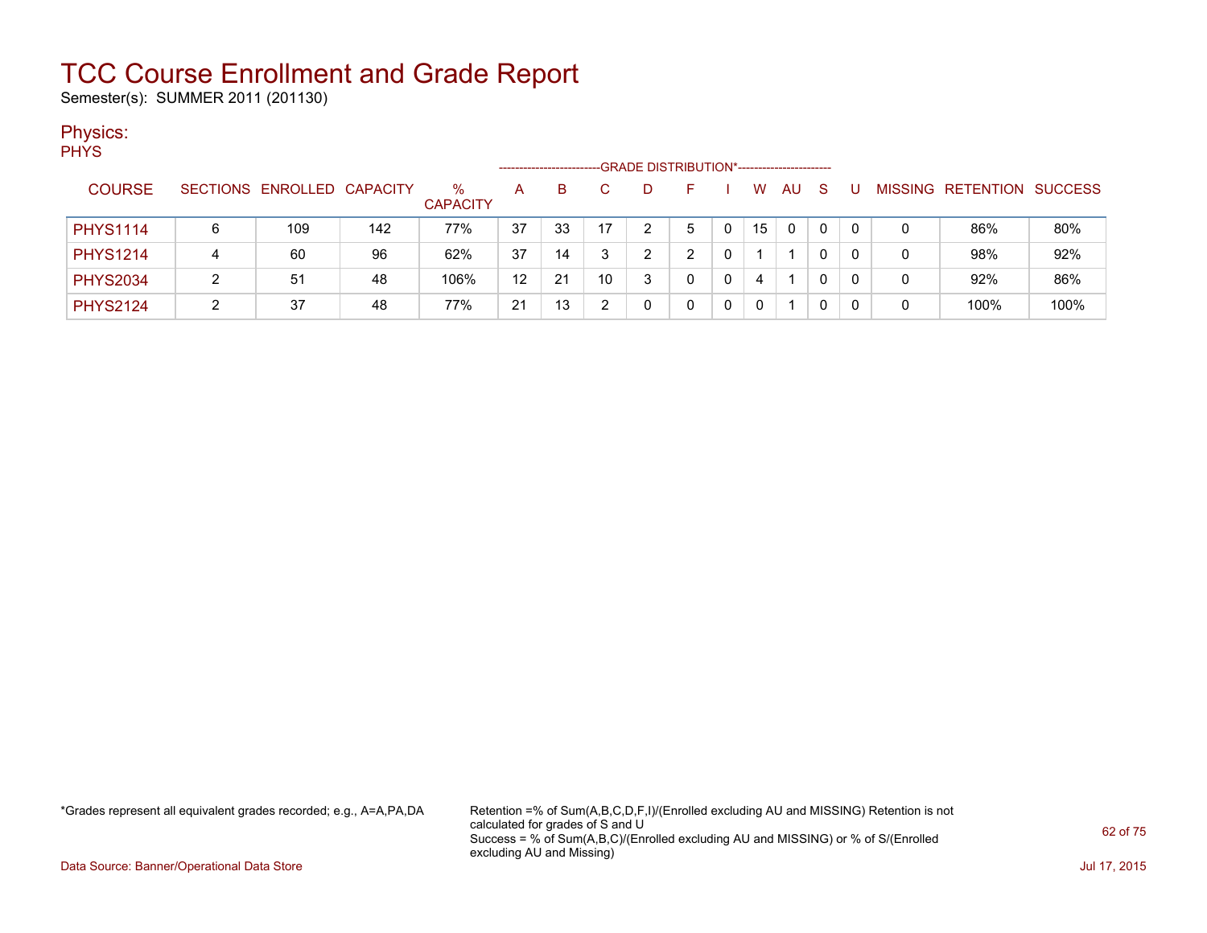# TCC Course Enrollment and Grade Report

Semester(s): SUMMER 2011 (201130)

## Physics:

PHYS

| COURSE | SECTIONS | ENROLLED | CAPACITY | % CAPACITY | A | B | C | D | F | I | W | AU | S | U | MISSING | RETENTION | SUCCESS |
|---|---|---|---|---|---|---|---|---|---|---|---|---|---|---|---|---|---|
| | | | | | GRADE DISTRIBUTION* | | | | | | | | | | | | |
| PHYS1114 | 6 | 109 | 142 | 77% | 37 | 33 | 17 | 2 | 5 | 0 | 15 | 0 | 0 | 0 | 0 | 86% | 80% |
| PHYS1214 | 4 | 60 | 96 | 62% | 37 | 14 | 3 | 2 | 2 | 0 | 1 | 1 | 0 | 0 | 0 | 98% | 92% |
| PHYS2034 | 2 | 51 | 48 | 106% | 12 | 21 | 10 | 3 | 0 | 0 | 4 | 1 | 0 | 0 | 0 | 92% | 86% |
| PHYS2124 | 2 | 37 | 48 | 77% | 21 | 13 | 2 | 0 | 0 | 0 | 0 | 1 | 0 | 0 | 0 | 100% | 100% |

*Grades represent all equivalent grades recorded; e.g., A=A,PA,DA

Retention =% of Sum(A,B,C,D,F,I)/(Enrolled excluding AU and MISSING) Retention is not calculated for grades of S and U
Success = % of Sum(A,B,C)/(Enrolled excluding AU and MISSING) or % of S/(Enrolled excluding AU and Missing)

Data Source: Banner/Operational Data Store

Jul 17, 2015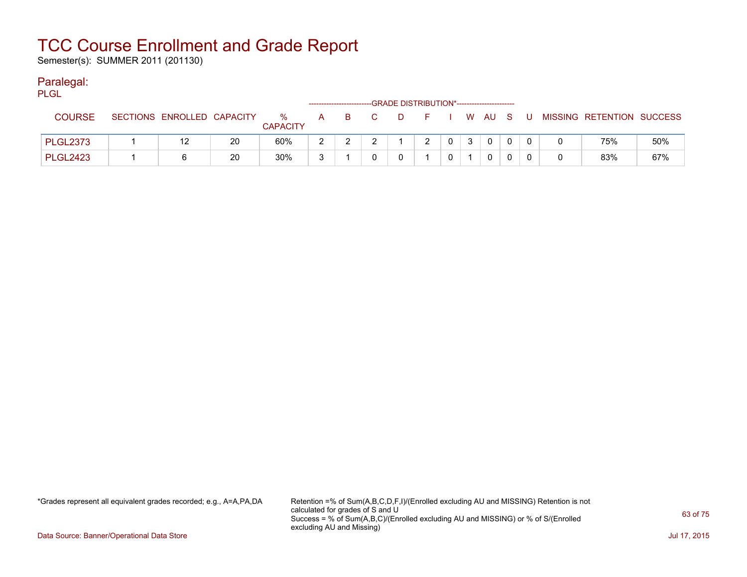# TCC Course Enrollment and Grade Report

Semester(s): SUMMER 2011 (201130)

## Paralegal:

PLGL

| COURSE | SECTIONS | ENROLLED | CAPACITY | % CAPACITY | A | B | C | D | F | I | W | AU | S | U | MISSING | RETENTION | SUCCESS |
|---|---|---|---|---|---|---|---|---|---|---|---|---|---|---|---|---|---|
| | | | | | GRADE DISTRIBUTION* | | | | | | | | | | | | |
| PLGL2373 | 1 | 12 | 20 | 60% | 2 | 2 | 2 | 1 | 2 | 0 | 3 | 0 | 0 | 0 | 0 | 75% | 50% |
| PLGL2423 | 1 | 6 | 20 | 30% | 3 | 1 | 0 | 0 | 1 | 0 | 1 | 0 | 0 | 0 | 0 | 83% | 67% |

*Grades represent all equivalent grades recorded; e.g., A=A,PA,DA

Retention =% of Sum(A,B,C,D,F,I)/(Enrolled excluding AU and MISSING) Retention is not calculated for grades of S and U
Success = % of Sum(A,B,C)/(Enrolled excluding AU and MISSING) or % of S/(Enrolled excluding AU and Missing)

Data Source: Banner/Operational Data Store

Jul 17, 2015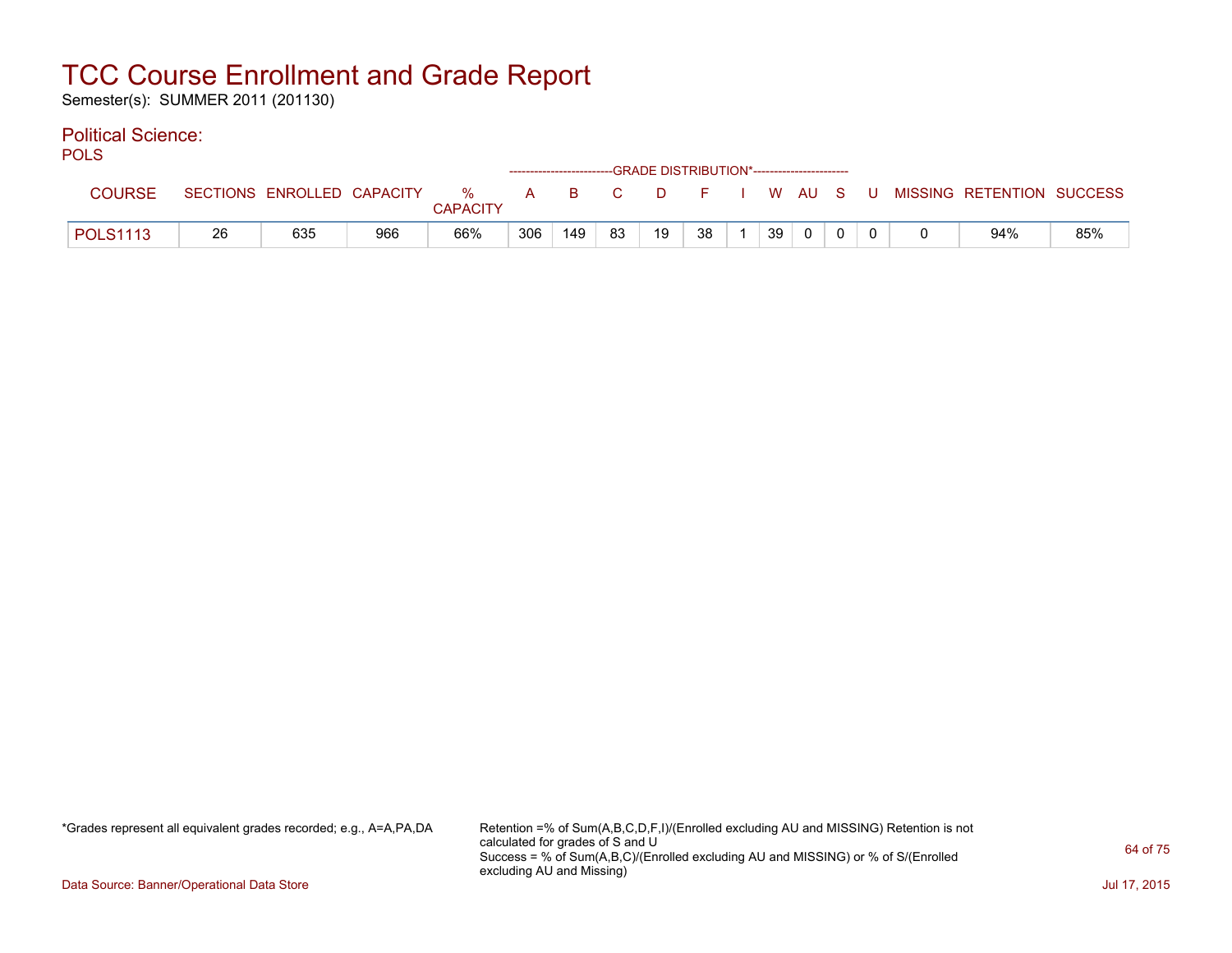# TCC Course Enrollment and Grade Report

Semester(s): SUMMER 2011 (201130)

## Political Science:

POLS

| COURSE | SECTIONS | ENROLLED | CAPACITY | % CAPACITY | GRADE DISTRIBUTION* | | | | | | | | | | MISSING | RETENTION | SUCCESS |
|---|---|---|---|---|---|---|---|---|---|---|---|---|---|---|---|---|---|
| | | | | | A | B | C | D | F | I | W | AU | S | U | | | |
| POLS1113 | 26 | 635 | 966 | 66% | 306 | 149 | 83 | 19 | 38 | 1 | 39 | 0 | 0 | 0 | 0 | 94% | 85% |

*Grades represent all equivalent grades recorded; e.g., A=A,PA,DA

Retention =% of Sum(A,B,C,D,F,I)/(Enrolled excluding AU and MISSING) Retention is not calculated for grades of S and U
Success = % of Sum(A,B,C)/(Enrolled excluding AU and MISSING) or % of S/(Enrolled excluding AU and Missing)

Data Source: Banner/Operational Data Store

Jul 17, 2015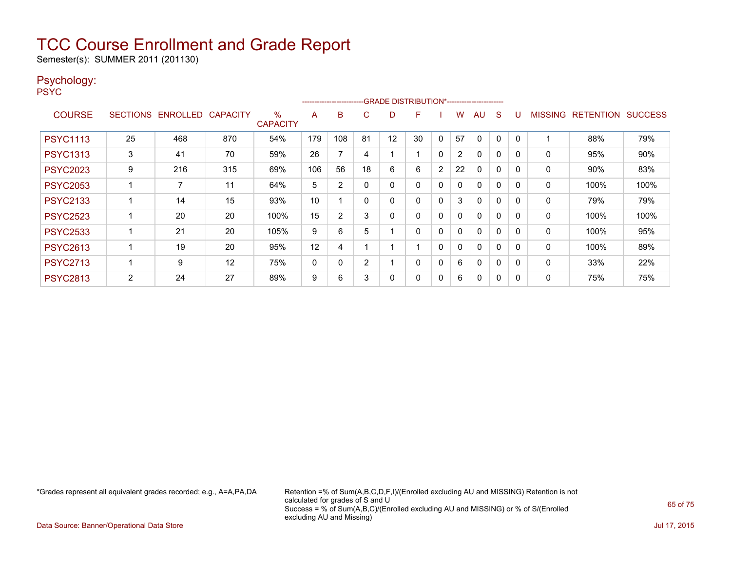# TCC Course Enrollment and Grade Report

Semester(s): SUMMER 2011 (201130)

## Psychology:

PSYC

| COURSE | SECTIONS | ENROLLED | CAPACITY | % CAPACITY | A | B | C | D | F | I | W | AU | S | U | MISSING | RETENTION | SUCCESS |
|---|---|---|---|---|---|---|---|---|---|---|---|---|---|---|---|---|---|
| | | | | | GRADE DISTRIBUTION* | | | | | | | | | | | | |
| PSYC1113 | 25 | 468 | 870 | 54% | 179 | 108 | 81 | 12 | 30 | 0 | 57 | 0 | 0 | 0 | 1 | 88% | 79% |
| PSYC1313 | 3 | 41 | 70 | 59% | 26 | 7 | 4 | 1 | 1 | 0 | 2 | 0 | 0 | 0 | 0 | 95% | 90% |
| PSYC2023 | 9 | 216 | 315 | 69% | 106 | 56 | 18 | 6 | 6 | 2 | 22 | 0 | 0 | 0 | 0 | 90% | 83% |
| PSYC2053 | 1 | 7 | 11 | 64% | 5 | 2 | 0 | 0 | 0 | 0 | 0 | 0 | 0 | 0 | 0 | 100% | 100% |
| PSYC2133 | 1 | 14 | 15 | 93% | 10 | 1 | 0 | 0 | 0 | 0 | 3 | 0 | 0 | 0 | 0 | 79% | 79% |
| PSYC2523 | 1 | 20 | 20 | 100% | 15 | 2 | 3 | 0 | 0 | 0 | 0 | 0 | 0 | 0 | 0 | 100% | 100% |
| PSYC2533 | 1 | 21 | 20 | 105% | 9 | 6 | 5 | 1 | 0 | 0 | 0 | 0 | 0 | 0 | 0 | 100% | 95% |
| PSYC2613 | 1 | 19 | 20 | 95% | 12 | 4 | 1 | 1 | 1 | 0 | 0 | 0 | 0 | 0 | 0 | 100% | 89% |
| PSYC2713 | 1 | 9 | 12 | 75% | 0 | 0 | 2 | 1 | 0 | 0 | 6 | 0 | 0 | 0 | 0 | 33% | 22% |
| PSYC2813 | 2 | 24 | 27 | 89% | 9 | 6 | 3 | 0 | 0 | 0 | 6 | 0 | 0 | 0 | 0 | 75% | 75% |

*Grades represent all equivalent grades recorded; e.g., A=A,PA,DA

Retention =% of Sum(A,B,C,D,F,I)/(Enrolled excluding AU and MISSING) Retention is not calculated for grades of S and U
Success = % of Sum(A,B,C)/(Enrolled excluding AU and MISSING) or % of S/(Enrolled excluding AU and Missing)

Data Source: Banner/Operational Data Store

Jul 17, 2015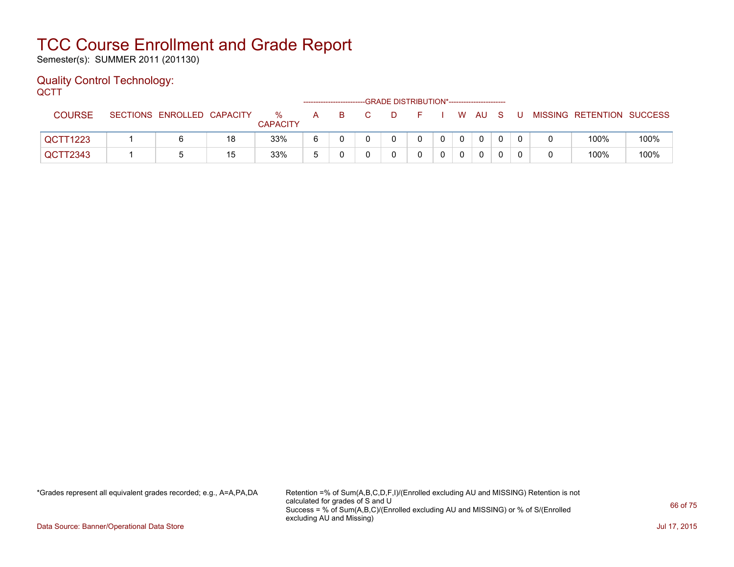# TCC Course Enrollment and Grade Report

Semester(s): SUMMER 2011 (201130)

## Quality Control Technology:

QCTT

| COURSE | SECTIONS | ENROLLED | CAPACITY | % CAPACITY | A | B | C | D | F | I | W | AU | S | U | MISSING | RETENTION | SUCCESS |
|---|---|---|---|---|---|---|---|---|---|---|---|---|---|---|---|---|---|
| | | | | | GRADE DISTRIBUTION* | | | | | | | | | | | | |
| QCTT1223 | 1 | 6 | 18 | 33% | 6 | 0 | 0 | 0 | 0 | 0 | 0 | 0 | 0 | 0 | 0 | 100% | 100% |
| QCTT2343 | 1 | 5 | 15 | 33% | 5 | 0 | 0 | 0 | 0 | 0 | 0 | 0 | 0 | 0 | 0 | 100% | 100% |

*Grades represent all equivalent grades recorded; e.g., A=A,PA,DA

Retention =% of Sum(A,B,C,D,F,I)/(Enrolled excluding AU and MISSING) Retention is not calculated for grades of S and U

Success = % of Sum(A,B,C)/(Enrolled excluding AU and MISSING) or % of S/(Enrolled excluding AU and Missing)

Data Source: Banner/Operational Data Store

Jul 17, 2015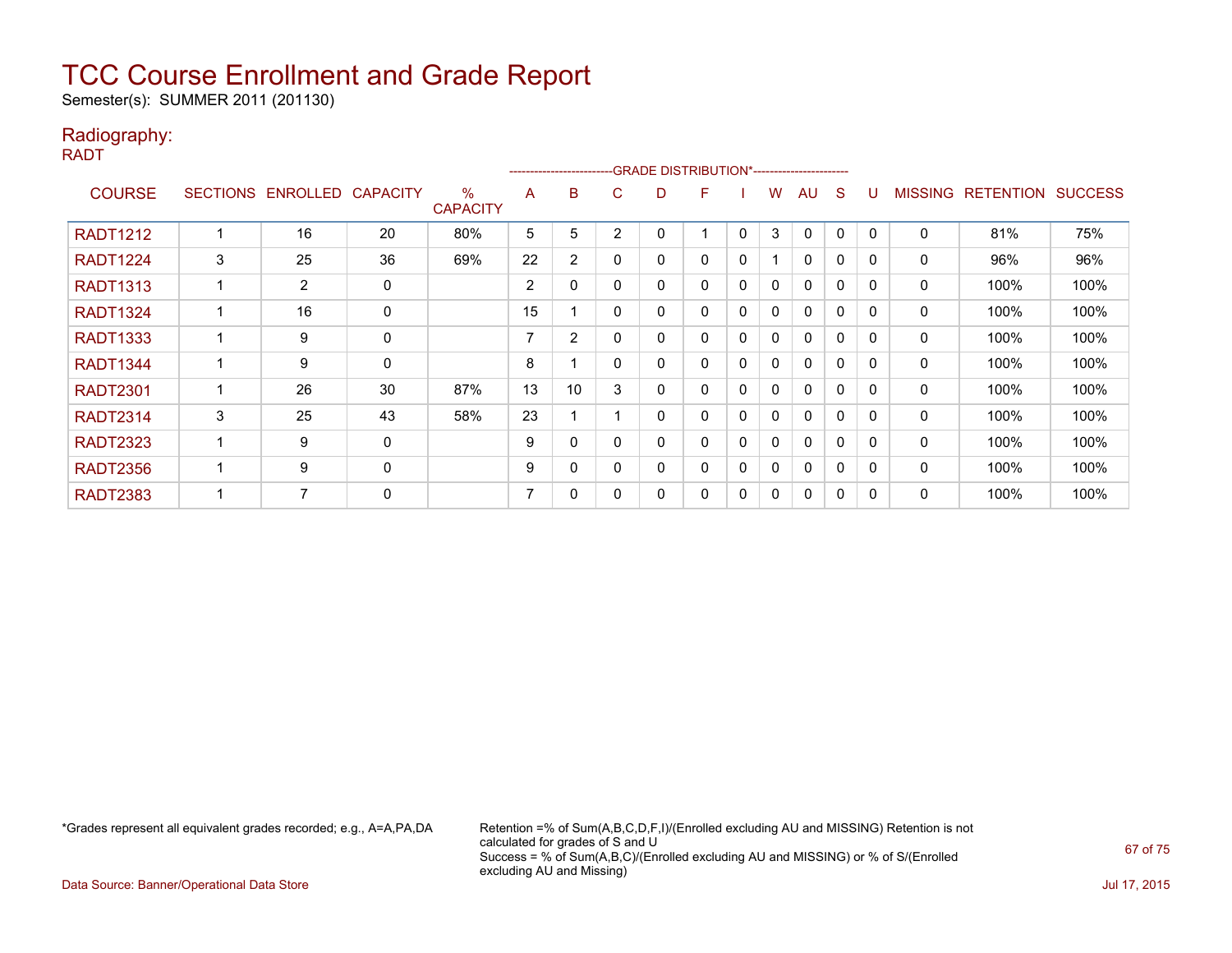# TCC Course Enrollment and Grade Report

Semester(s): SUMMER 2011 (201130)

## Radiography:

RADT

| COURSE | SECTIONS | ENROLLED | CAPACITY | % CAPACITY | A | B | C | D | F | I | W | AU | S | U | MISSING | RETENTION | SUCCESS |
|---|---|---|---|---|---|---|---|---|---|---|---|---|---|---|---|---|---|
| | | | | | GRADE DISTRIBUTION* | | | | | | | | | | | | |
| RADT1212 | 1 | 16 | 20 | 80% | 5 | 5 | 2 | 0 | 1 | 0 | 3 | 0 | 0 | 0 | 0 | 81% | 75% |
| RADT1224 | 3 | 25 | 36 | 69% | 22 | 2 | 0 | 0 | 0 | 0 | 1 | 0 | 0 | 0 | 0 | 96% | 96% |
| RADT1313 | 1 | 2 | 0 | | 2 | 0 | 0 | 0 | 0 | 0 | 0 | 0 | 0 | 0 | 0 | 100% | 100% |
| RADT1324 | 1 | 16 | 0 | | 15 | 1 | 0 | 0 | 0 | 0 | 0 | 0 | 0 | 0 | 0 | 100% | 100% |
| RADT1333 | 1 | 9 | 0 | | 7 | 2 | 0 | 0 | 0 | 0 | 0 | 0 | 0 | 0 | 0 | 100% | 100% |
| RADT1344 | 1 | 9 | 0 | | 8 | 1 | 0 | 0 | 0 | 0 | 0 | 0 | 0 | 0 | 0 | 100% | 100% |
| RADT2301 | 1 | 26 | 30 | 87% | 13 | 10 | 3 | 0 | 0 | 0 | 0 | 0 | 0 | 0 | 0 | 100% | 100% |
| RADT2314 | 3 | 25 | 43 | 58% | 23 | 1 | 1 | 0 | 0 | 0 | 0 | 0 | 0 | 0 | 0 | 100% | 100% |
| RADT2323 | 1 | 9 | 0 | | 9 | 0 | 0 | 0 | 0 | 0 | 0 | 0 | 0 | 0 | 0 | 100% | 100% |
| RADT2356 | 1 | 9 | 0 | | 9 | 0 | 0 | 0 | 0 | 0 | 0 | 0 | 0 | 0 | 0 | 100% | 100% |
| RADT2383 | 1 | 7 | 0 | | 7 | 0 | 0 | 0 | 0 | 0 | 0 | 0 | 0 | 0 | 0 | 100% | 100% |

*Grades represent all equivalent grades recorded; e.g., A=A,PA,DA

Retention =% of Sum(A,B,C,D,F,I)/(Enrolled excluding AU and MISSING) Retention is not calculated for grades of S and U
Success = % of Sum(A,B,C)/(Enrolled excluding AU and MISSING) or % of S/(Enrolled excluding AU and Missing)

Data Source: Banner/Operational Data Store

Jul 17, 2015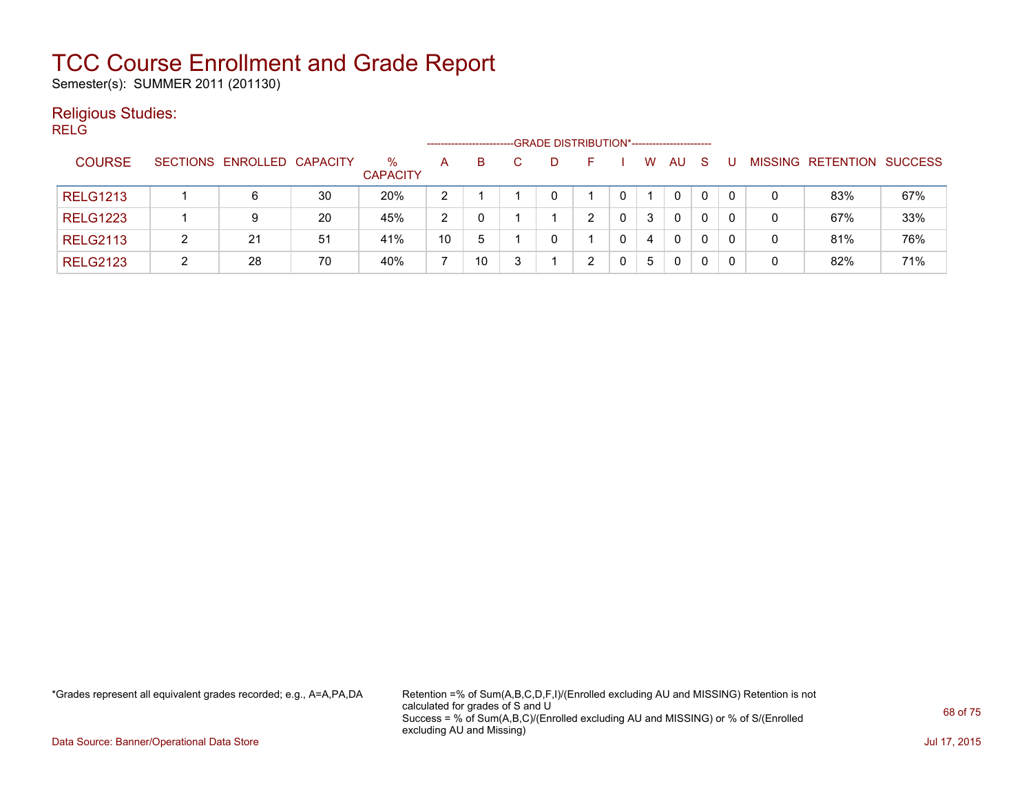# TCC Course Enrollment and Grade Report

Semester(s): SUMMER 2011 (201130)

## Religious Studies:

RELG

| COURSE | SECTIONS | ENROLLED | CAPACITY | % CAPACITY | A | B | C | D | F | I | W | AU | S | U | MISSING | RETENTION | SUCCESS |
|---|---|---|---|---|---|---|---|---|---|---|---|---|---|---|---|---|---|
| | | | | | GRADE DISTRIBUTION* | | | | | | | | | | | | |
| RELG1213 | 1 | 6 | 30 | 20% | 2 | 1 | 1 | 0 | 1 | 0 | 1 | 0 | 0 | 0 | 0 | 83% | 67% |
| RELG1223 | 1 | 9 | 20 | 45% | 2 | 0 | 1 | 1 | 2 | 0 | 3 | 0 | 0 | 0 | 0 | 67% | 33% |
| RELG2113 | 2 | 21 | 51 | 41% | 10 | 5 | 1 | 0 | 1 | 0 | 4 | 0 | 0 | 0 | 0 | 81% | 76% |
| RELG2123 | 2 | 28 | 70 | 40% | 7 | 10 | 3 | 1 | 2 | 0 | 5 | 0 | 0 | 0 | 0 | 82% | 71% |

*Grades represent all equivalent grades recorded; e.g., A=A,PA,DA

Retention =% of Sum(A,B,C,D,F,I)/(Enrolled excluding AU and MISSING) Retention is not calculated for grades of S and U
Success = % of Sum(A,B,C)/(Enrolled excluding AU and MISSING) or % of S/(Enrolled excluding AU and Missing)

Data Source: Banner/Operational Data Store

Jul 17, 2015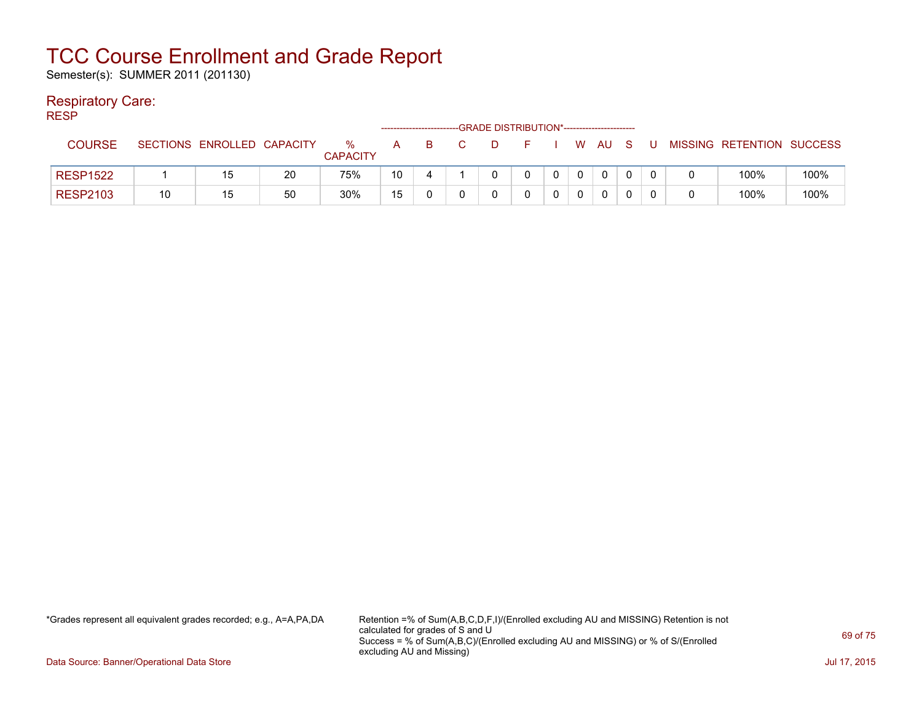# TCC Course Enrollment and Grade Report

Semester(s): SUMMER 2011 (201130)

## Respiratory Care:

RESP

| COURSE | SECTIONS | ENROLLED | CAPACITY | % CAPACITY | A | B | C | D | F | I | W | AU | S | U | MISSING | RETENTION | SUCCESS |
|---|---|---|---|---|---|---|---|---|---|---|---|---|---|---|---|---|---|
| | | | | | GRADE DISTRIBUTION* | | | | | | | | | | | | |
| RESP1522 | 1 | 15 | 20 | 75% | 10 | 4 | 1 | 0 | 0 | 0 | 0 | 0 | 0 | 0 | 0 | 100% | 100% |
| RESP2103 | 10 | 15 | 50 | 30% | 15 | 0 | 0 | 0 | 0 | 0 | 0 | 0 | 0 | 0 | 0 | 100% | 100% |

*Grades represent all equivalent grades recorded; e.g., A=A,PA,DA

Retention =% of Sum(A,B,C,D,F,I)/(Enrolled excluding AU and MISSING) Retention is not calculated for grades of S and U

Success = % of Sum(A,B,C)/(Enrolled excluding AU and MISSING) or % of S/(Enrolled excluding AU and Missing)

Data Source: Banner/Operational Data Store

Jul 17, 2015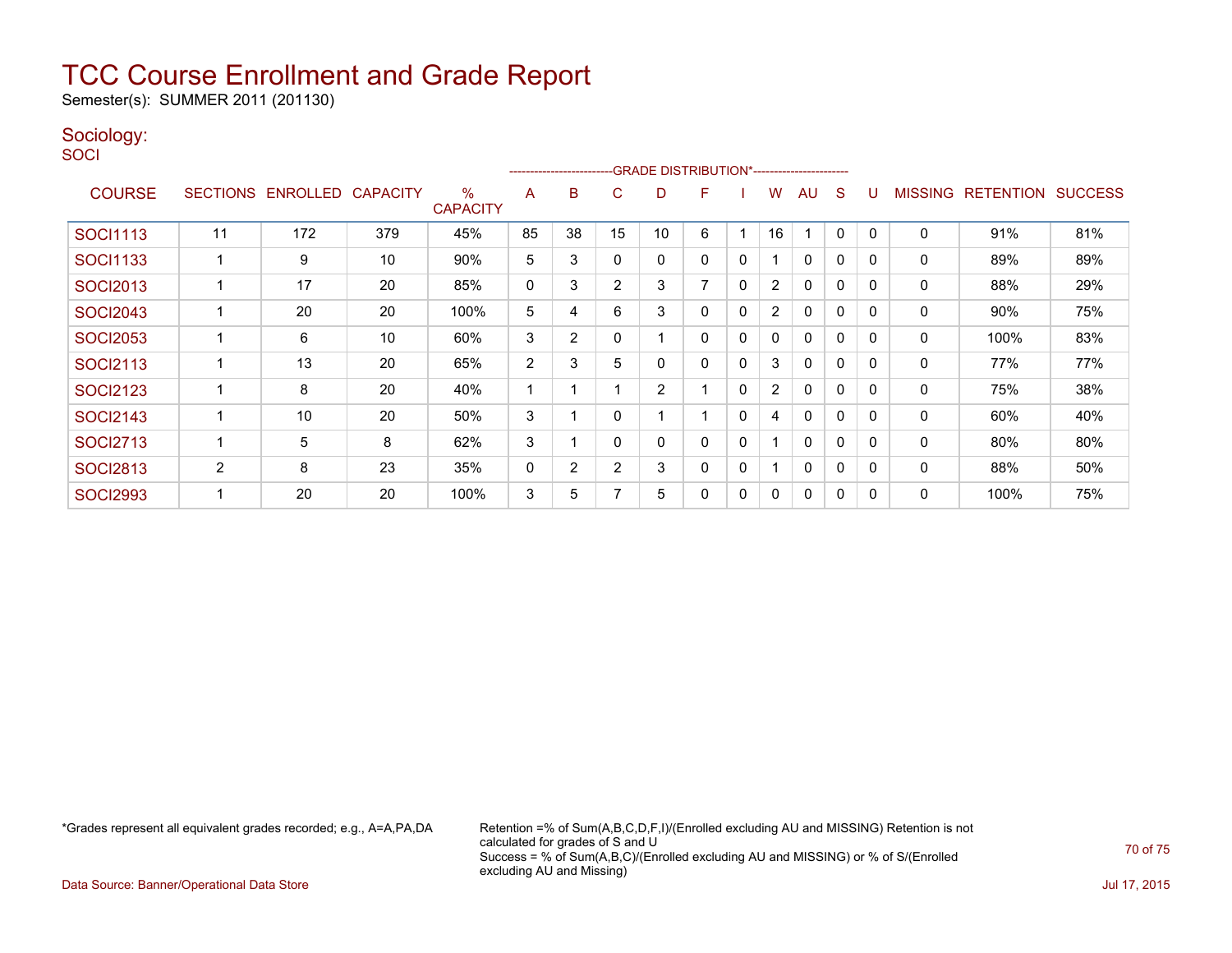# TCC Course Enrollment and Grade Report

Semester(s): SUMMER 2011 (201130)

## Sociology:

SOCI

| COURSE | SECTIONS | ENROLLED | CAPACITY | % CAPACITY | A | B | C | D | F | I | W | AU | S | U | MISSING | RETENTION | SUCCESS |
|---|---|---|---|---|---|---|---|---|---|---|---|---|---|---|---|---|---|
| | | | | | GRADE DISTRIBUTION* | | | | | | | | | | | | |
| SOCI1113 | 11 | 172 | 379 | 45% | 85 | 38 | 15 | 10 | 6 | 1 | 16 | 1 | 0 | 0 | 0 | 91% | 81% |
| SOCI1133 | 1 | 9 | 10 | 90% | 5 | 3 | 0 | 0 | 0 | 0 | 1 | 0 | 0 | 0 | 0 | 89% | 89% |
| SOCI2013 | 1 | 17 | 20 | 85% | 0 | 3 | 2 | 3 | 7 | 0 | 2 | 0 | 0 | 0 | 0 | 88% | 29% |
| SOCI2043 | 1 | 20 | 20 | 100% | 5 | 4 | 6 | 3 | 0 | 0 | 2 | 0 | 0 | 0 | 0 | 90% | 75% |
| SOCI2053 | 1 | 6 | 10 | 60% | 3 | 2 | 0 | 1 | 0 | 0 | 0 | 0 | 0 | 0 | 0 | 100% | 83% |
| SOCI2113 | 1 | 13 | 20 | 65% | 2 | 3 | 5 | 0 | 0 | 0 | 3 | 0 | 0 | 0 | 0 | 77% | 77% |
| SOCI2123 | 1 | 8 | 20 | 40% | 1 | 1 | 1 | 2 | 1 | 0 | 2 | 0 | 0 | 0 | 0 | 75% | 38% |
| SOCI2143 | 1 | 10 | 20 | 50% | 3 | 1 | 0 | 1 | 1 | 0 | 4 | 0 | 0 | 0 | 0 | 60% | 40% |
| SOCI2713 | 1 | 5 | 8 | 62% | 3 | 1 | 0 | 0 | 0 | 0 | 1 | 0 | 0 | 0 | 0 | 80% | 80% |
| SOCI2813 | 2 | 8 | 23 | 35% | 0 | 2 | 2 | 3 | 0 | 0 | 1 | 0 | 0 | 0 | 0 | 88% | 50% |
| SOCI2993 | 1 | 20 | 20 | 100% | 3 | 5 | 7 | 5 | 0 | 0 | 0 | 0 | 0 | 0 | 0 | 100% | 75% |

*Grades represent all equivalent grades recorded; e.g., A=A,PA,DA

Retention =% of Sum(A,B,C,D,F,I)/(Enrolled excluding AU and MISSING) Retention is not calculated for grades of S and U
Success = % of Sum(A,B,C)/(Enrolled excluding AU and MISSING) or % of S/(Enrolled excluding AU and Missing)

Data Source: Banner/Operational Data Store

Jul 17, 2015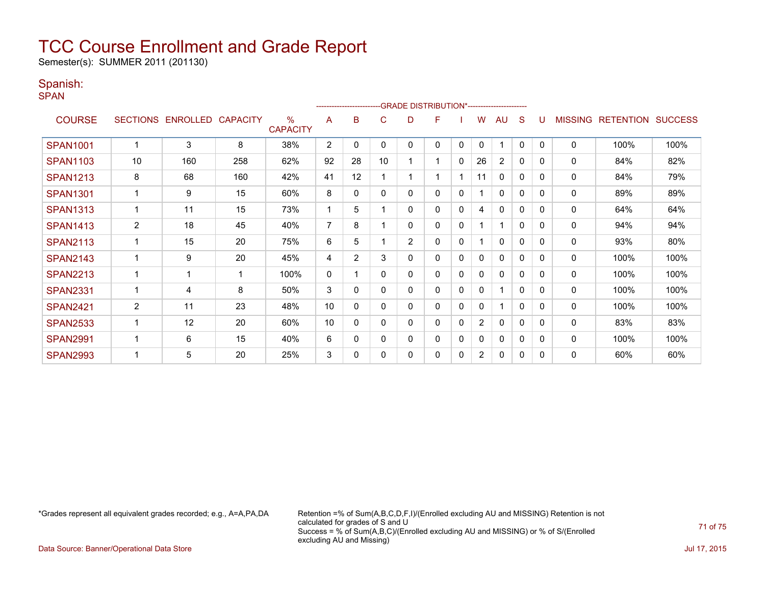# TCC Course Enrollment and Grade Report

Semester(s): SUMMER 2011 (201130)

## Spanish:

SPAN

| COURSE | SECTIONS | ENROLLED | CAPACITY | % CAPACITY | A | B | C | D | F | I | W | AU | S | U | MISSING | RETENTION | SUCCESS |
|---|---|---|---|---|---|---|---|---|---|---|---|---|---|---|---|---|---|
| | | | | | GRADE DISTRIBUTION* | | | | | | | | | | | | |
| SPAN1001 | 1 | 3 | 8 | 38% | 2 | 0 | 0 | 0 | 0 | 0 | 0 | 1 | 0 | 0 | 0 | 100% | 100% |
| SPAN1103 | 10 | 160 | 258 | 62% | 92 | 28 | 10 | 1 | 1 | 0 | 26 | 2 | 0 | 0 | 0 | 84% | 82% |
| SPAN1213 | 8 | 68 | 160 | 42% | 41 | 12 | 1 | 1 | 1 | 1 | 11 | 0 | 0 | 0 | 0 | 84% | 79% |
| SPAN1301 | 1 | 9 | 15 | 60% | 8 | 0 | 0 | 0 | 0 | 0 | 1 | 0 | 0 | 0 | 0 | 89% | 89% |
| SPAN1313 | 1 | 11 | 15 | 73% | 1 | 5 | 1 | 0 | 0 | 0 | 4 | 0 | 0 | 0 | 0 | 64% | 64% |
| SPAN1413 | 2 | 18 | 45 | 40% | 7 | 8 | 1 | 0 | 0 | 0 | 1 | 1 | 0 | 0 | 0 | 94% | 94% |
| SPAN2113 | 1 | 15 | 20 | 75% | 6 | 5 | 1 | 2 | 0 | 0 | 1 | 0 | 0 | 0 | 0 | 93% | 80% |
| SPAN2143 | 1 | 9 | 20 | 45% | 4 | 2 | 3 | 0 | 0 | 0 | 0 | 0 | 0 | 0 | 0 | 100% | 100% |
| SPAN2213 | 1 | 1 | 1 | 100% | 0 | 1 | 0 | 0 | 0 | 0 | 0 | 0 | 0 | 0 | 0 | 100% | 100% |
| SPAN2331 | 1 | 4 | 8 | 50% | 3 | 0 | 0 | 0 | 0 | 0 | 0 | 1 | 0 | 0 | 0 | 100% | 100% |
| SPAN2421 | 2 | 11 | 23 | 48% | 10 | 0 | 0 | 0 | 0 | 0 | 0 | 1 | 0 | 0 | 0 | 100% | 100% |
| SPAN2533 | 1 | 12 | 20 | 60% | 10 | 0 | 0 | 0 | 0 | 0 | 2 | 0 | 0 | 0 | 0 | 83% | 83% |
| SPAN2991 | 1 | 6 | 15 | 40% | 6 | 0 | 0 | 0 | 0 | 0 | 0 | 0 | 0 | 0 | 0 | 100% | 100% |
| SPAN2993 | 1 | 5 | 20 | 25% | 3 | 0 | 0 | 0 | 0 | 0 | 2 | 0 | 0 | 0 | 0 | 60% | 60% |

*Grades represent all equivalent grades recorded; e.g., A=A,PA,DA

Retention =% of Sum(A,B,C,D,F,I)/(Enrolled excluding AU and MISSING) Retention is not calculated for grades of S and U
Success = % of Sum(A,B,C)/(Enrolled excluding AU and MISSING) or % of S/(Enrolled excluding AU and Missing)

Data Source: Banner/Operational Data Store

Jul 17, 2015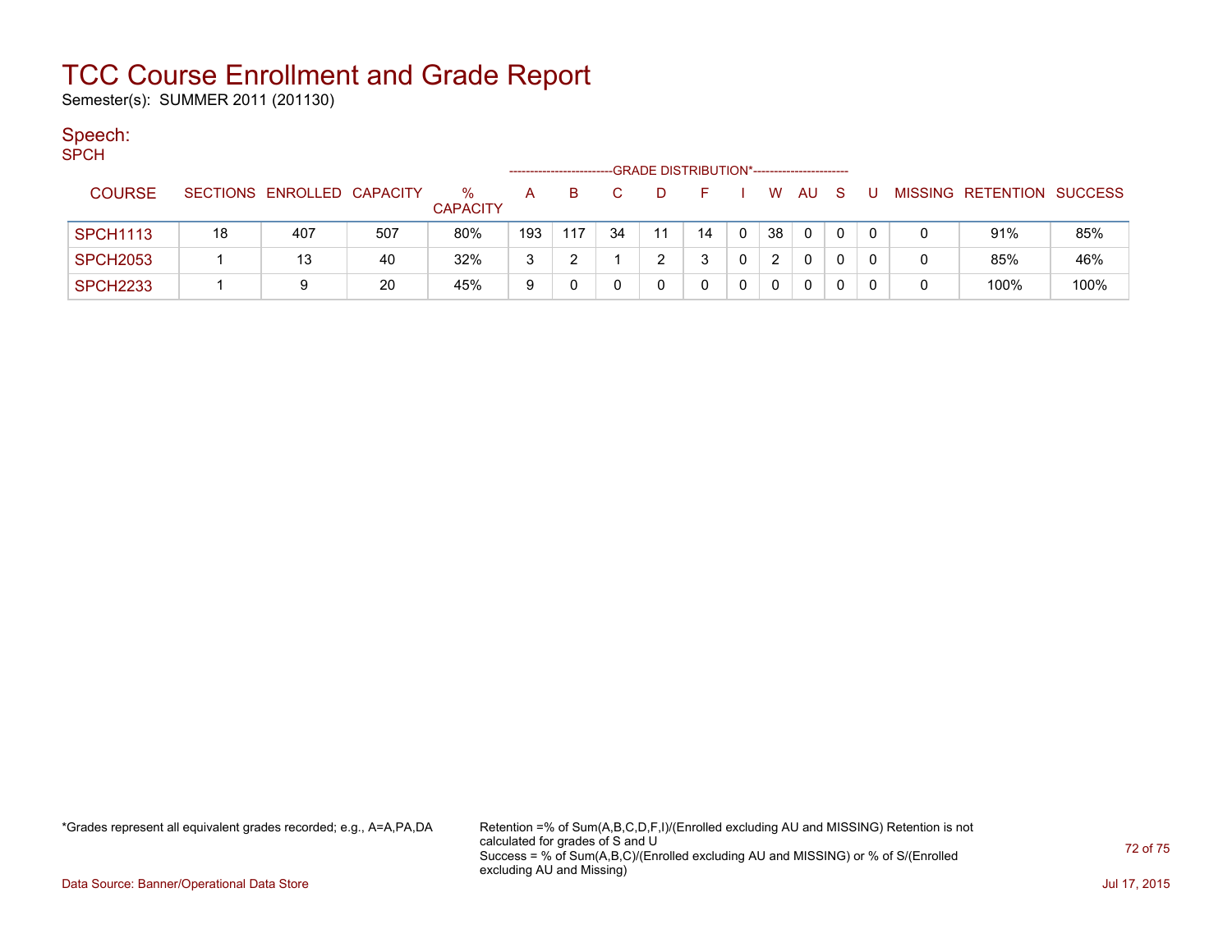# TCC Course Enrollment and Grade Report

Semester(s): SUMMER 2011 (201130)

## Speech:

### SPCH

| COURSE | SECTIONS | ENROLLED | CAPACITY | % CAPACITY | A | B | C | D | F | I | W | AU | S | U | MISSING | RETENTION | SUCCESS |
|---|---|---|---|---|---|---|---|---|---|---|---|---|---|---|---|---|---|
| | | | | | GRADE DISTRIBUTION* | | | | | | | | | | | | |
| SPCH1113 | 18 | 407 | 507 | 80% | 193 | 117 | 34 | 11 | 14 | 0 | 38 | 0 | 0 | 0 | 0 | 91% | 85% |
| SPCH2053 | 1 | 13 | 40 | 32% | 3 | 2 | 1 | 2 | 3 | 0 | 2 | 0 | 0 | 0 | 0 | 85% | 46% |
| SPCH2233 | 1 | 9 | 20 | 45% | 9 | 0 | 0 | 0 | 0 | 0 | 0 | 0 | 0 | 0 | 0 | 100% | 100% |

*Grades represent all equivalent grades recorded; e.g., A=A,PA,DA

Retention =% of Sum(A,B,C,D,F,I)/(Enrolled excluding AU and MISSING) Retention is not calculated for grades of S and U
Success = % of Sum(A,B,C)/(Enrolled excluding AU and MISSING) or % of S/(Enrolled excluding AU and Missing)

Data Source: Banner/Operational Data Store

Jul 17, 2015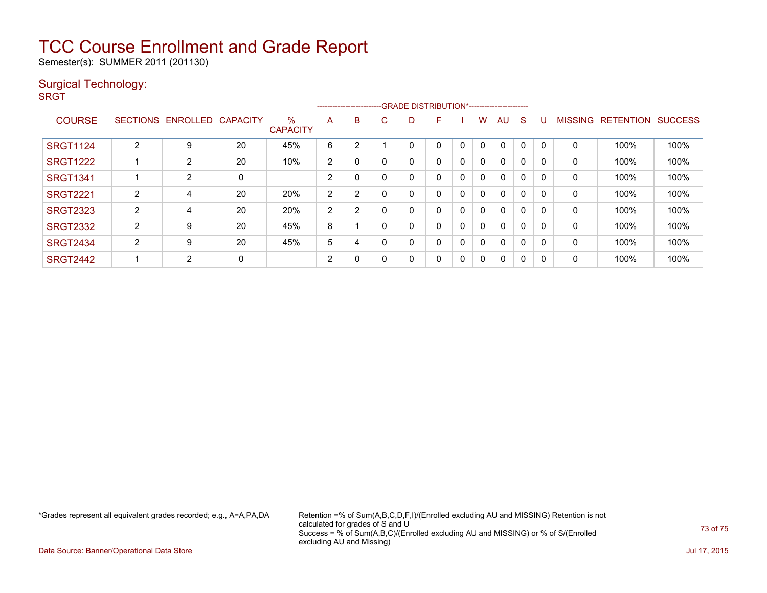# TCC Course Enrollment and Grade Report

Semester(s): SUMMER 2011 (201130)

## Surgical Technology:

SRGT

| COURSE | SECTIONS | ENROLLED | CAPACITY | % CAPACITY | A | B | C | D | F | I | W | AU | S | U | MISSING | RETENTION | SUCCESS |
|---|---|---|---|---|---|---|---|---|---|---|---|---|---|---|---|---|---|
| | | | | | GRADE DISTRIBUTION* | | | | | | | | | | | | |
| SRGT1124 | 2 | 9 | 20 | 45% | 6 | 2 | 1 | 0 | 0 | 0 | 0 | 0 | 0 | 0 | 0 | 100% | 100% |
| SRGT1222 | 1 | 2 | 20 | 10% | 2 | 0 | 0 | 0 | 0 | 0 | 0 | 0 | 0 | 0 | 0 | 100% | 100% |
| SRGT1341 | 1 | 2 | 0 | | 2 | 0 | 0 | 0 | 0 | 0 | 0 | 0 | 0 | 0 | 0 | 100% | 100% |
| SRGT2221 | 2 | 4 | 20 | 20% | 2 | 2 | 0 | 0 | 0 | 0 | 0 | 0 | 0 | 0 | 0 | 100% | 100% |
| SRGT2323 | 2 | 4 | 20 | 20% | 2 | 2 | 0 | 0 | 0 | 0 | 0 | 0 | 0 | 0 | 0 | 100% | 100% |
| SRGT2332 | 2 | 9 | 20 | 45% | 8 | 1 | 0 | 0 | 0 | 0 | 0 | 0 | 0 | 0 | 0 | 100% | 100% |
| SRGT2434 | 2 | 9 | 20 | 45% | 5 | 4 | 0 | 0 | 0 | 0 | 0 | 0 | 0 | 0 | 0 | 100% | 100% |
| SRGT2442 | 1 | 2 | 0 | | 2 | 0 | 0 | 0 | 0 | 0 | 0 | 0 | 0 | 0 | 0 | 100% | 100% |

*Grades represent all equivalent grades recorded; e.g., A=A,PA,DA

Retention =% of Sum(A,B,C,D,F,I)/(Enrolled excluding AU and MISSING) Retention is not calculated for grades of S and U
Success = % of Sum(A,B,C)/(Enrolled excluding AU and MISSING) or % of S/(Enrolled excluding AU and Missing)

Data Source: Banner/Operational Data Store

Jul 17, 2015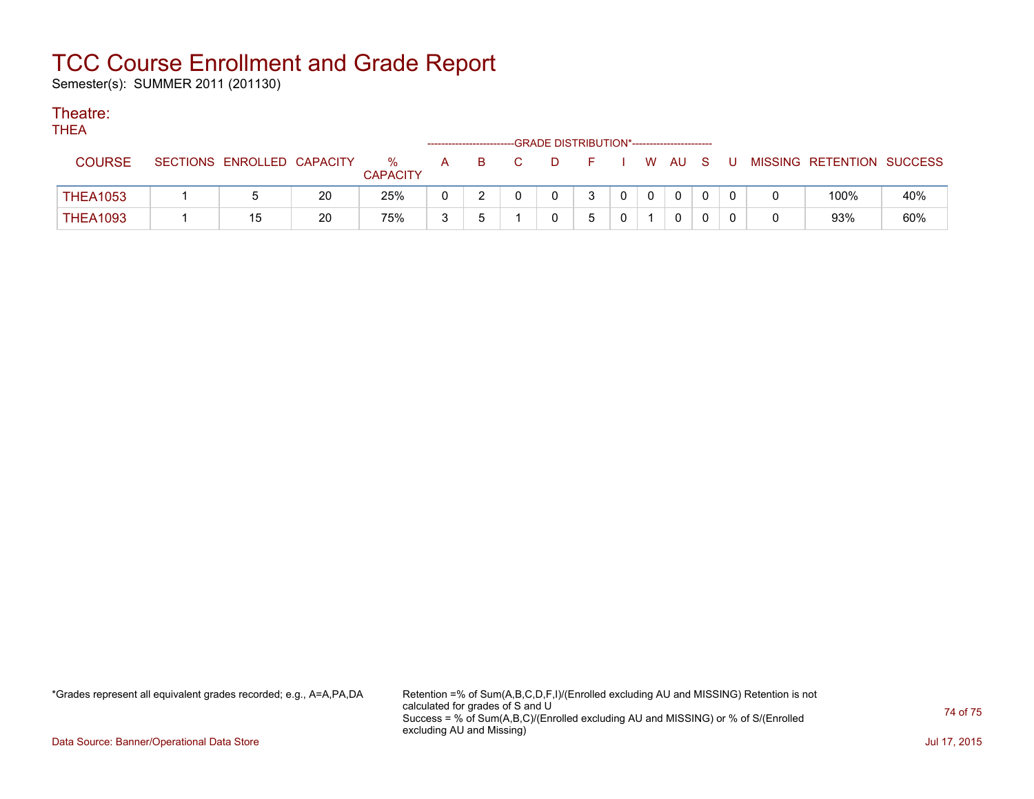# TCC Course Enrollment and Grade Report

Semester(s): SUMMER 2011 (201130)

## Theatre:

THEA

| COURSE | SECTIONS | ENROLLED | CAPACITY | % CAPACITY | A | B | C | D | F | I | W | AU | S | U | MISSING | RETENTION | SUCCESS |
|---|---|---|---|---|---|---|---|---|---|---|---|---|---|---|---|---|---|
| | | | | | GRADE DISTRIBUTION* | | | | | | | | | | | | |
| THEA1053 | 1 | 5 | 20 | 25% | 0 | 2 | 0 | 0 | 3 | 0 | 0 | 0 | 0 | 0 | 0 | 100% | 40% |
| THEA1093 | 1 | 15 | 20 | 75% | 3 | 5 | 1 | 0 | 5 | 0 | 1 | 0 | 0 | 0 | 0 | 93% | 60% |

*Grades represent all equivalent grades recorded; e.g., A=A,PA,DA

Retention =% of Sum(A,B,C,D,F,I)/(Enrolled excluding AU and MISSING) Retention is not calculated for grades of S and U
Success = % of Sum(A,B,C)/(Enrolled excluding AU and MISSING) or % of S/(Enrolled excluding AU and Missing)

Data Source: Banner/Operational Data Store

Jul 17, 2015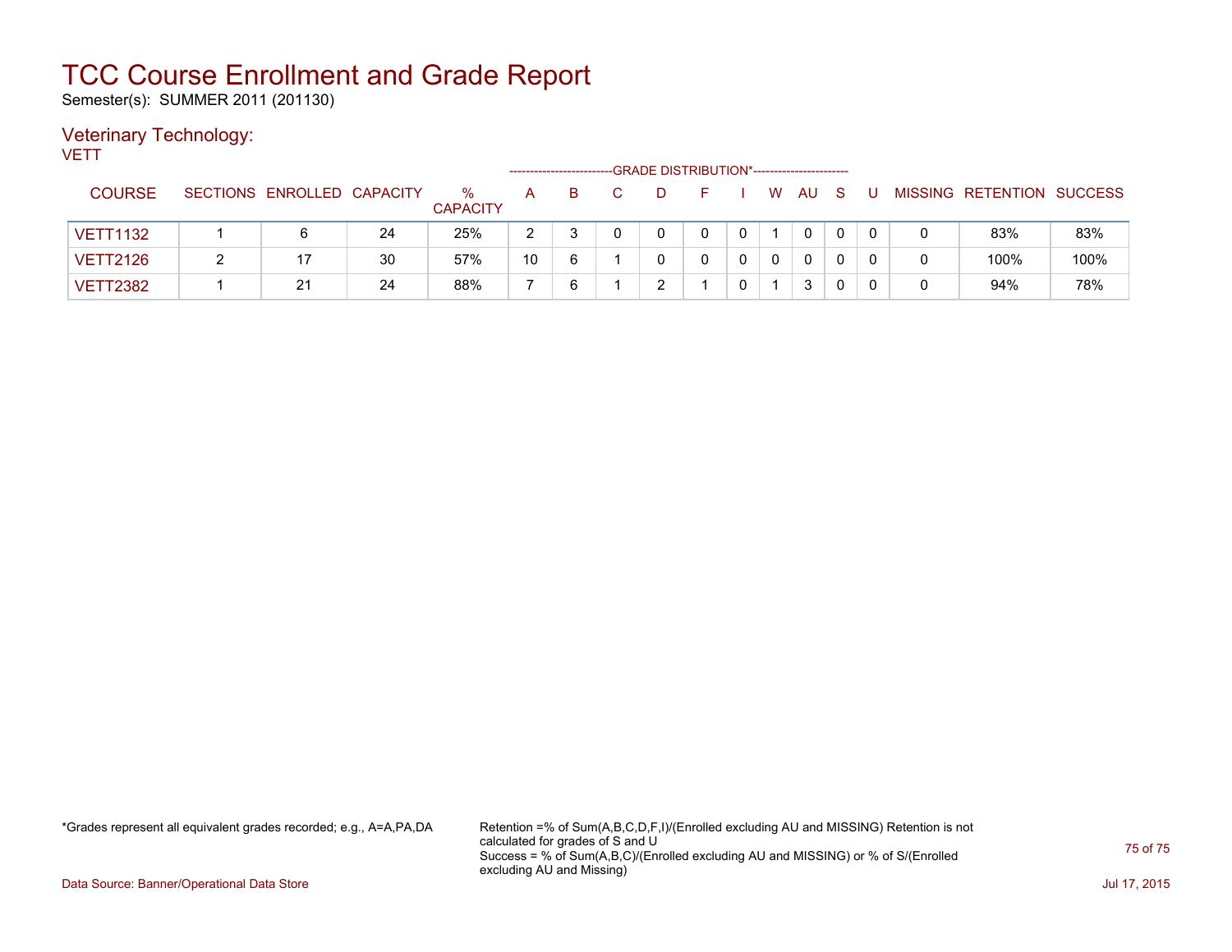# TCC Course Enrollment and Grade Report

Semester(s): SUMMER 2011 (201130)

## Veterinary Technology:

VETT

| COURSE | SECTIONS | ENROLLED | CAPACITY | % CAPACITY | GRADE DISTRIBUTION* A | B | C | D | F | I | W | AU | S | U | MISSING | RETENTION | SUCCESS |
|---|---|---|---|---|---|---|---|---|---|---|---|---|---|---|---|---|---|
| VETT1132 | 1 | 6 | 24 | 25% | 2 | 3 | 0 | 0 | 0 | 0 | 1 | 0 | 0 | 0 | 0 | 83% | 83% |
| VETT2126 | 2 | 17 | 30 | 57% | 10 | 6 | 1 | 0 | 0 | 0 | 0 | 0 | 0 | 0 | 0 | 100% | 100% |
| VETT2382 | 1 | 21 | 24 | 88% | 7 | 6 | 1 | 2 | 1 | 0 | 1 | 3 | 0 | 0 | 0 | 94% | 78% |

*Grades represent all equivalent grades recorded; e.g., A=A,PA,DA

Retention =% of Sum(A,B,C,D,F,I)/(Enrolled excluding AU and MISSING) Retention is not calculated for grades of S and U
Success = % of Sum(A,B,C)/(Enrolled excluding AU and MISSING) or % of S/(Enrolled excluding AU and Missing)

Data Source: Banner/Operational Data Store

Jul 17, 2015